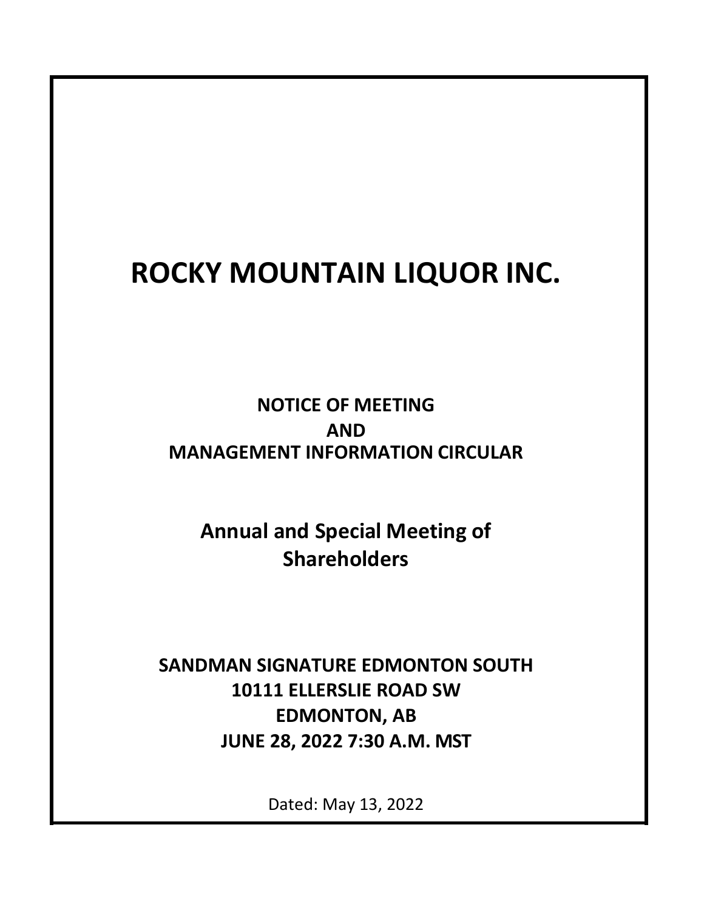# ROCKY MOUNTAIN LIQUOR INC.

**NOTICE OF MEETING**
**AND**
**MANAGEMENT INFORMATION CIRCULAR**

## Annual and Special Meeting of Shareholders

**SANDMAN SIGNATURE EDMONTON SOUTH**
**10111 ELLERSLIE ROAD SW**
**EDMONTON, AB**
**JUNE 28, 2022 7:30 A.M. MST**

Dated: May 13, 2022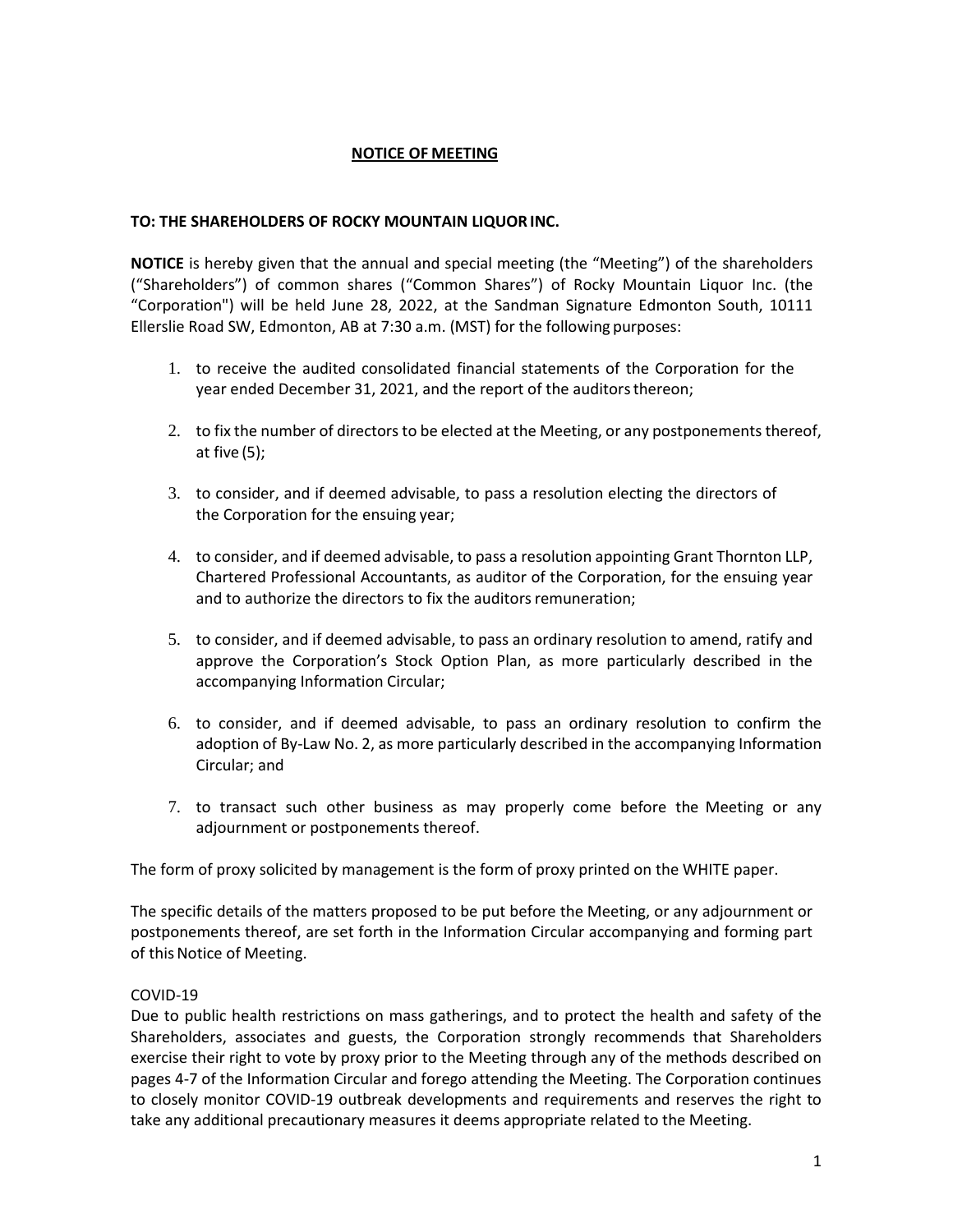# NOTICE OF MEETING

**TO: THE SHAREHOLDERS OF ROCKY MOUNTAIN LIQUOR INC.**

**NOTICE** is hereby given that the annual and special meeting (the "Meeting") of the shareholders ("Shareholders") of common shares ("Common Shares") of Rocky Mountain Liquor Inc. (the "Corporation") will be held June 28, 2022, at the Sandman Signature Edmonton South, 10111 Ellerslie Road SW, Edmonton, AB at 7:30 a.m. (MST) for the following purposes:

1. to receive the audited consolidated financial statements of the Corporation for the year ended December 31, 2021, and the report of the auditors thereon;
2. to fix the number of directors to be elected at the Meeting, or any postponements thereof, at five (5);
3. to consider, and if deemed advisable, to pass a resolution electing the directors of the Corporation for the ensuing year;
4. to consider, and if deemed advisable, to pass a resolution appointing Grant Thornton LLP, Chartered Professional Accountants, as auditor of the Corporation, for the ensuing year and to authorize the directors to fix the auditors remuneration;
5. to consider, and if deemed advisable, to pass an ordinary resolution to amend, ratify and approve the Corporation's Stock Option Plan, as more particularly described in the accompanying Information Circular;
6. to consider, and if deemed advisable, to pass an ordinary resolution to confirm the adoption of By-Law No. 2, as more particularly described in the accompanying Information Circular; and
7. to transact such other business as may properly come before the Meeting or any adjournment or postponements thereof.

The form of proxy solicited by management is the form of proxy printed on the WHITE paper.

The specific details of the matters proposed to be put before the Meeting, or any adjournment or postponements thereof, are set forth in the Information Circular accompanying and forming part of this Notice of Meeting.

COVID-19

Due to public health restrictions on mass gatherings, and to protect the health and safety of the Shareholders, associates and guests, the Corporation strongly recommends that Shareholders exercise their right to vote by proxy prior to the Meeting through any of the methods described on pages 4-7 of the Information Circular and forego attending the Meeting. The Corporation continues to closely monitor COVID-19 outbreak developments and requirements and reserves the right to take any additional precautionary measures it deems appropriate related to the Meeting.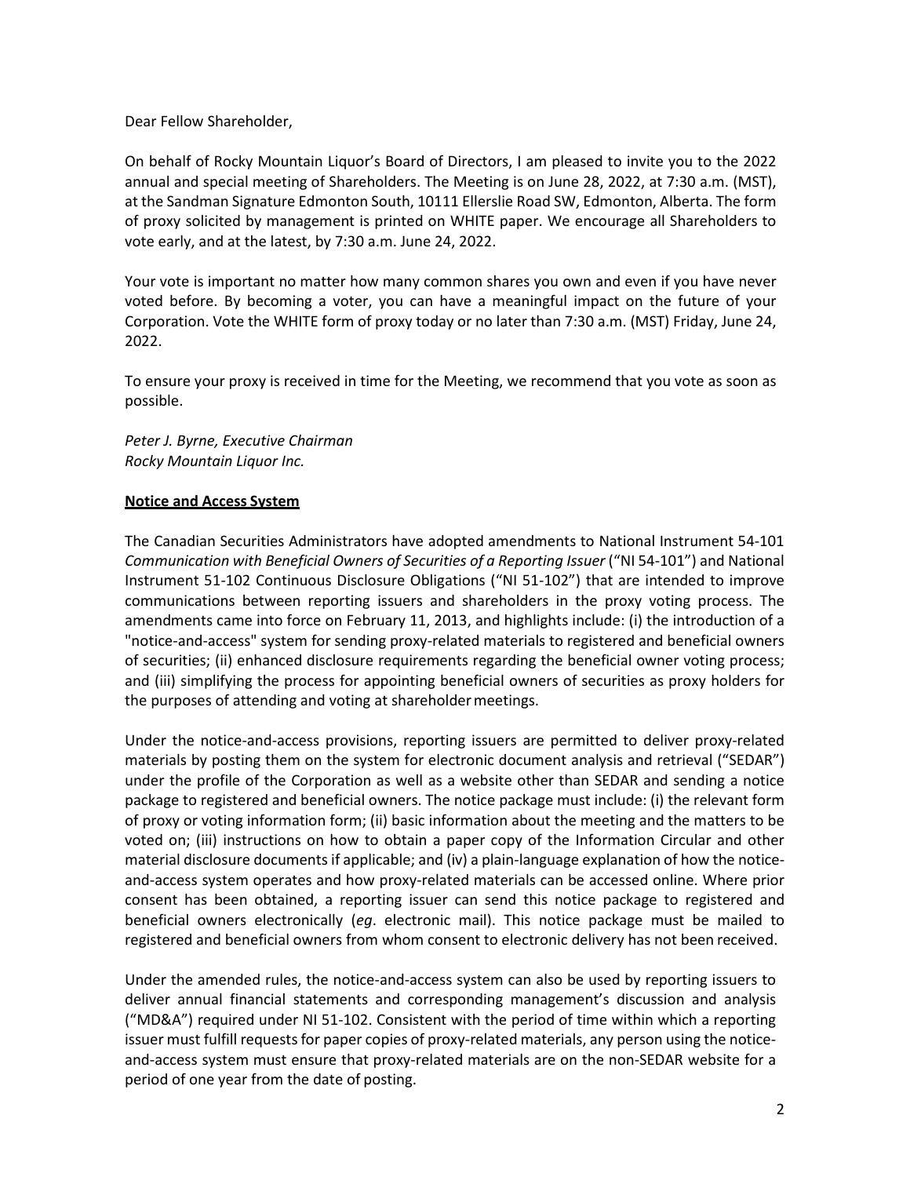Dear Fellow Shareholder,

On behalf of Rocky Mountain Liquor's Board of Directors, I am pleased to invite you to the 2022 annual and special meeting of Shareholders. The Meeting is on June 28, 2022, at 7:30 a.m. (MST), at the Sandman Signature Edmonton South, 10111 Ellerslie Road SW, Edmonton, Alberta. The form of proxy solicited by management is printed on WHITE paper. We encourage all Shareholders to vote early, and at the latest, by 7:30 a.m. June 24, 2022.

Your vote is important no matter how many common shares you own and even if you have never voted before. By becoming a voter, you can have a meaningful impact on the future of your Corporation. Vote the WHITE form of proxy today or no later than 7:30 a.m. (MST) Friday, June 24, 2022.

To ensure your proxy is received in time for the Meeting, we recommend that you vote as soon as possible.

*Peter J. Byrne, Executive Chairman*
*Rocky Mountain Liquor Inc.*

## Notice and Access System

The Canadian Securities Administrators have adopted amendments to National Instrument 54-101 *Communication with Beneficial Owners of Securities of a Reporting Issuer* ("NI 54-101") and National Instrument 51-102 Continuous Disclosure Obligations ("NI 51-102") that are intended to improve communications between reporting issuers and shareholders in the proxy voting process. The amendments came into force on February 11, 2013, and highlights include: (i) the introduction of a "notice-and-access" system for sending proxy-related materials to registered and beneficial owners of securities; (ii) enhanced disclosure requirements regarding the beneficial owner voting process; and (iii) simplifying the process for appointing beneficial owners of securities as proxy holders for the purposes of attending and voting at shareholder meetings.

Under the notice-and-access provisions, reporting issuers are permitted to deliver proxy-related materials by posting them on the system for electronic document analysis and retrieval ("SEDAR") under the profile of the Corporation as well as a website other than SEDAR and sending a notice package to registered and beneficial owners. The notice package must include: (i) the relevant form of proxy or voting information form; (ii) basic information about the meeting and the matters to be voted on; (iii) instructions on how to obtain a paper copy of the Information Circular and other material disclosure documents if applicable; and (iv) a plain-language explanation of how the notice-and-access system operates and how proxy-related materials can be accessed online. Where prior consent has been obtained, a reporting issuer can send this notice package to registered and beneficial owners electronically (*eg*. electronic mail). This notice package must be mailed to registered and beneficial owners from whom consent to electronic delivery has not been received.

Under the amended rules, the notice-and-access system can also be used by reporting issuers to deliver annual financial statements and corresponding management's discussion and analysis ("MD&A") required under NI 51-102. Consistent with the period of time within which a reporting issuer must fulfill requests for paper copies of proxy-related materials, any person using the notice-and-access system must ensure that proxy-related materials are on the non-SEDAR website for a period of one year from the date of posting.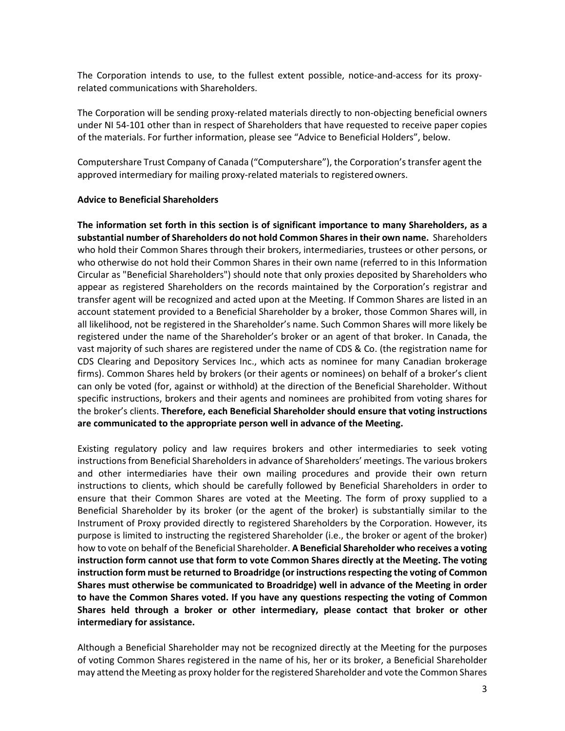The Corporation intends to use, to the fullest extent possible, notice-and-access for its proxy-related communications with Shareholders.

The Corporation will be sending proxy-related materials directly to non-objecting beneficial owners under NI 54-101 other than in respect of Shareholders that have requested to receive paper copies of the materials. For further information, please see "Advice to Beneficial Holders", below.

Computershare Trust Company of Canada ("Computershare"), the Corporation's transfer agent the approved intermediary for mailing proxy-related materials to registered owners.

**Advice to Beneficial Shareholders**

**The information set forth in this section is of significant importance to many Shareholders, as a substantial number of Shareholders do not hold Common Shares in their own name.** Shareholders who hold their Common Shares through their brokers, intermediaries, trustees or other persons, or who otherwise do not hold their Common Shares in their own name (referred to in this Information Circular as "Beneficial Shareholders") should note that only proxies deposited by Shareholders who appear as registered Shareholders on the records maintained by the Corporation's registrar and transfer agent will be recognized and acted upon at the Meeting. If Common Shares are listed in an account statement provided to a Beneficial Shareholder by a broker, those Common Shares will, in all likelihood, not be registered in the Shareholder's name. Such Common Shares will more likely be registered under the name of the Shareholder's broker or an agent of that broker. In Canada, the vast majority of such shares are registered under the name of CDS & Co. (the registration name for CDS Clearing and Depository Services Inc., which acts as nominee for many Canadian brokerage firms). Common Shares held by brokers (or their agents or nominees) on behalf of a broker's client can only be voted (for, against or withhold) at the direction of the Beneficial Shareholder. Without specific instructions, brokers and their agents and nominees are prohibited from voting shares for the broker's clients. **Therefore, each Beneficial Shareholder should ensure that voting instructions are communicated to the appropriate person well in advance of the Meeting.**

Existing regulatory policy and law requires brokers and other intermediaries to seek voting instructions from Beneficial Shareholders in advance of Shareholders' meetings. The various brokers and other intermediaries have their own mailing procedures and provide their own return instructions to clients, which should be carefully followed by Beneficial Shareholders in order to ensure that their Common Shares are voted at the Meeting. The form of proxy supplied to a Beneficial Shareholder by its broker (or the agent of the broker) is substantially similar to the Instrument of Proxy provided directly to registered Shareholders by the Corporation. However, its purpose is limited to instructing the registered Shareholder (i.e., the broker or agent of the broker) how to vote on behalf of the Beneficial Shareholder. **A Beneficial Shareholder who receives a voting instruction form cannot use that form to vote Common Shares directly at the Meeting. The voting instruction form must be returned to Broadridge (or instructions respecting the voting of Common Shares must otherwise be communicated to Broadridge) well in advance of the Meeting in order to have the Common Shares voted. If you have any questions respecting the voting of Common Shares held through a broker or other intermediary, please contact that broker or other intermediary for assistance.**

Although a Beneficial Shareholder may not be recognized directly at the Meeting for the purposes of voting Common Shares registered in the name of his, her or its broker, a Beneficial Shareholder may attend the Meeting as proxy holder for the registered Shareholder and vote the Common Shares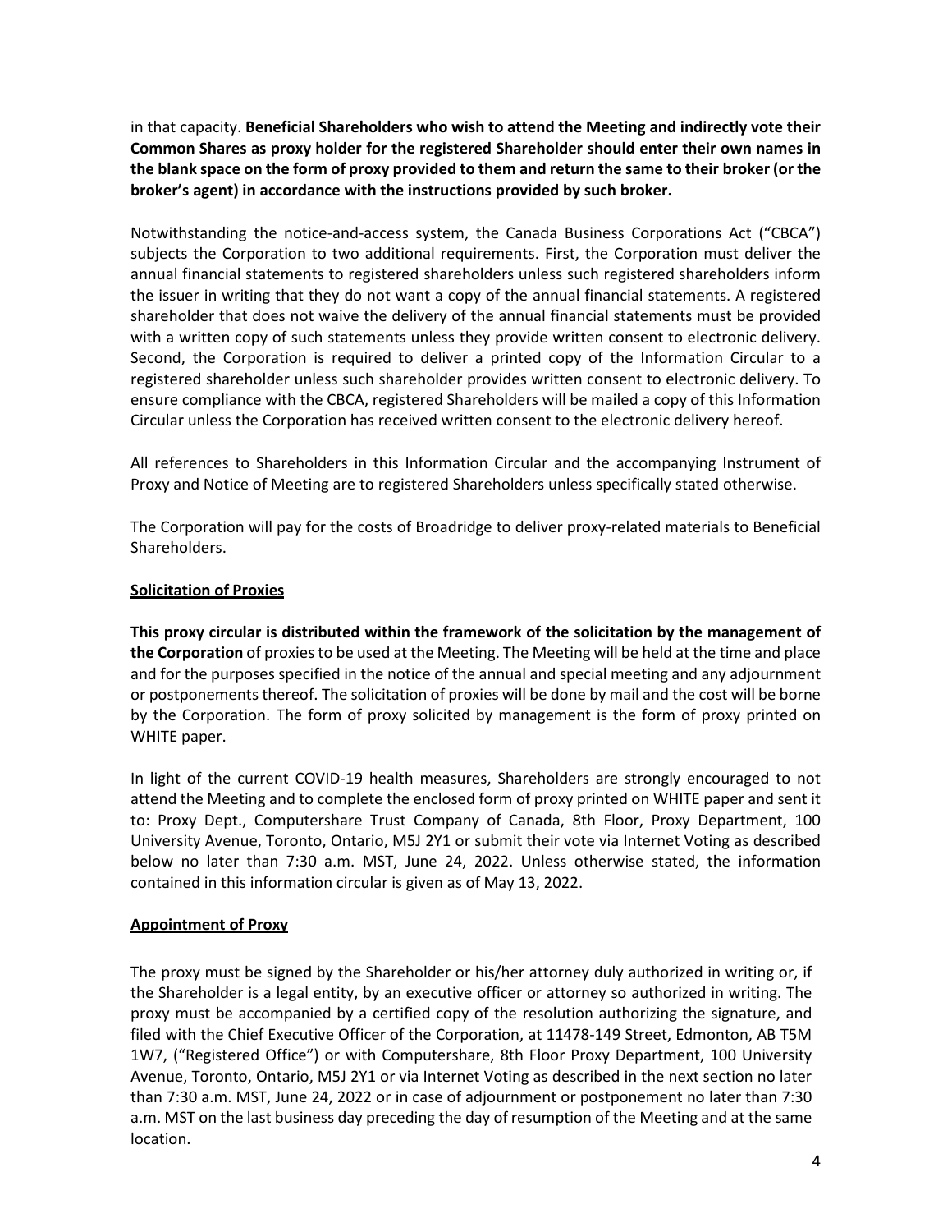in that capacity. **Beneficial Shareholders who wish to attend the Meeting and indirectly vote their Common Shares as proxy holder for the registered Shareholder should enter their own names in the blank space on the form of proxy provided to them and return the same to their broker (or the broker's agent) in accordance with the instructions provided by such broker.**

Notwithstanding the notice-and-access system, the Canada Business Corporations Act ("CBCA") subjects the Corporation to two additional requirements. First, the Corporation must deliver the annual financial statements to registered shareholders unless such registered shareholders inform the issuer in writing that they do not want a copy of the annual financial statements. A registered shareholder that does not waive the delivery of the annual financial statements must be provided with a written copy of such statements unless they provide written consent to electronic delivery. Second, the Corporation is required to deliver a printed copy of the Information Circular to a registered shareholder unless such shareholder provides written consent to electronic delivery. To ensure compliance with the CBCA, registered Shareholders will be mailed a copy of this Information Circular unless the Corporation has received written consent to the electronic delivery hereof.

All references to Shareholders in this Information Circular and the accompanying Instrument of Proxy and Notice of Meeting are to registered Shareholders unless specifically stated otherwise.

The Corporation will pay for the costs of Broadridge to deliver proxy-related materials to Beneficial Shareholders.

## Solicitation of Proxies

**This proxy circular is distributed within the framework of the solicitation by the management of the Corporation** of proxies to be used at the Meeting. The Meeting will be held at the time and place and for the purposes specified in the notice of the annual and special meeting and any adjournment or postponements thereof. The solicitation of proxies will be done by mail and the cost will be borne by the Corporation. The form of proxy solicited by management is the form of proxy printed on WHITE paper.

In light of the current COVID-19 health measures, Shareholders are strongly encouraged to not attend the Meeting and to complete the enclosed form of proxy printed on WHITE paper and sent it to: Proxy Dept., Computershare Trust Company of Canada, 8th Floor, Proxy Department, 100 University Avenue, Toronto, Ontario, M5J 2Y1 or submit their vote via Internet Voting as described below no later than 7:30 a.m. MST, June 24, 2022. Unless otherwise stated, the information contained in this information circular is given as of May 13, 2022.

## Appointment of Proxy

The proxy must be signed by the Shareholder or his/her attorney duly authorized in writing or, if the Shareholder is a legal entity, by an executive officer or attorney so authorized in writing. The proxy must be accompanied by a certified copy of the resolution authorizing the signature, and filed with the Chief Executive Officer of the Corporation, at 11478-149 Street, Edmonton, AB T5M 1W7, ("Registered Office") or with Computershare, 8th Floor Proxy Department, 100 University Avenue, Toronto, Ontario, M5J 2Y1 or via Internet Voting as described in the next section no later than 7:30 a.m. MST, June 24, 2022 or in case of adjournment or postponement no later than 7:30 a.m. MST on the last business day preceding the day of resumption of the Meeting and at the same location.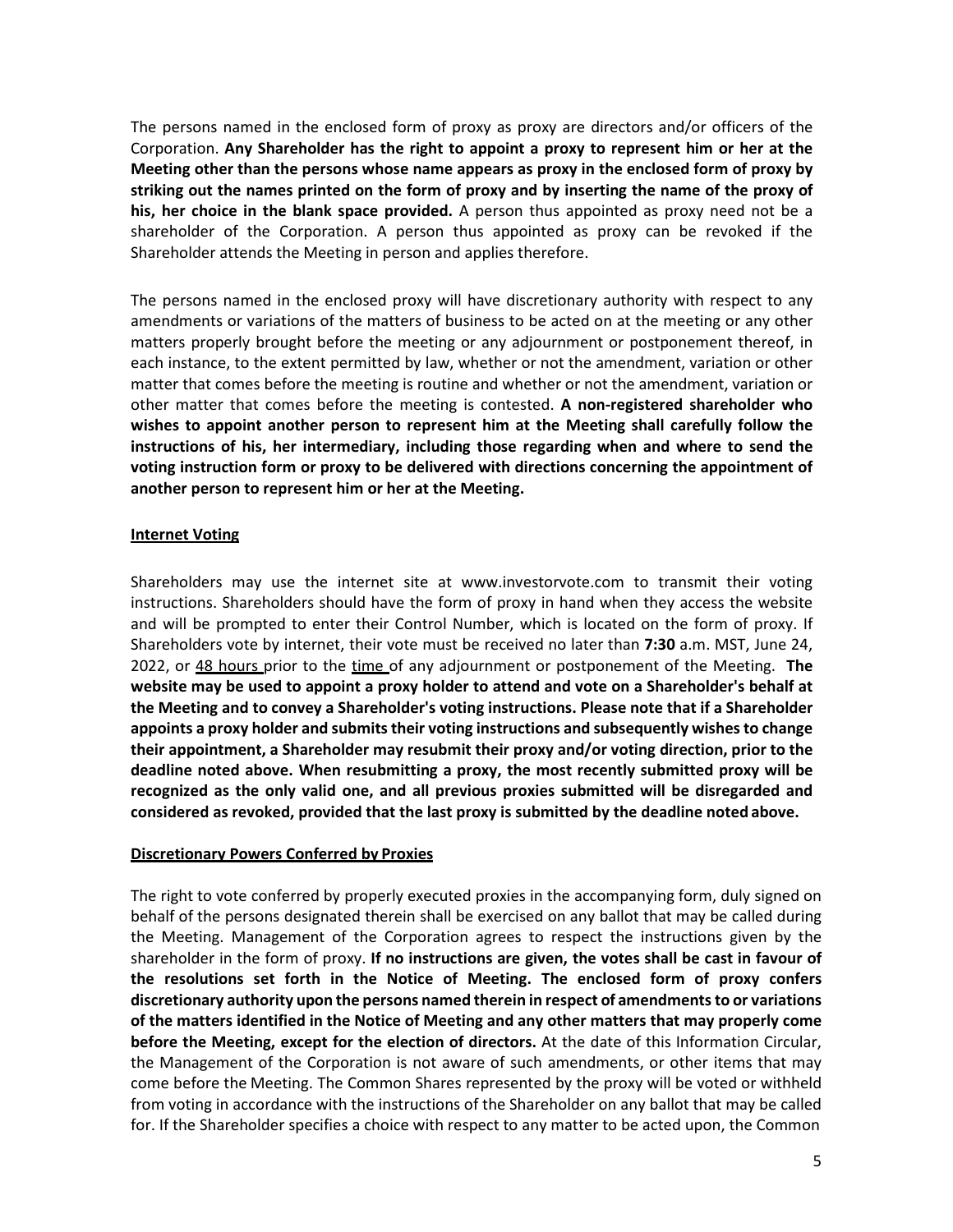The persons named in the enclosed form of proxy as proxy are directors and/or officers of the Corporation. **Any Shareholder has the right to appoint a proxy to represent him or her at the Meeting other than the persons whose name appears as proxy in the enclosed form of proxy by striking out the names printed on the form of proxy and by inserting the name of the proxy of his, her choice in the blank space provided.** A person thus appointed as proxy need not be a shareholder of the Corporation. A person thus appointed as proxy can be revoked if the Shareholder attends the Meeting in person and applies therefore.

The persons named in the enclosed proxy will have discretionary authority with respect to any amendments or variations of the matters of business to be acted on at the meeting or any other matters properly brought before the meeting or any adjournment or postponement thereof, in each instance, to the extent permitted by law, whether or not the amendment, variation or other matter that comes before the meeting is routine and whether or not the amendment, variation or other matter that comes before the meeting is contested. **A non-registered shareholder who wishes to appoint another person to represent him at the Meeting shall carefully follow the instructions of his, her intermediary, including those regarding when and where to send the voting instruction form or proxy to be delivered with directions concerning the appointment of another person to represent him or her at the Meeting.**

## Internet Voting

Shareholders may use the internet site at www.investorvote.com to transmit their voting instructions. Shareholders should have the form of proxy in hand when they access the website and will be prompted to enter their Control Number, which is located on the form of proxy. If Shareholders vote by internet, their vote must be received no later than **7:30** a.m. MST, June 24, 2022, or 48 hours prior to the time of any adjournment or postponement of the Meeting. **The website may be used to appoint a proxy holder to attend and vote on a Shareholder's behalf at the Meeting and to convey a Shareholder's voting instructions. Please note that if a Shareholder appoints a proxy holder and submits their voting instructions and subsequently wishes to change their appointment, a Shareholder may resubmit their proxy and/or voting direction, prior to the deadline noted above. When resubmitting a proxy, the most recently submitted proxy will be recognized as the only valid one, and all previous proxies submitted will be disregarded and considered as revoked, provided that the last proxy is submitted by the deadline noted above.**

## Discretionary Powers Conferred by Proxies

The right to vote conferred by properly executed proxies in the accompanying form, duly signed on behalf of the persons designated therein shall be exercised on any ballot that may be called during the Meeting. Management of the Corporation agrees to respect the instructions given by the shareholder in the form of proxy. **If no instructions are given, the votes shall be cast in favour of the resolutions set forth in the Notice of Meeting. The enclosed form of proxy confers discretionary authority upon the persons named therein in respect of amendments to or variations of the matters identified in the Notice of Meeting and any other matters that may properly come before the Meeting, except for the election of directors.** At the date of this Information Circular, the Management of the Corporation is not aware of such amendments, or other items that may come before the Meeting. The Common Shares represented by the proxy will be voted or withheld from voting in accordance with the instructions of the Shareholder on any ballot that may be called for. If the Shareholder specifies a choice with respect to any matter to be acted upon, the Common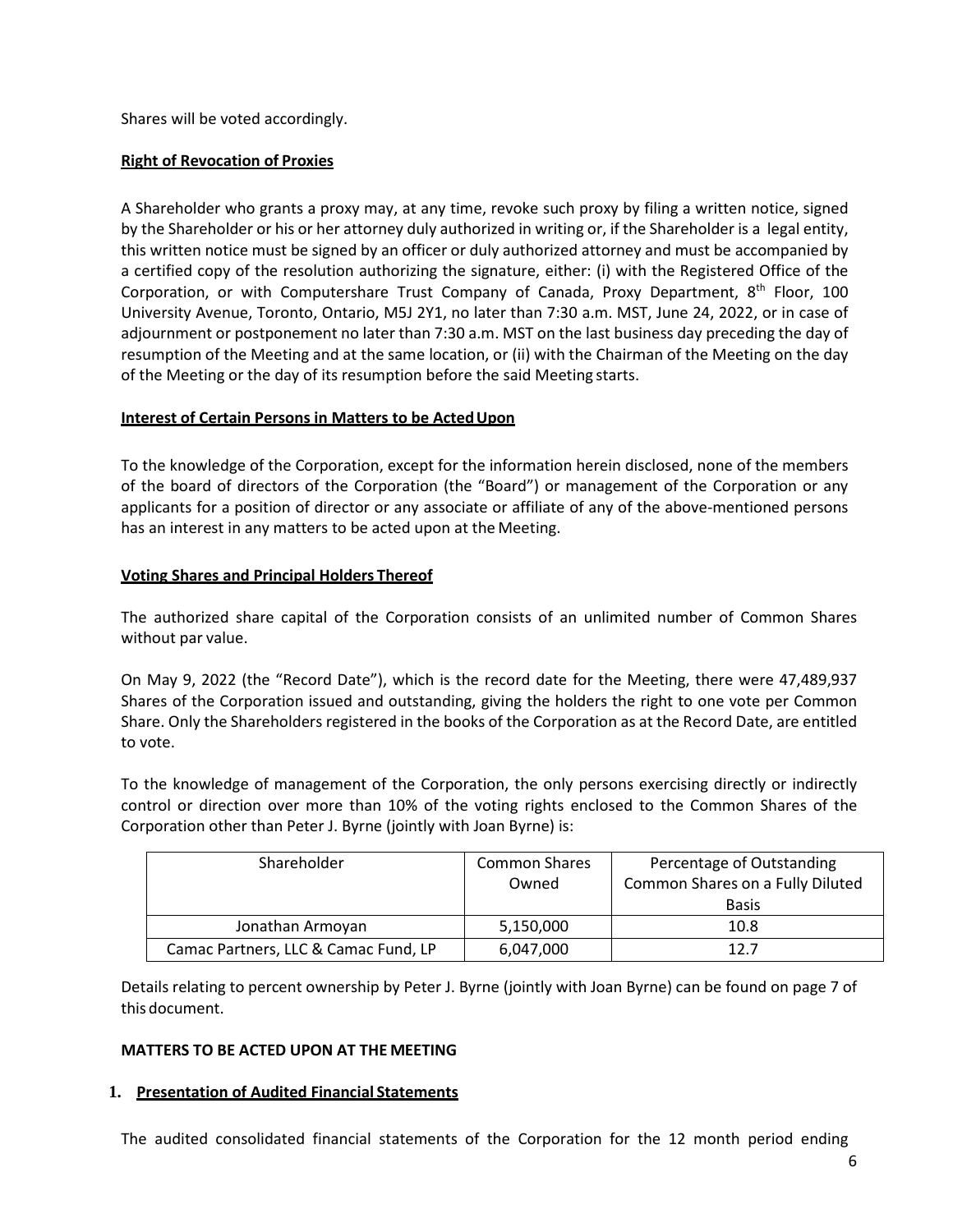Shares will be voted accordingly.

**Right of Revocation of Proxies**

A Shareholder who grants a proxy may, at any time, revoke such proxy by filing a written notice, signed by the Shareholder or his or her attorney duly authorized in writing or, if the Shareholder is a legal entity, this written notice must be signed by an officer or duly authorized attorney and must be accompanied by a certified copy of the resolution authorizing the signature, either: (i) with the Registered Office of the Corporation, or with Computershare Trust Company of Canada, Proxy Department, 8th Floor, 100 University Avenue, Toronto, Ontario, M5J 2Y1, no later than 7:30 a.m. MST, June 24, 2022, or in case of adjournment or postponement no later than 7:30 a.m. MST on the last business day preceding the day of resumption of the Meeting and at the same location, or (ii) with the Chairman of the Meeting on the day of the Meeting or the day of its resumption before the said Meeting starts.

**Interest of Certain Persons in Matters to be Acted Upon**

To the knowledge of the Corporation, except for the information herein disclosed, none of the members of the board of directors of the Corporation (the "Board") or management of the Corporation or any applicants for a position of director or any associate or affiliate of any of the above-mentioned persons has an interest in any matters to be acted upon at the Meeting.

**Voting Shares and Principal Holders Thereof**

The authorized share capital of the Corporation consists of an unlimited number of Common Shares without par value.

On May 9, 2022 (the "Record Date"), which is the record date for the Meeting, there were 47,489,937 Shares of the Corporation issued and outstanding, giving the holders the right to one vote per Common Share. Only the Shareholders registered in the books of the Corporation as at the Record Date, are entitled to vote.

To the knowledge of management of the Corporation, the only persons exercising directly or indirectly control or direction over more than 10% of the voting rights enclosed to the Common Shares of the Corporation other than Peter J. Byrne (jointly with Joan Byrne) is:

| Shareholder | Common Shares Owned | Percentage of Outstanding Common Shares on a Fully Diluted Basis |
|---|---|---|
| Jonathan Armoyan | 5,150,000 | 10.8 |
| Camac Partners, LLC & Camac Fund, LP | 6,047,000 | 12.7 |

Details relating to percent ownership by Peter J. Byrne (jointly with Joan Byrne) can be found on page 7 of this document.

**MATTERS TO BE ACTED UPON AT THE MEETING**

**1. Presentation of Audited Financial Statements**

The audited consolidated financial statements of the Corporation for the 12 month period ending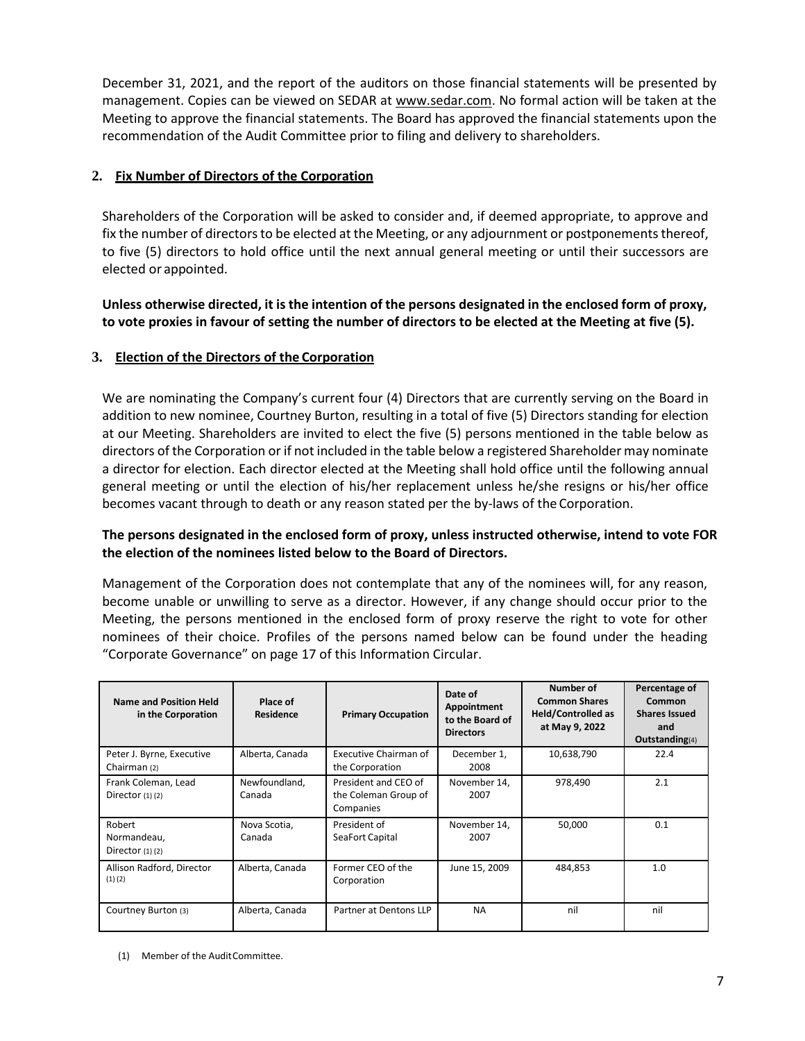December 31, 2021, and the report of the auditors on those financial statements will be presented by management. Copies can be viewed on SEDAR at www.sedar.com. No formal action will be taken at the Meeting to approve the financial statements. The Board has approved the financial statements upon the recommendation of the Audit Committee prior to filing and delivery to shareholders.

## 2. Fix Number of Directors of the Corporation

Shareholders of the Corporation will be asked to consider and, if deemed appropriate, to approve and fix the number of directors to be elected at the Meeting, or any adjournment or postponements thereof, to five (5) directors to hold office until the next annual general meeting or until their successors are elected or appointed.

**Unless otherwise directed, it is the intention of the persons designated in the enclosed form of proxy, to vote proxies in favour of setting the number of directors to be elected at the Meeting at five (5).**

## 3. Election of the Directors of the Corporation

We are nominating the Company's current four (4) Directors that are currently serving on the Board in addition to new nominee, Courtney Burton, resulting in a total of five (5) Directors standing for election at our Meeting. Shareholders are invited to elect the five (5) persons mentioned in the table below as directors of the Corporation or if not included in the table below a registered Shareholder may nominate a director for election. Each director elected at the Meeting shall hold office until the following annual general meeting or until the election of his/her replacement unless he/she resigns or his/her office becomes vacant through to death or any reason stated per the by-laws of the Corporation.

**The persons designated in the enclosed form of proxy, unless instructed otherwise, intend to vote FOR the election of the nominees listed below to the Board of Directors.**

Management of the Corporation does not contemplate that any of the nominees will, for any reason, become unable or unwilling to serve as a director. However, if any change should occur prior to the Meeting, the persons mentioned in the enclosed form of proxy reserve the right to vote for other nominees of their choice. Profiles of the persons named below can be found under the heading "Corporate Governance" on page 17 of this Information Circular.

| Name and Position Held in the Corporation | Place of Residence | Primary Occupation | Date of Appointment to the Board of Directors | Number of Common Shares Held/Controlled as at May 9, 2022 | Percentage of Common Shares Issued and Outstanding(4) |
|---|---|---|---|---|---|
| Peter J. Byrne, Executive Chairman (2) | Alberta, Canada | Executive Chairman of the Corporation | December 1, 2008 | 10,638,790 | 22.4 |
| Frank Coleman, Lead Director (1) (2) | Newfoundland, Canada | President and CEO of the Coleman Group of Companies | November 14, 2007 | 978,490 | 2.1 |
| Robert Normandeau, Director (1) (2) | Nova Scotia, Canada | President of SeaFort Capital | November 14, 2007 | 50,000 | 0.1 |
| Allison Radford, Director (1) (2) | Alberta, Canada | Former CEO of the Corporation | June 15, 2009 | 484,853 | 1.0 |
| Courtney Burton (3) | Alberta, Canada | Partner at Dentons LLP | NA | nil | nil |

(1) Member of the Audit Committee.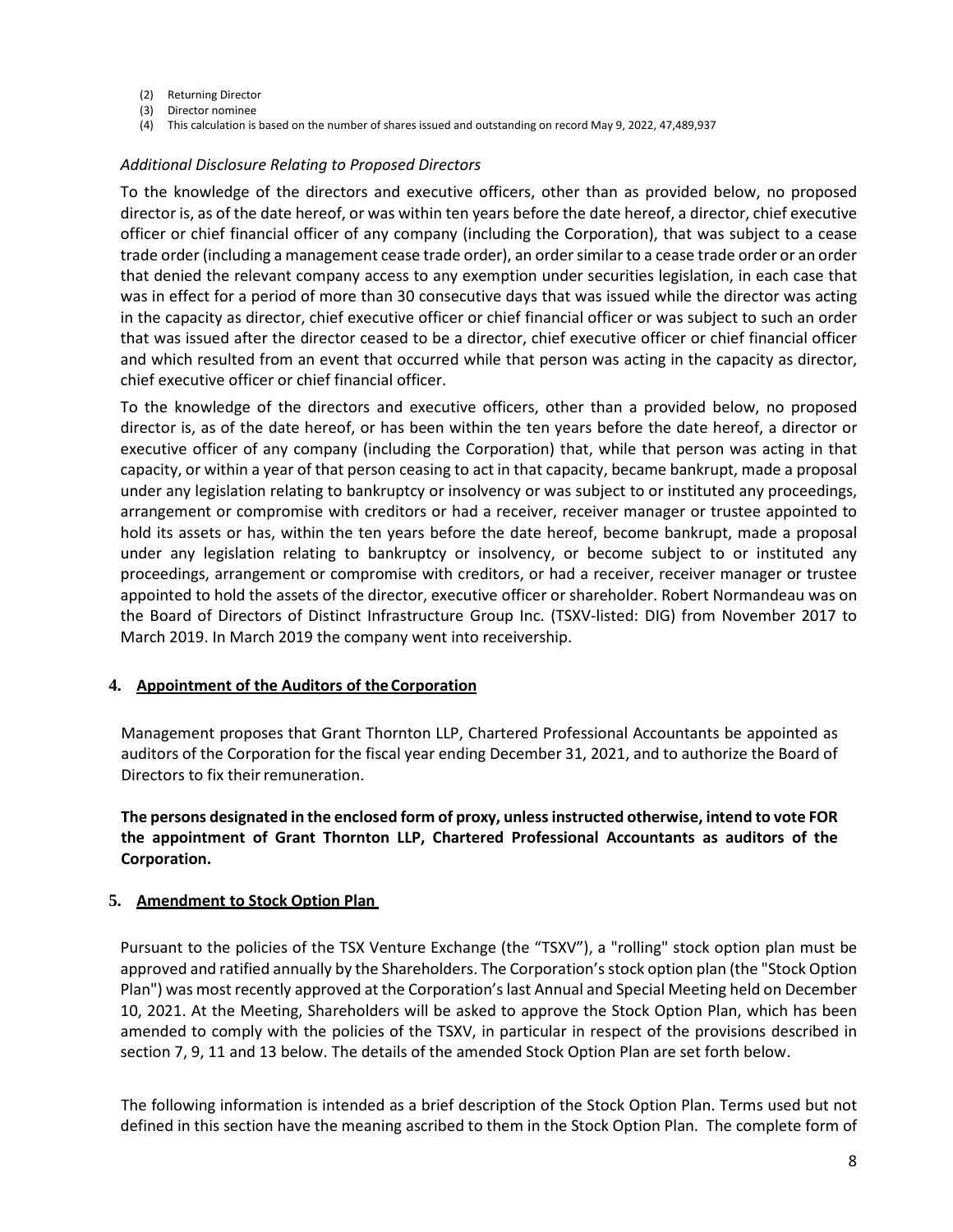(2) Returning Director
(3) Director nominee
(4) This calculation is based on the number of shares issued and outstanding on record May 9, 2022, 47,489,937

*Additional Disclosure Relating to Proposed Directors*

To the knowledge of the directors and executive officers, other than as provided below, no proposed director is, as of the date hereof, or was within ten years before the date hereof, a director, chief executive officer or chief financial officer of any company (including the Corporation), that was subject to a cease trade order (including a management cease trade order), an order similar to a cease trade order or an order that denied the relevant company access to any exemption under securities legislation, in each case that was in effect for a period of more than 30 consecutive days that was issued while the director was acting in the capacity as director, chief executive officer or chief financial officer or was subject to such an order that was issued after the director ceased to be a director, chief executive officer or chief financial officer and which resulted from an event that occurred while that person was acting in the capacity as director, chief executive officer or chief financial officer.

To the knowledge of the directors and executive officers, other than a provided below, no proposed director is, as of the date hereof, or has been within the ten years before the date hereof, a director or executive officer of any company (including the Corporation) that, while that person was acting in that capacity, or within a year of that person ceasing to act in that capacity, became bankrupt, made a proposal under any legislation relating to bankruptcy or insolvency or was subject to or instituted any proceedings, arrangement or compromise with creditors or had a receiver, receiver manager or trustee appointed to hold its assets or has, within the ten years before the date hereof, become bankrupt, made a proposal under any legislation relating to bankruptcy or insolvency, or become subject to or instituted any proceedings, arrangement or compromise with creditors, or had a receiver, receiver manager or trustee appointed to hold the assets of the director, executive officer or shareholder. Robert Normandeau was on the Board of Directors of Distinct Infrastructure Group Inc. (TSXV-listed: DIG) from November 2017 to March 2019. In March 2019 the company went into receivership.

## 4. Appointment of the Auditors of the Corporation

Management proposes that Grant Thornton LLP, Chartered Professional Accountants be appointed as auditors of the Corporation for the fiscal year ending December 31, 2021, and to authorize the Board of Directors to fix their remuneration.

**The persons designated in the enclosed form of proxy, unless instructed otherwise, intend to vote FOR the appointment of Grant Thornton LLP, Chartered Professional Accountants as auditors of the Corporation.**

## 5. Amendment to Stock Option Plan

Pursuant to the policies of the TSX Venture Exchange (the "TSXV"), a "rolling" stock option plan must be approved and ratified annually by the Shareholders. The Corporation's stock option plan (the "Stock Option Plan") was most recently approved at the Corporation's last Annual and Special Meeting held on December 10, 2021. At the Meeting, Shareholders will be asked to approve the Stock Option Plan, which has been amended to comply with the policies of the TSXV, in particular in respect of the provisions described in section 7, 9, 11 and 13 below. The details of the amended Stock Option Plan are set forth below.

The following information is intended as a brief description of the Stock Option Plan. Terms used but not defined in this section have the meaning ascribed to them in the Stock Option Plan. The complete form of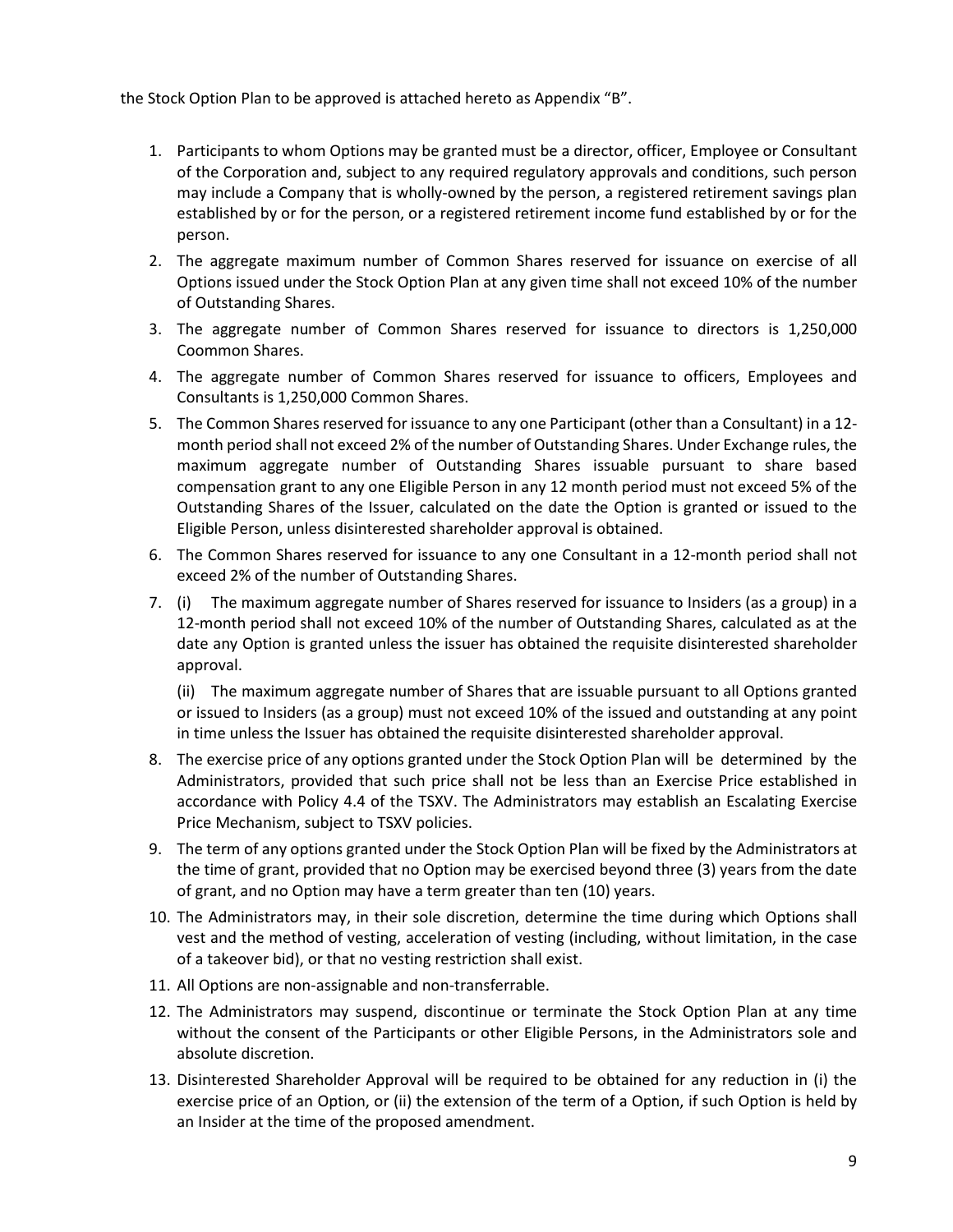the Stock Option Plan to be approved is attached hereto as Appendix "B".

1. Participants to whom Options may be granted must be a director, officer, Employee or Consultant of the Corporation and, subject to any required regulatory approvals and conditions, such person may include a Company that is wholly-owned by the person, a registered retirement savings plan established by or for the person, or a registered retirement income fund established by or for the person.
2. The aggregate maximum number of Common Shares reserved for issuance on exercise of all Options issued under the Stock Option Plan at any given time shall not exceed 10% of the number of Outstanding Shares.
3. The aggregate number of Common Shares reserved for issuance to directors is 1,250,000 Coommon Shares.
4. The aggregate number of Common Shares reserved for issuance to officers, Employees and Consultants is 1,250,000 Common Shares.
5. The Common Shares reserved for issuance to any one Participant (other than a Consultant) in a 12-month period shall not exceed 2% of the number of Outstanding Shares. Under Exchange rules, the maximum aggregate number of Outstanding Shares issuable pursuant to share based compensation grant to any one Eligible Person in any 12 month period must not exceed 5% of the Outstanding Shares of the Issuer, calculated on the date the Option is granted or issued to the Eligible Person, unless disinterested shareholder approval is obtained.
6. The Common Shares reserved for issuance to any one Consultant in a 12-month period shall not exceed 2% of the number of Outstanding Shares.
7. (i) The maximum aggregate number of Shares reserved for issuance to Insiders (as a group) in a 12-month period shall not exceed 10% of the number of Outstanding Shares, calculated as at the date any Option is granted unless the issuer has obtained the requisite disinterested shareholder approval.

   (ii) The maximum aggregate number of Shares that are issuable pursuant to all Options granted or issued to Insiders (as a group) must not exceed 10% of the issued and outstanding at any point in time unless the Issuer has obtained the requisite disinterested shareholder approval.
8. The exercise price of any options granted under the Stock Option Plan will be determined by the Administrators, provided that such price shall not be less than an Exercise Price established in accordance with Policy 4.4 of the TSXV. The Administrators may establish an Escalating Exercise Price Mechanism, subject to TSXV policies.
9. The term of any options granted under the Stock Option Plan will be fixed by the Administrators at the time of grant, provided that no Option may be exercised beyond three (3) years from the date of grant, and no Option may have a term greater than ten (10) years.
10. The Administrators may, in their sole discretion, determine the time during which Options shall vest and the method of vesting, acceleration of vesting (including, without limitation, in the case of a takeover bid), or that no vesting restriction shall exist.
11. All Options are non-assignable and non-transferrable.
12. The Administrators may suspend, discontinue or terminate the Stock Option Plan at any time without the consent of the Participants or other Eligible Persons, in the Administrators sole and absolute discretion.
13. Disinterested Shareholder Approval will be required to be obtained for any reduction in (i) the exercise price of an Option, or (ii) the extension of the term of a Option, if such Option is held by an Insider at the time of the proposed amendment.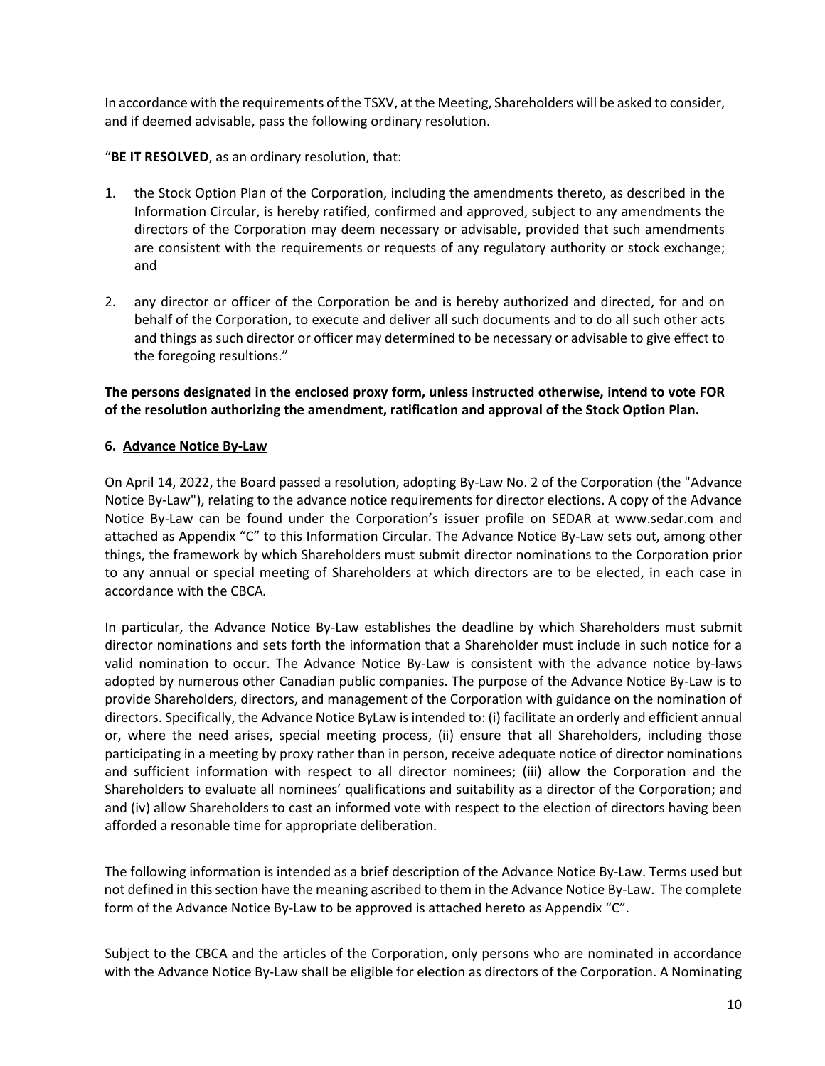In accordance with the requirements of the TSXV, at the Meeting, Shareholders will be asked to consider, and if deemed advisable, pass the following ordinary resolution.

"**BE IT RESOLVED**, as an ordinary resolution, that:

1. the Stock Option Plan of the Corporation, including the amendments thereto, as described in the Information Circular, is hereby ratified, confirmed and approved, subject to any amendments the directors of the Corporation may deem necessary or advisable, provided that such amendments are consistent with the requirements or requests of any regulatory authority or stock exchange; and

2. any director or officer of the Corporation be and is hereby authorized and directed, for and on behalf of the Corporation, to execute and deliver all such documents and to do all such other acts and things as such director or officer may determined to be necessary or advisable to give effect to the foregoing resultions."

**The persons designated in the enclosed proxy form, unless instructed otherwise, intend to vote FOR of the resolution authorizing the amendment, ratification and approval of the Stock Option Plan.**

### 6. Advance Notice By-Law

On April 14, 2022, the Board passed a resolution, adopting By-Law No. 2 of the Corporation (the "Advance Notice By-Law"), relating to the advance notice requirements for director elections. A copy of the Advance Notice By-Law can be found under the Corporation's issuer profile on SEDAR at www.sedar.com and attached as Appendix "C" to this Information Circular. The Advance Notice By-Law sets out, among other things, the framework by which Shareholders must submit director nominations to the Corporation prior to any annual or special meeting of Shareholders at which directors are to be elected, in each case in accordance with the CBCA.

In particular, the Advance Notice By-Law establishes the deadline by which Shareholders must submit director nominations and sets forth the information that a Shareholder must include in such notice for a valid nomination to occur. The Advance Notice By-Law is consistent with the advance notice by-laws adopted by numerous other Canadian public companies. The purpose of the Advance Notice By-Law is to provide Shareholders, directors, and management of the Corporation with guidance on the nomination of directors. Specifically, the Advance Notice ByLaw is intended to: (i) facilitate an orderly and efficient annual or, where the need arises, special meeting process, (ii) ensure that all Shareholders, including those participating in a meeting by proxy rather than in person, receive adequate notice of director nominations and sufficient information with respect to all director nominees; (iii) allow the Corporation and the Shareholders to evaluate all nominees' qualifications and suitability as a director of the Corporation; and and (iv) allow Shareholders to cast an informed vote with respect to the election of directors having been afforded a resonable time for appropriate deliberation.

The following information is intended as a brief description of the Advance Notice By-Law. Terms used but not defined in this section have the meaning ascribed to them in the Advance Notice By-Law. The complete form of the Advance Notice By-Law to be approved is attached hereto as Appendix "C".

Subject to the CBCA and the articles of the Corporation, only persons who are nominated in accordance with the Advance Notice By-Law shall be eligible for election as directors of the Corporation. A Nominating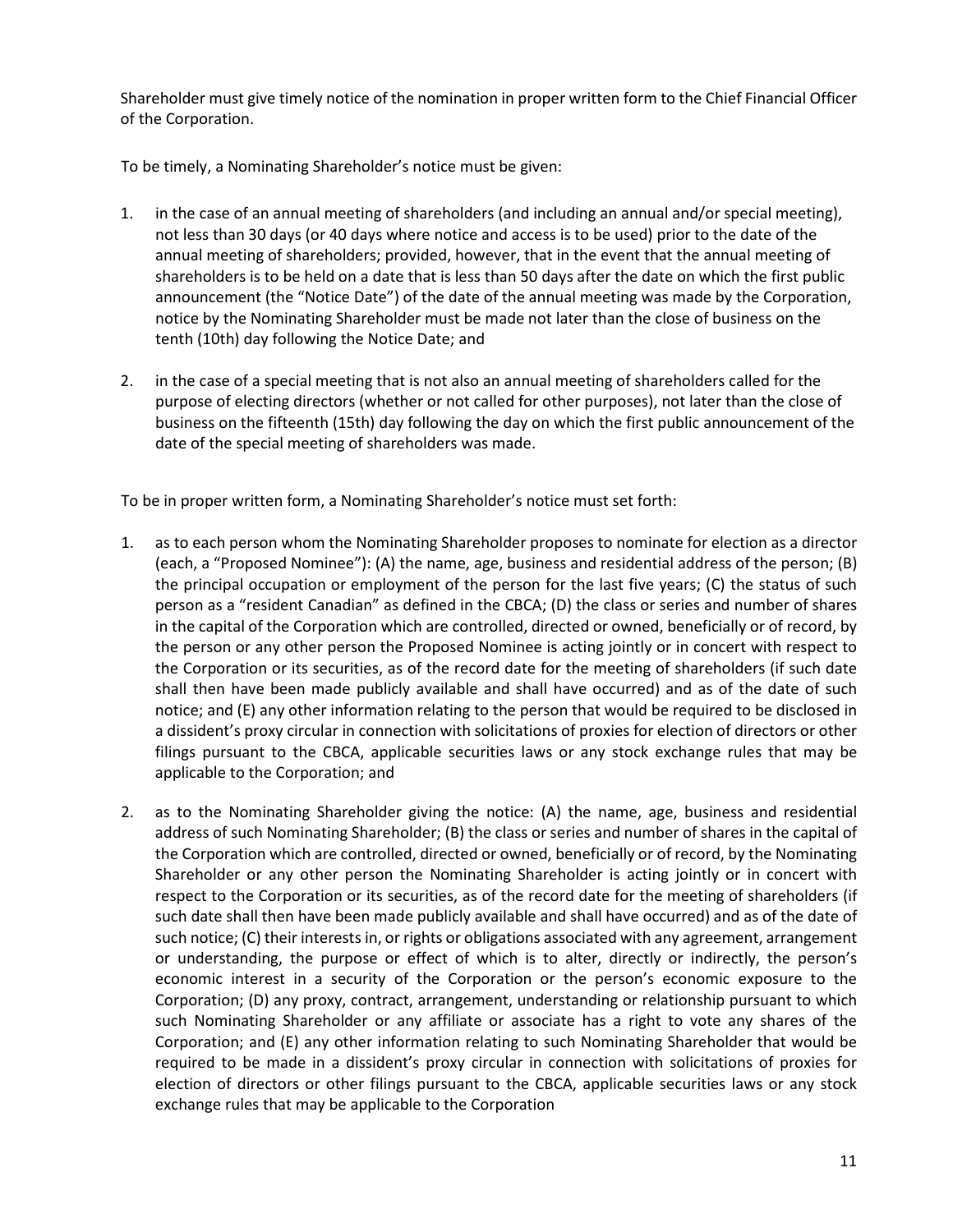Shareholder must give timely notice of the nomination in proper written form to the Chief Financial Officer of the Corporation.

To be timely, a Nominating Shareholder's notice must be given:

1. in the case of an annual meeting of shareholders (and including an annual and/or special meeting), not less than 30 days (or 40 days where notice and access is to be used) prior to the date of the annual meeting of shareholders; provided, however, that in the event that the annual meeting of shareholders is to be held on a date that is less than 50 days after the date on which the first public announcement (the "Notice Date") of the date of the annual meeting was made by the Corporation, notice by the Nominating Shareholder must be made not later than the close of business on the tenth (10th) day following the Notice Date; and

2. in the case of a special meeting that is not also an annual meeting of shareholders called for the purpose of electing directors (whether or not called for other purposes), not later than the close of business on the fifteenth (15th) day following the day on which the first public announcement of the date of the special meeting of shareholders was made.

To be in proper written form, a Nominating Shareholder's notice must set forth:

1. as to each person whom the Nominating Shareholder proposes to nominate for election as a director (each, a "Proposed Nominee"): (A) the name, age, business and residential address of the person; (B) the principal occupation or employment of the person for the last five years; (C) the status of such person as a "resident Canadian" as defined in the CBCA; (D) the class or series and number of shares in the capital of the Corporation which are controlled, directed or owned, beneficially or of record, by the person or any other person the Proposed Nominee is acting jointly or in concert with respect to the Corporation or its securities, as of the record date for the meeting of shareholders (if such date shall then have been made publicly available and shall have occurred) and as of the date of such notice; and (E) any other information relating to the person that would be required to be disclosed in a dissident's proxy circular in connection with solicitations of proxies for election of directors or other filings pursuant to the CBCA, applicable securities laws or any stock exchange rules that may be applicable to the Corporation; and

2. as to the Nominating Shareholder giving the notice: (A) the name, age, business and residential address of such Nominating Shareholder; (B) the class or series and number of shares in the capital of the Corporation which are controlled, directed or owned, beneficially or of record, by the Nominating Shareholder or any other person the Nominating Shareholder is acting jointly or in concert with respect to the Corporation or its securities, as of the record date for the meeting of shareholders (if such date shall then have been made publicly available and shall have occurred) and as of the date of such notice; (C) their interests in, or rights or obligations associated with any agreement, arrangement or understanding, the purpose or effect of which is to alter, directly or indirectly, the person's economic interest in a security of the Corporation or the person's economic exposure to the Corporation; (D) any proxy, contract, arrangement, understanding or relationship pursuant to which such Nominating Shareholder or any affiliate or associate has a right to vote any shares of the Corporation; and (E) any other information relating to such Nominating Shareholder that would be required to be made in a dissident's proxy circular in connection with solicitations of proxies for election of directors or other filings pursuant to the CBCA, applicable securities laws or any stock exchange rules that may be applicable to the Corporation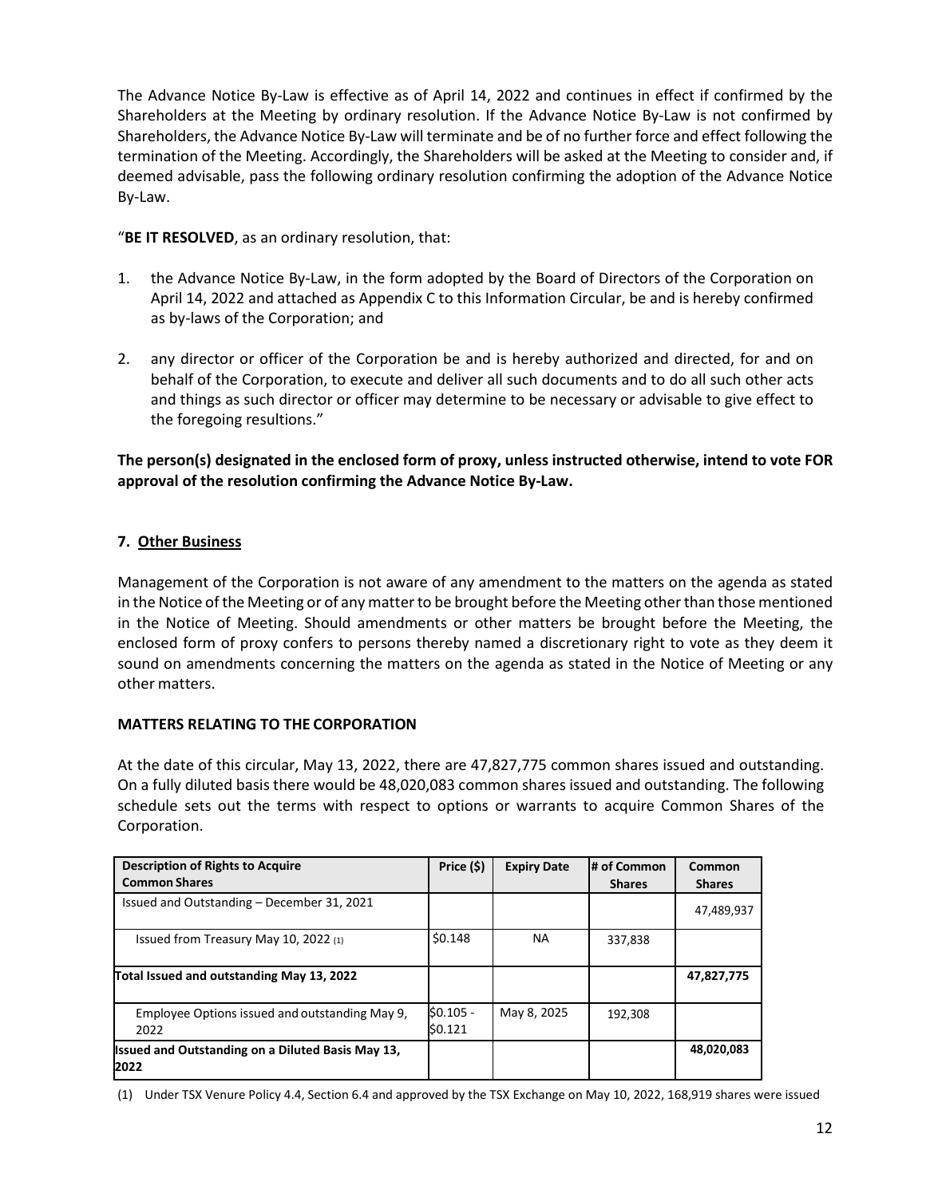The Advance Notice By-Law is effective as of April 14, 2022 and continues in effect if confirmed by the Shareholders at the Meeting by ordinary resolution. If the Advance Notice By-Law is not confirmed by Shareholders, the Advance Notice By-Law will terminate and be of no further force and effect following the termination of the Meeting. Accordingly, the Shareholders will be asked at the Meeting to consider and, if deemed advisable, pass the following ordinary resolution confirming the adoption of the Advance Notice By-Law.

"**BE IT RESOLVED**, as an ordinary resolution, that:

1. the Advance Notice By-Law, in the form adopted by the Board of Directors of the Corporation on April 14, 2022 and attached as Appendix C to this Information Circular, be and is hereby confirmed as by-laws of the Corporation; and

2. any director or officer of the Corporation be and is hereby authorized and directed, for and on behalf of the Corporation, to execute and deliver all such documents and to do all such other acts and things as such director or officer may determine to be necessary or advisable to give effect to the foregoing resultions."

**The person(s) designated in the enclosed form of proxy, unless instructed otherwise, intend to vote FOR approval of the resolution confirming the Advance Notice By-Law.**

### 7. Other Business

Management of the Corporation is not aware of any amendment to the matters on the agenda as stated in the Notice of the Meeting or of any matter to be brought before the Meeting other than those mentioned in the Notice of Meeting. Should amendments or other matters be brought before the Meeting, the enclosed form of proxy confers to persons thereby named a discretionary right to vote as they deem it sound on amendments concerning the matters on the agenda as stated in the Notice of Meeting or any other matters.

### MATTERS RELATING TO THE CORPORATION

At the date of this circular, May 13, 2022, there are 47,827,775 common shares issued and outstanding. On a fully diluted basis there would be 48,020,083 common shares issued and outstanding. The following schedule sets out the terms with respect to options or warrants to acquire Common Shares of the Corporation.

| Description of Rights to Acquire Common Shares | Price ($) | Expiry Date | # of Common Shares | Common Shares |
|---|---|---|---|---|
| Issued and Outstanding – December 31, 2021 | | | | 47,489,937 |
| Issued from Treasury May 10, 2022 (1) | $0.148 | NA | 337,838 | |
| **Total Issued and outstanding May 13, 2022** | | | | **47,827,775** |
| Employee Options issued and outstanding May 9, 2022 | $0.105 - $0.121 | May 8, 2025 | 192,308 | |
| **Issued and Outstanding on a Diluted Basis May 13, 2022** | | | | **48,020,083** |

(1) Under TSX Venure Policy 4.4, Section 6.4 and approved by the TSX Exchange on May 10, 2022, 168,919 shares were issued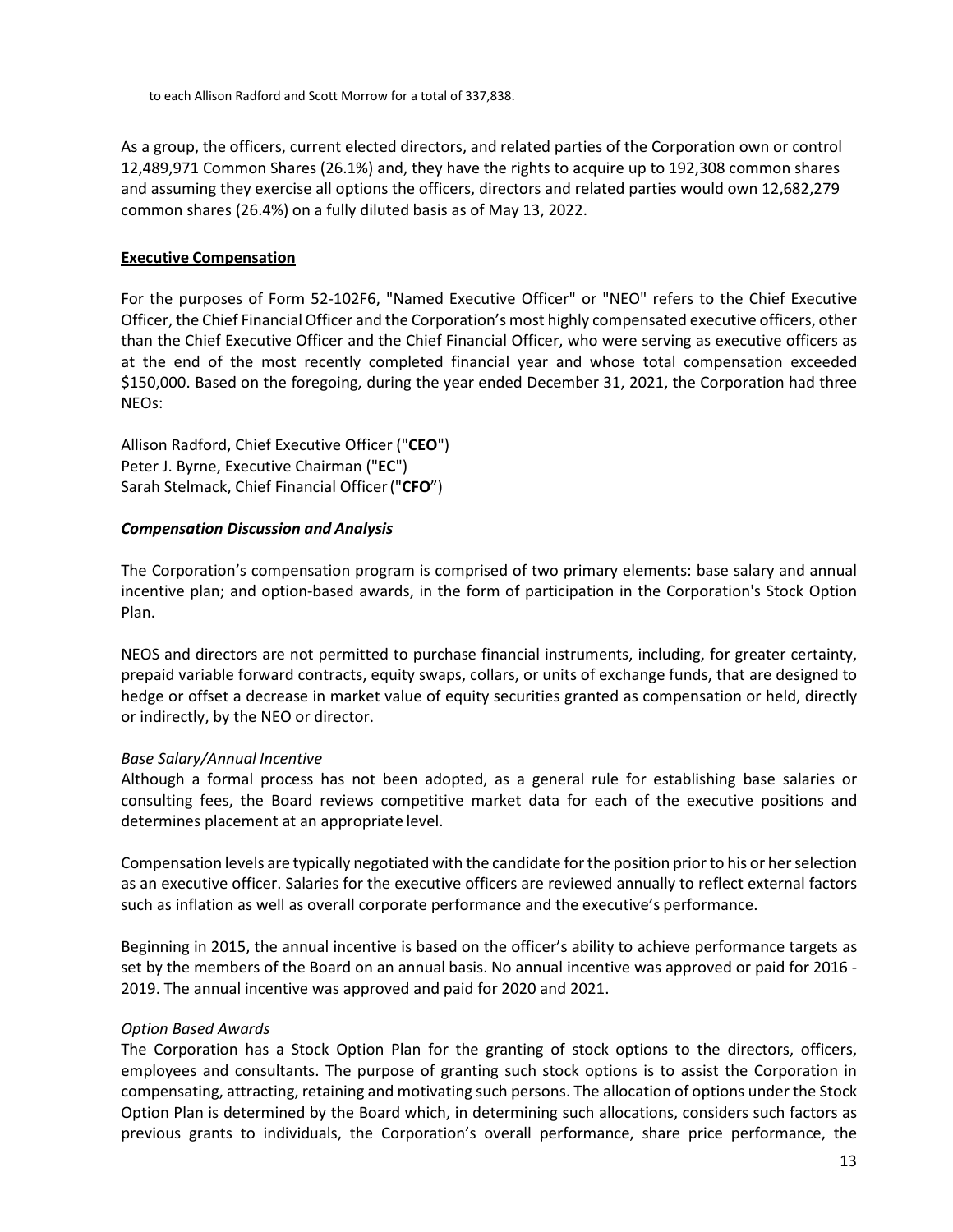to each Allison Radford and Scott Morrow for a total of 337,838.

As a group, the officers, current elected directors, and related parties of the Corporation own or control 12,489,971 Common Shares (26.1%) and, they have the rights to acquire up to 192,308 common shares and assuming they exercise all options the officers, directors and related parties would own 12,682,279 common shares (26.4%) on a fully diluted basis as of May 13, 2022.

## Executive Compensation

For the purposes of Form 52-102F6, "Named Executive Officer" or "NEO" refers to the Chief Executive Officer, the Chief Financial Officer and the Corporation's most highly compensated executive officers, other than the Chief Executive Officer and the Chief Financial Officer, who were serving as executive officers as at the end of the most recently completed financial year and whose total compensation exceeded $150,000. Based on the foregoing, during the year ended December 31, 2021, the Corporation had three NEOs:

Allison Radford, Chief Executive Officer ("**CEO**")
Peter J. Byrne, Executive Chairman ("**EC**")
Sarah Stelmack, Chief Financial Officer ("**CFO**")

### *Compensation Discussion and Analysis*

The Corporation's compensation program is comprised of two primary elements: base salary and annual incentive plan; and option-based awards, in the form of participation in the Corporation's Stock Option Plan.

NEOS and directors are not permitted to purchase financial instruments, including, for greater certainty, prepaid variable forward contracts, equity swaps, collars, or units of exchange funds, that are designed to hedge or offset a decrease in market value of equity securities granted as compensation or held, directly or indirectly, by the NEO or director.

*Base Salary/Annual Incentive*
Although a formal process has not been adopted, as a general rule for establishing base salaries or consulting fees, the Board reviews competitive market data for each of the executive positions and determines placement at an appropriate level.

Compensation levels are typically negotiated with the candidate for the position prior to his or her selection as an executive officer. Salaries for the executive officers are reviewed annually to reflect external factors such as inflation as well as overall corporate performance and the executive's performance.

Beginning in 2015, the annual incentive is based on the officer's ability to achieve performance targets as set by the members of the Board on an annual basis. No annual incentive was approved or paid for 2016 - 2019. The annual incentive was approved and paid for 2020 and 2021.

*Option Based Awards*
The Corporation has a Stock Option Plan for the granting of stock options to the directors, officers, employees and consultants. The purpose of granting such stock options is to assist the Corporation in compensating, attracting, retaining and motivating such persons. The allocation of options under the Stock Option Plan is determined by the Board which, in determining such allocations, considers such factors as previous grants to individuals, the Corporation's overall performance, share price performance, the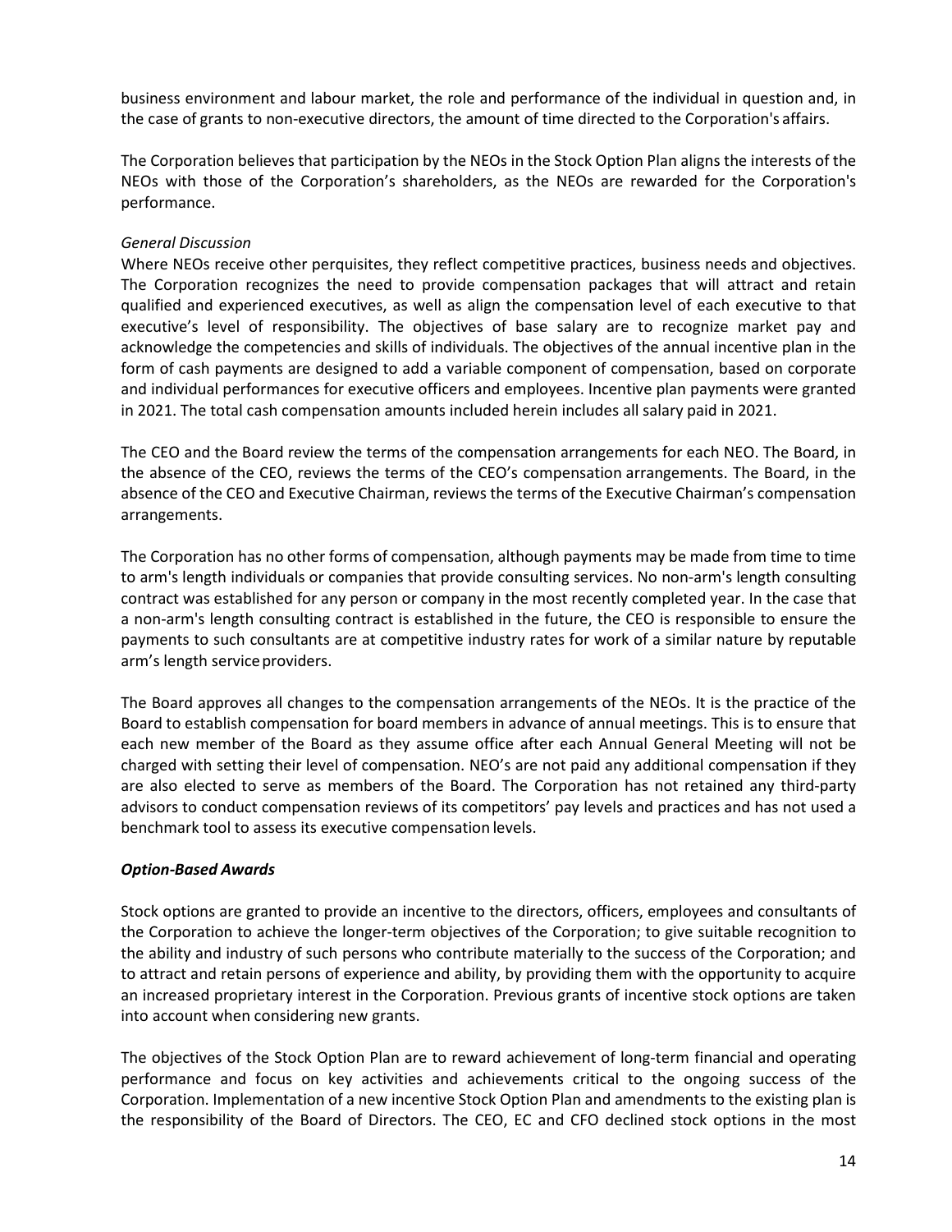business environment and labour market, the role and performance of the individual in question and, in the case of grants to non-executive directors, the amount of time directed to the Corporation's affairs.

The Corporation believes that participation by the NEOs in the Stock Option Plan aligns the interests of the NEOs with those of the Corporation's shareholders, as the NEOs are rewarded for the Corporation's performance.

*General Discussion*

Where NEOs receive other perquisites, they reflect competitive practices, business needs and objectives. The Corporation recognizes the need to provide compensation packages that will attract and retain qualified and experienced executives, as well as align the compensation level of each executive to that executive's level of responsibility. The objectives of base salary are to recognize market pay and acknowledge the competencies and skills of individuals. The objectives of the annual incentive plan in the form of cash payments are designed to add a variable component of compensation, based on corporate and individual performances for executive officers and employees. Incentive plan payments were granted in 2021. The total cash compensation amounts included herein includes all salary paid in 2021.

The CEO and the Board review the terms of the compensation arrangements for each NEO. The Board, in the absence of the CEO, reviews the terms of the CEO's compensation arrangements. The Board, in the absence of the CEO and Executive Chairman, reviews the terms of the Executive Chairman's compensation arrangements.

The Corporation has no other forms of compensation, although payments may be made from time to time to arm's length individuals or companies that provide consulting services. No non-arm's length consulting contract was established for any person or company in the most recently completed year. In the case that a non-arm's length consulting contract is established in the future, the CEO is responsible to ensure the payments to such consultants are at competitive industry rates for work of a similar nature by reputable arm's length service providers.

The Board approves all changes to the compensation arrangements of the NEOs. It is the practice of the Board to establish compensation for board members in advance of annual meetings. This is to ensure that each new member of the Board as they assume office after each Annual General Meeting will not be charged with setting their level of compensation. NEO's are not paid any additional compensation if they are also elected to serve as members of the Board. The Corporation has not retained any third-party advisors to conduct compensation reviews of its competitors' pay levels and practices and has not used a benchmark tool to assess its executive compensation levels.

***Option-Based Awards***

Stock options are granted to provide an incentive to the directors, officers, employees and consultants of the Corporation to achieve the longer-term objectives of the Corporation; to give suitable recognition to the ability and industry of such persons who contribute materially to the success of the Corporation; and to attract and retain persons of experience and ability, by providing them with the opportunity to acquire an increased proprietary interest in the Corporation. Previous grants of incentive stock options are taken into account when considering new grants.

The objectives of the Stock Option Plan are to reward achievement of long-term financial and operating performance and focus on key activities and achievements critical to the ongoing success of the Corporation. Implementation of a new incentive Stock Option Plan and amendments to the existing plan is the responsibility of the Board of Directors. The CEO, EC and CFO declined stock options in the most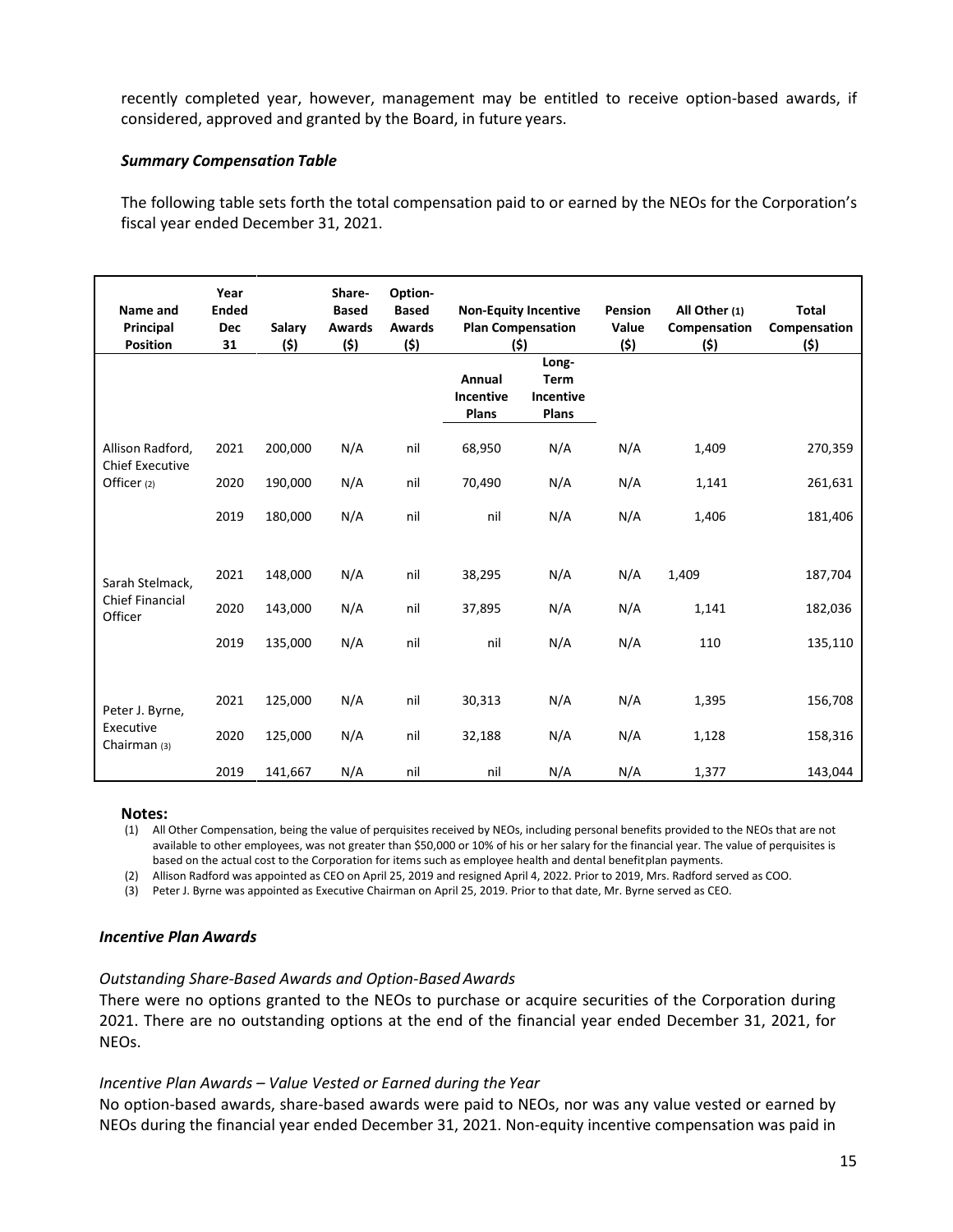recently completed year, however, management may be entitled to receive option-based awards, if considered, approved and granted by the Board, in future years.

***Summary Compensation Table***

The following table sets forth the total compensation paid to or earned by the NEOs for the Corporation's fiscal year ended December 31, 2021.

| Name and Principal Position | Year Ended Dec 31 | Salary ($) | Share-Based Awards ($) | Option-Based Awards ($) | Non-Equity Incentive Plan Compensation ($) | | Pension Value ($) | All Other (1) Compensation ($) | Total Compensation ($) |
|---|---|---|---|---|---|---|---|---|---|
| | | | | | Annual Incentive Plans | Long-Term Incentive Plans | | | |
| Allison Radford, Chief Executive Officer (2) | 2021 | 200,000 | N/A | nil | 68,950 | N/A | N/A | 1,409 | 270,359 |
| | 2020 | 190,000 | N/A | nil | 70,490 | N/A | N/A | 1,141 | 261,631 |
| | 2019 | 180,000 | N/A | nil | nil | N/A | N/A | 1,406 | 181,406 |
| Sarah Stelmack, Chief Financial Officer | 2021 | 148,000 | N/A | nil | 38,295 | N/A | N/A | 1,409 | 187,704 |
| | 2020 | 143,000 | N/A | nil | 37,895 | N/A | N/A | 1,141 | 182,036 |
| | 2019 | 135,000 | N/A | nil | nil | N/A | N/A | 110 | 135,110 |
| Peter J. Byrne, Executive Chairman (3) | 2021 | 125,000 | N/A | nil | 30,313 | N/A | N/A | 1,395 | 156,708 |
| | 2020 | 125,000 | N/A | nil | 32,188 | N/A | N/A | 1,128 | 158,316 |
| | 2019 | 141,667 | N/A | nil | nil | N/A | N/A | 1,377 | 143,044 |

**Notes:**

(1) All Other Compensation, being the value of perquisites received by NEOs, including personal benefits provided to the NEOs that are not available to other employees, was not greater than $50,000 or 10% of his or her salary for the financial year. The value of perquisites is based on the actual cost to the Corporation for items such as employee health and dental benefitplan payments.

(2) Allison Radford was appointed as CEO on April 25, 2019 and resigned April 4, 2022. Prior to 2019, Mrs. Radford served as COO.

(3) Peter J. Byrne was appointed as Executive Chairman on April 25, 2019. Prior to that date, Mr. Byrne served as CEO.

### *Incentive Plan Awards*

*Outstanding Share-Based Awards and Option-Based Awards*

There were no options granted to the NEOs to purchase or acquire securities of the Corporation during 2021. There are no outstanding options at the end of the financial year ended December 31, 2021, for NEOs.

*Incentive Plan Awards – Value Vested or Earned during the Year*

No option-based awards, share-based awards were paid to NEOs, nor was any value vested or earned by NEOs during the financial year ended December 31, 2021. Non-equity incentive compensation was paid in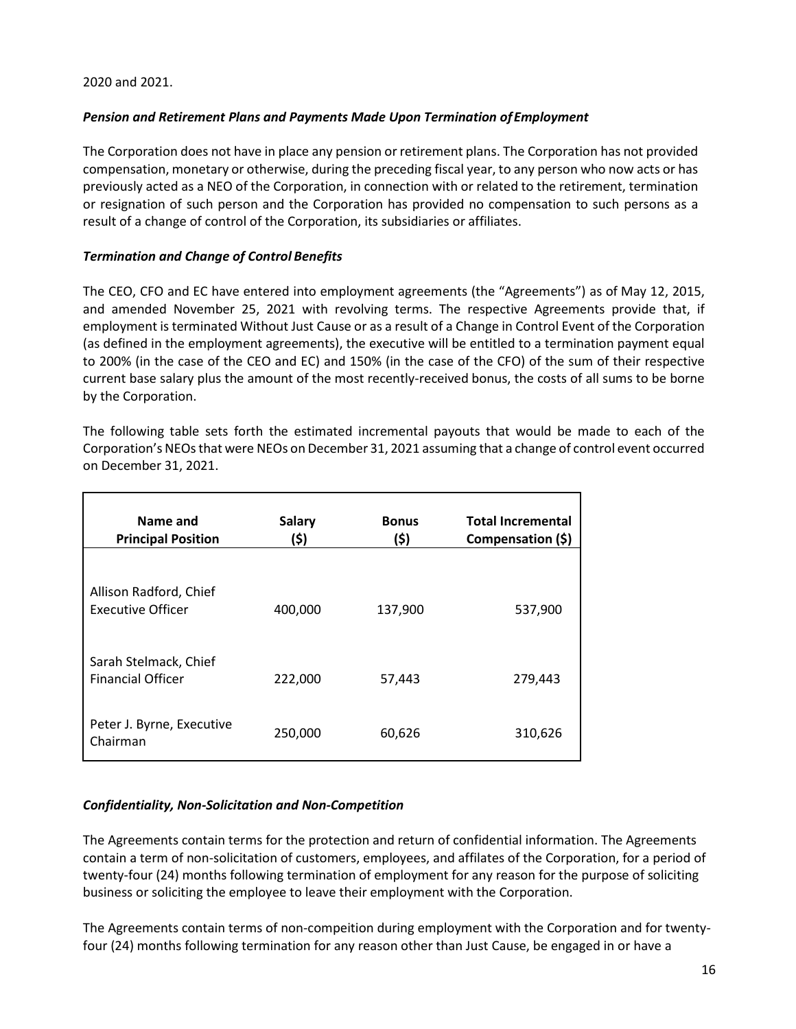2020 and 2021.

### *Pension and Retirement Plans and Payments Made Upon Termination of Employment*

The Corporation does not have in place any pension or retirement plans. The Corporation has not provided compensation, monetary or otherwise, during the preceding fiscal year, to any person who now acts or has previously acted as a NEO of the Corporation, in connection with or related to the retirement, termination or resignation of such person and the Corporation has provided no compensation to such persons as a result of a change of control of the Corporation, its subsidiaries or affiliates.

### *Termination and Change of Control Benefits*

The CEO, CFO and EC have entered into employment agreements (the "Agreements") as of May 12, 2015, and amended November 25, 2021 with revolving terms. The respective Agreements provide that, if employment is terminated Without Just Cause or as a result of a Change in Control Event of the Corporation (as defined in the employment agreements), the executive will be entitled to a termination payment equal to 200% (in the case of the CEO and EC) and 150% (in the case of the CFO) of the sum of their respective current base salary plus the amount of the most recently-received bonus, the costs of all sums to be borne by the Corporation.

The following table sets forth the estimated incremental payouts that would be made to each of the Corporation's NEOs that were NEOs on December 31, 2021 assuming that a change of control event occurred on December 31, 2021.

| Name and Principal Position | Salary ($) | Bonus ($) | Total Incremental Compensation ($) |
|---|---|---|---|
| Allison Radford, Chief Executive Officer | 400,000 | 137,900 | 537,900 |
| Sarah Stelmack, Chief Financial Officer | 222,000 | 57,443 | 279,443 |
| Peter J. Byrne, Executive Chairman | 250,000 | 60,626 | 310,626 |

### *Confidentiality, Non-Solicitation and Non-Competition*

The Agreements contain terms for the protection and return of confidential information. The Agreements contain a term of non-solicitation of customers, employees, and affilates of the Corporation, for a period of twenty-four (24) months following termination of employment for any reason for the purpose of soliciting business or soliciting the employee to leave their employment with the Corporation.

The Agreements contain terms of non-compeition during employment with the Corporation and for twenty-four (24) months following termination for any reason other than Just Cause, be engaged in or have a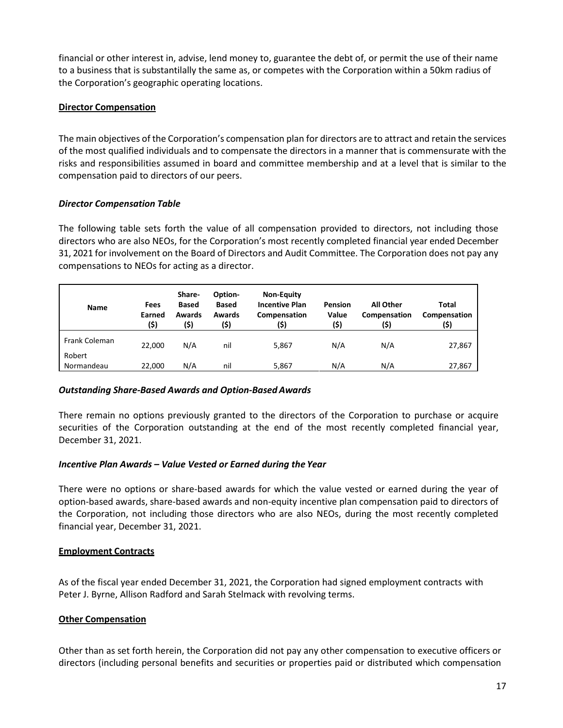financial or other interest in, advise, lend money to, guarantee the debt of, or permit the use of their name to a business that is substantilally the same as, or competes with the Corporation within a 50km radius of the Corporation's geographic operating locations.

**Director Compensation**

The main objectives of the Corporation's compensation plan for directors are to attract and retain the services of the most qualified individuals and to compensate the directors in a manner that is commensurate with the risks and responsibilities assumed in board and committee membership and at a level that is similar to the compensation paid to directors of our peers.

***Director Compensation Table***

The following table sets forth the value of all compensation provided to directors, not including those directors who are also NEOs, for the Corporation's most recently completed financial year ended December 31, 2021 for involvement on the Board of Directors and Audit Committee. The Corporation does not pay any compensations to NEOs for acting as a director.

| Name | Fees Earned ($) | Share-Based Awards ($) | Option-Based Awards ($) | Non-Equity Incentive Plan Compensation ($) | Pension Value ($) | All Other Compensation ($) | Total Compensation ($) |
|---|---|---|---|---|---|---|---|
| Frank Coleman | 22,000 | N/A | nil | 5,867 | N/A | N/A | 27,867 |
| Robert Normandeau | 22,000 | N/A | nil | 5,867 | N/A | N/A | 27,867 |

***Outstanding Share-Based Awards and Option-Based Awards***

There remain no options previously granted to the directors of the Corporation to purchase or acquire securities of the Corporation outstanding at the end of the most recently completed financial year, December 31, 2021.

***Incentive Plan Awards – Value Vested or Earned during the Year***

There were no options or share-based awards for which the value vested or earned during the year of option-based awards, share-based awards and non-equity incentive plan compensation paid to directors of the Corporation, not including those directors who are also NEOs, during the most recently completed financial year, December 31, 2021.

**Employment Contracts**

As of the fiscal year ended December 31, 2021, the Corporation had signed employment contracts with Peter J. Byrne, Allison Radford and Sarah Stelmack with revolving terms.

**Other Compensation**

Other than as set forth herein, the Corporation did not pay any other compensation to executive officers or directors (including personal benefits and securities or properties paid or distributed which compensation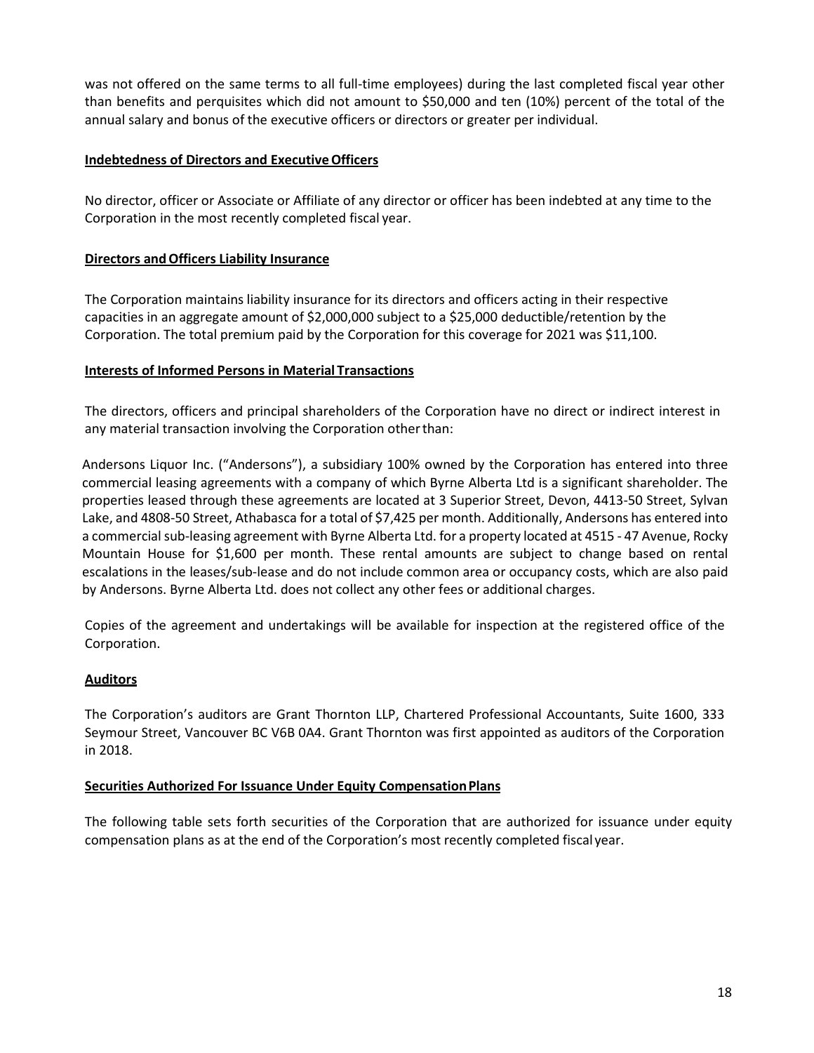was not offered on the same terms to all full-time employees) during the last completed fiscal year other than benefits and perquisites which did not amount to $50,000 and ten (10%) percent of the total of the annual salary and bonus of the executive officers or directors or greater per individual.

**Indebtedness of Directors and Executive Officers**

No director, officer or Associate or Affiliate of any director or officer has been indebted at any time to the Corporation in the most recently completed fiscal year.

**Directors and Officers Liability Insurance**

The Corporation maintains liability insurance for its directors and officers acting in their respective capacities in an aggregate amount of $2,000,000 subject to a $25,000 deductible/retention by the Corporation. The total premium paid by the Corporation for this coverage for 2021 was $11,100.

**Interests of Informed Persons in Material Transactions**

The directors, officers and principal shareholders of the Corporation have no direct or indirect interest in any material transaction involving the Corporation other than:

Andersons Liquor Inc. ("Andersons"), a subsidiary 100% owned by the Corporation has entered into three commercial leasing agreements with a company of which Byrne Alberta Ltd is a significant shareholder. The properties leased through these agreements are located at 3 Superior Street, Devon, 4413-50 Street, Sylvan Lake, and 4808-50 Street, Athabasca for a total of $7,425 per month. Additionally, Andersons has entered into a commercial sub-leasing agreement with Byrne Alberta Ltd. for a property located at 4515 - 47 Avenue, Rocky Mountain House for $1,600 per month. These rental amounts are subject to change based on rental escalations in the leases/sub-lease and do not include common area or occupancy costs, which are also paid by Andersons. Byrne Alberta Ltd. does not collect any other fees or additional charges.

Copies of the agreement and undertakings will be available for inspection at the registered office of the Corporation.

**Auditors**

The Corporation's auditors are Grant Thornton LLP, Chartered Professional Accountants, Suite 1600, 333 Seymour Street, Vancouver BC V6B 0A4. Grant Thornton was first appointed as auditors of the Corporation in 2018.

**Securities Authorized For Issuance Under Equity Compensation Plans**

The following table sets forth securities of the Corporation that are authorized for issuance under equity compensation plans as at the end of the Corporation's most recently completed fiscal year.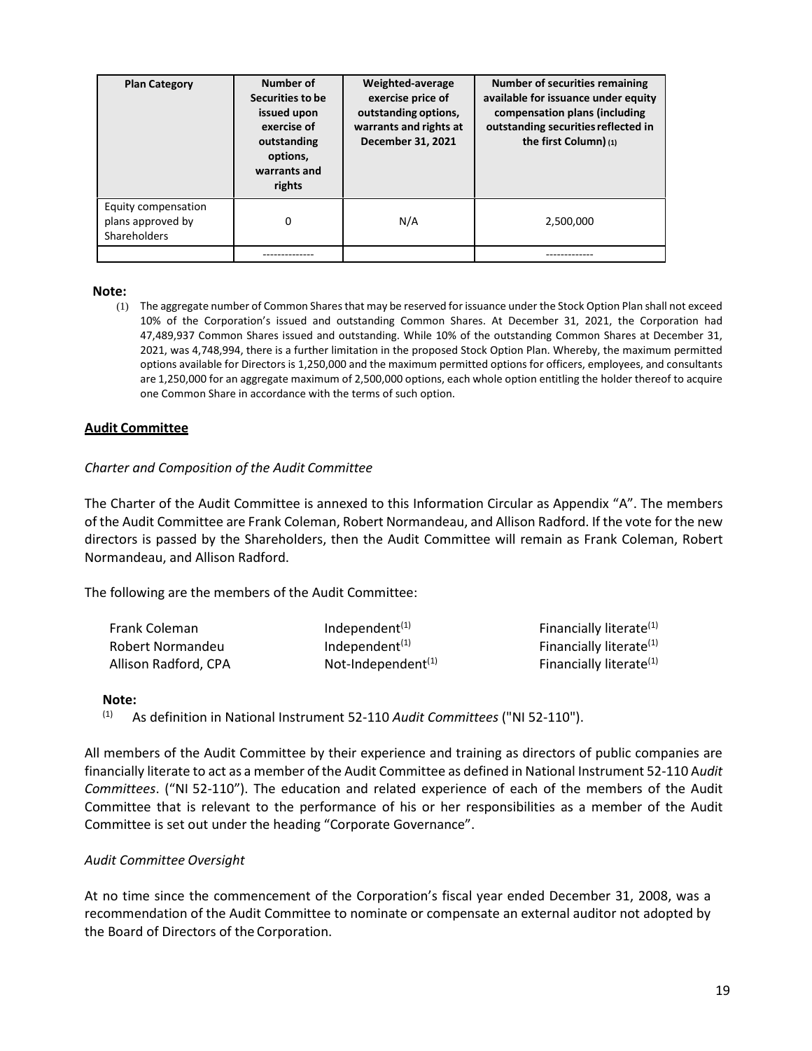| Plan Category | Number of Securities to be issued upon exercise of outstanding options, warrants and rights | Weighted-average exercise price of outstanding options, warrants and rights at December 31, 2021 | Number of securities remaining available for issuance under equity compensation plans (including outstanding securities reflected in the first Column) (1) |
|---|---|---|---|
| Equity compensation plans approved by Shareholders | 0 | N/A | 2,500,000 |
| | -------------- | | ------------- |

**Note:**

(1) The aggregate number of Common Shares that may be reserved for issuance under the Stock Option Plan shall not exceed 10% of the Corporation's issued and outstanding Common Shares. At December 31, 2021, the Corporation had 47,489,937 Common Shares issued and outstanding. While 10% of the outstanding Common Shares at December 31, 2021, was 4,748,994, there is a further limitation in the proposed Stock Option Plan. Whereby, the maximum permitted options available for Directors is 1,250,000 and the maximum permitted options for officers, employees, and consultants are 1,250,000 for an aggregate maximum of 2,500,000 options, each whole option entitling the holder thereof to acquire one Common Share in accordance with the terms of such option.

## Audit Committee

*Charter and Composition of the Audit Committee*

The Charter of the Audit Committee is annexed to this Information Circular as Appendix "A". The members of the Audit Committee are Frank Coleman, Robert Normandeau, and Allison Radford. If the vote for the new directors is passed by the Shareholders, then the Audit Committee will remain as Frank Coleman, Robert Normandeau, and Allison Radford.

The following are the members of the Audit Committee:

| | | |
|---|---|---|
| Frank Coleman | Independent[(1)] | Financially literate[(1)] |
| Robert Normandeu | Independent[(1)] | Financially literate[(1)] |
| Allison Radford, CPA | Not-Independent[(1)] | Financially literate[(1)] |

**Note:**

(1) As definition in National Instrument 52-110 *Audit Committees* ("NI 52-110").

All members of the Audit Committee by their experience and training as directors of public companies are financially literate to act as a member of the Audit Committee as defined in National Instrument 52-110 A*udit Committees*. ("NI 52-110"). The education and related experience of each of the members of the Audit Committee that is relevant to the performance of his or her responsibilities as a member of the Audit Committee is set out under the heading "Corporate Governance".

*Audit Committee Oversight*

At no time since the commencement of the Corporation's fiscal year ended December 31, 2008, was a recommendation of the Audit Committee to nominate or compensate an external auditor not adopted by the Board of Directors of the Corporation.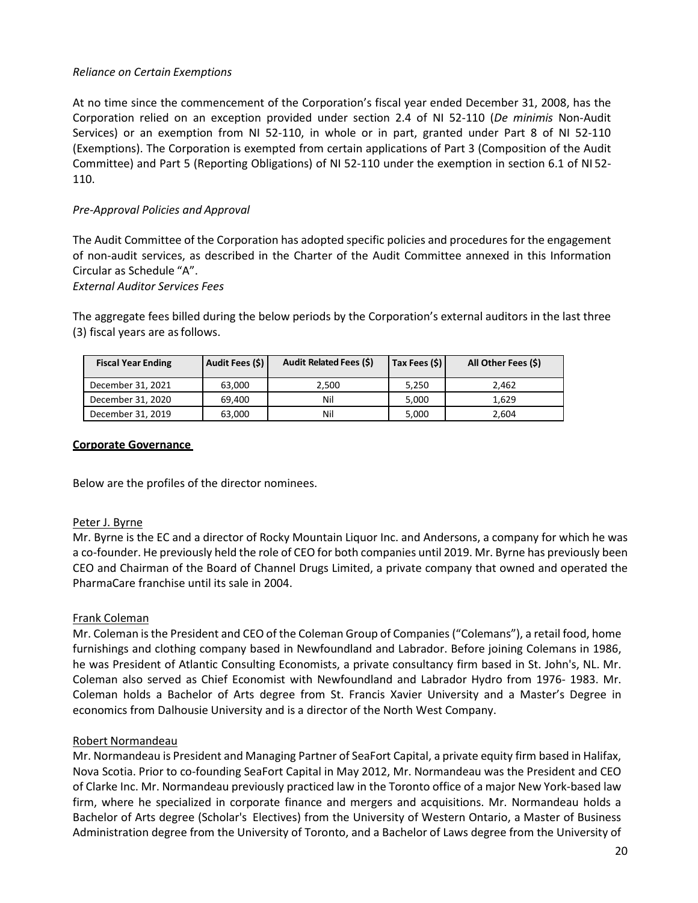*Reliance on Certain Exemptions*

At no time since the commencement of the Corporation's fiscal year ended December 31, 2008, has the Corporation relied on an exception provided under section 2.4 of NI 52-110 (*De minimis* Non-Audit Services) or an exemption from NI 52-110, in whole or in part, granted under Part 8 of NI 52-110 (Exemptions). The Corporation is exempted from certain applications of Part 3 (Composition of the Audit Committee) and Part 5 (Reporting Obligations) of NI 52-110 under the exemption in section 6.1 of NI 52-110.

*Pre-Approval Policies and Approval*

The Audit Committee of the Corporation has adopted specific policies and procedures for the engagement of non-audit services, as described in the Charter of the Audit Committee annexed in this Information Circular as Schedule "A".

*External Auditor Services Fees*

The aggregate fees billed during the below periods by the Corporation's external auditors in the last three (3) fiscal years are as follows.

| Fiscal Year Ending | Audit Fees ($) | Audit Related Fees ($) | Tax Fees ($) | All Other Fees ($) |
|---|---|---|---|---|
| December 31, 2021 | 63,000 | 2,500 | 5,250 | 2,462 |
| December 31, 2020 | 69,400 | Nil | 5,000 | 1,629 |
| December 31, 2019 | 63,000 | Nil | 5,000 | 2,604 |

**Corporate Governance**

Below are the profiles of the director nominees.

Peter J. Byrne

Mr. Byrne is the EC and a director of Rocky Mountain Liquor Inc. and Andersons, a company for which he was a co-founder. He previously held the role of CEO for both companies until 2019. Mr. Byrne has previously been CEO and Chairman of the Board of Channel Drugs Limited, a private company that owned and operated the PharmaCare franchise until its sale in 2004.

Frank Coleman

Mr. Coleman is the President and CEO of the Coleman Group of Companies ("Colemans"), a retail food, home furnishings and clothing company based in Newfoundland and Labrador. Before joining Colemans in 1986, he was President of Atlantic Consulting Economists, a private consultancy firm based in St. John's, NL. Mr. Coleman also served as Chief Economist with Newfoundland and Labrador Hydro from 1976- 1983. Mr. Coleman holds a Bachelor of Arts degree from St. Francis Xavier University and a Master's Degree in economics from Dalhousie University and is a director of the North West Company.

Robert Normandeau

Mr. Normandeau is President and Managing Partner of SeaFort Capital, a private equity firm based in Halifax, Nova Scotia. Prior to co-founding SeaFort Capital in May 2012, Mr. Normandeau was the President and CEO of Clarke Inc. Mr. Normandeau previously practiced law in the Toronto office of a major New York-based law firm, where he specialized in corporate finance and mergers and acquisitions. Mr. Normandeau holds a Bachelor of Arts degree (Scholar's Electives) from the University of Western Ontario, a Master of Business Administration degree from the University of Toronto, and a Bachelor of Laws degree from the University of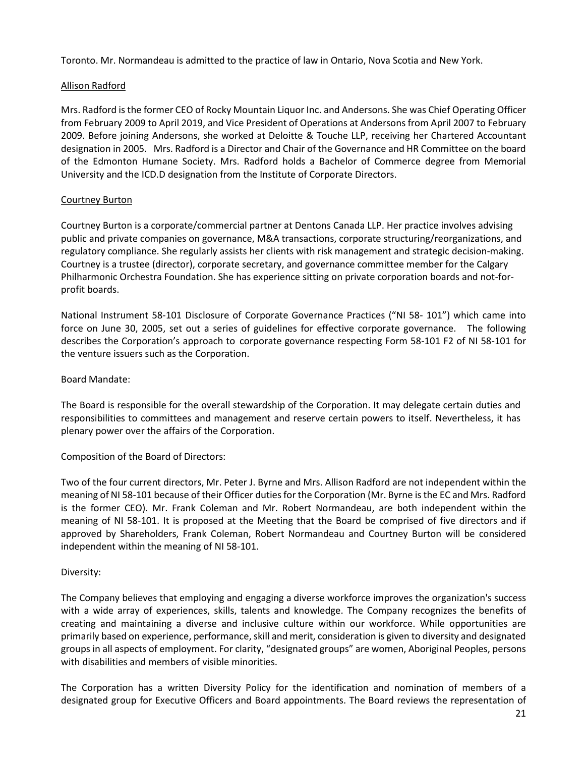Toronto. Mr. Normandeau is admitted to the practice of law in Ontario, Nova Scotia and New York.

Allison Radford

Mrs. Radford is the former CEO of Rocky Mountain Liquor Inc. and Andersons. She was Chief Operating Officer from February 2009 to April 2019, and Vice President of Operations at Andersons from April 2007 to February 2009. Before joining Andersons, she worked at Deloitte & Touche LLP, receiving her Chartered Accountant designation in 2005. Mrs. Radford is a Director and Chair of the Governance and HR Committee on the board of the Edmonton Humane Society. Mrs. Radford holds a Bachelor of Commerce degree from Memorial University and the ICD.D designation from the Institute of Corporate Directors.

Courtney Burton

Courtney Burton is a corporate/commercial partner at Dentons Canada LLP. Her practice involves advising public and private companies on governance, M&A transactions, corporate structuring/reorganizations, and regulatory compliance. She regularly assists her clients with risk management and strategic decision-making. Courtney is a trustee (director), corporate secretary, and governance committee member for the Calgary Philharmonic Orchestra Foundation. She has experience sitting on private corporation boards and not-for-profit boards.

National Instrument 58-101 Disclosure of Corporate Governance Practices ("NI 58- 101") which came into force on June 30, 2005, set out a series of guidelines for effective corporate governance. The following describes the Corporation's approach to corporate governance respecting Form 58-101 F2 of NI 58-101 for the venture issuers such as the Corporation.

Board Mandate:

The Board is responsible for the overall stewardship of the Corporation. It may delegate certain duties and responsibilities to committees and management and reserve certain powers to itself. Nevertheless, it has plenary power over the affairs of the Corporation.

Composition of the Board of Directors:

Two of the four current directors, Mr. Peter J. Byrne and Mrs. Allison Radford are not independent within the meaning of NI 58-101 because of their Officer duties for the Corporation (Mr. Byrne is the EC and Mrs. Radford is the former CEO). Mr. Frank Coleman and Mr. Robert Normandeau, are both independent within the meaning of NI 58-101. It is proposed at the Meeting that the Board be comprised of five directors and if approved by Shareholders, Frank Coleman, Robert Normandeau and Courtney Burton will be considered independent within the meaning of NI 58-101.

Diversity:

The Company believes that employing and engaging a diverse workforce improves the organization's success with a wide array of experiences, skills, talents and knowledge. The Company recognizes the benefits of creating and maintaining a diverse and inclusive culture within our workforce. While opportunities are primarily based on experience, performance, skill and merit, consideration is given to diversity and designated groups in all aspects of employment. For clarity, "designated groups" are women, Aboriginal Peoples, persons with disabilities and members of visible minorities.

The Corporation has a written Diversity Policy for the identification and nomination of members of a designated group for Executive Officers and Board appointments. The Board reviews the representation of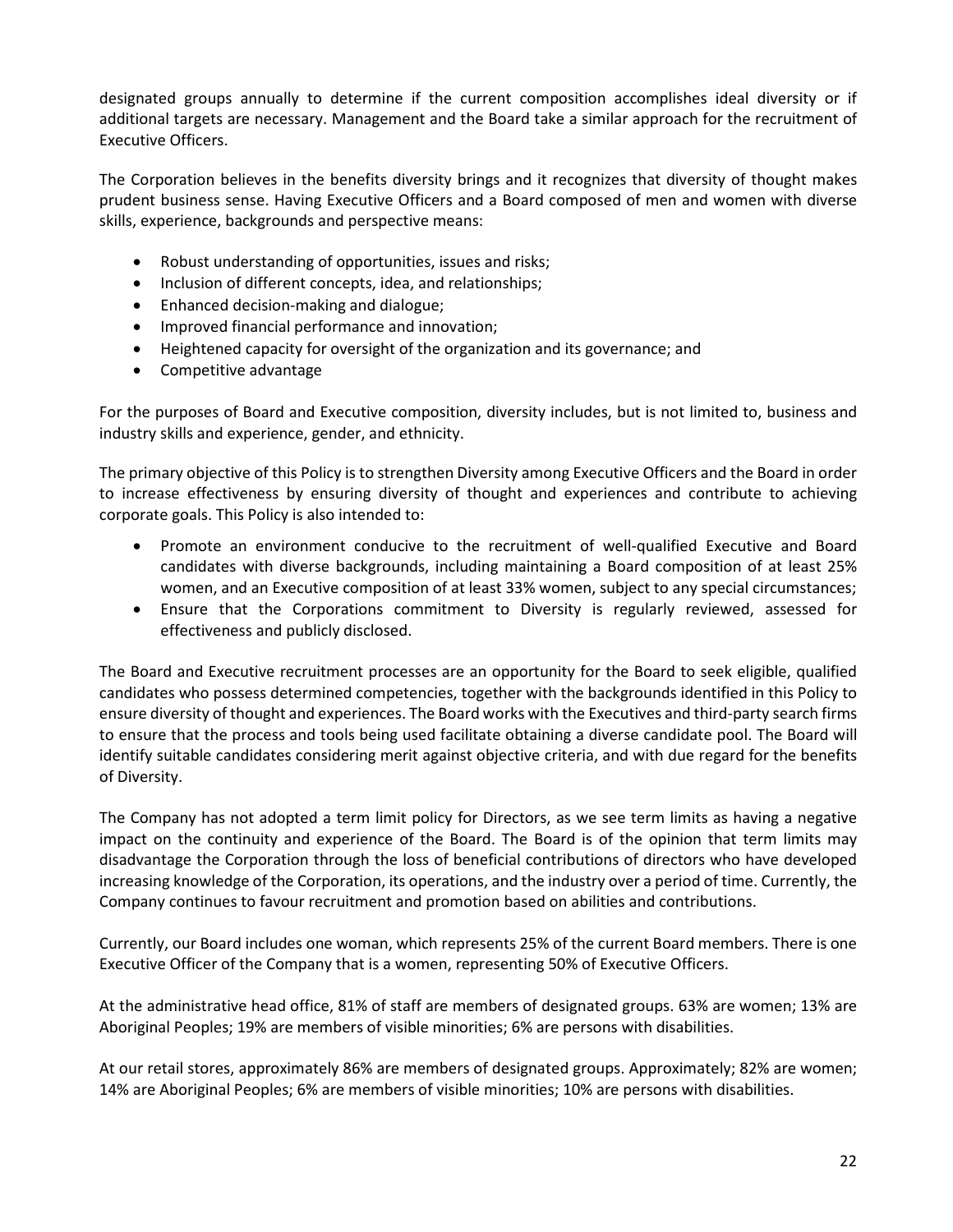designated groups annually to determine if the current composition accomplishes ideal diversity or if additional targets are necessary. Management and the Board take a similar approach for the recruitment of Executive Officers.

The Corporation believes in the benefits diversity brings and it recognizes that diversity of thought makes prudent business sense. Having Executive Officers and a Board composed of men and women with diverse skills, experience, backgrounds and perspective means:

- Robust understanding of opportunities, issues and risks;
- Inclusion of different concepts, idea, and relationships;
- Enhanced decision-making and dialogue;
- Improved financial performance and innovation;
- Heightened capacity for oversight of the organization and its governance; and
- Competitive advantage

For the purposes of Board and Executive composition, diversity includes, but is not limited to, business and industry skills and experience, gender, and ethnicity.

The primary objective of this Policy is to strengthen Diversity among Executive Officers and the Board in order to increase effectiveness by ensuring diversity of thought and experiences and contribute to achieving corporate goals. This Policy is also intended to:

- Promote an environment conducive to the recruitment of well-qualified Executive and Board candidates with diverse backgrounds, including maintaining a Board composition of at least 25% women, and an Executive composition of at least 33% women, subject to any special circumstances;
- Ensure that the Corporations commitment to Diversity is regularly reviewed, assessed for effectiveness and publicly disclosed.

The Board and Executive recruitment processes are an opportunity for the Board to seek eligible, qualified candidates who possess determined competencies, together with the backgrounds identified in this Policy to ensure diversity of thought and experiences. The Board works with the Executives and third-party search firms to ensure that the process and tools being used facilitate obtaining a diverse candidate pool. The Board will identify suitable candidates considering merit against objective criteria, and with due regard for the benefits of Diversity.

The Company has not adopted a term limit policy for Directors, as we see term limits as having a negative impact on the continuity and experience of the Board. The Board is of the opinion that term limits may disadvantage the Corporation through the loss of beneficial contributions of directors who have developed increasing knowledge of the Corporation, its operations, and the industry over a period of time. Currently, the Company continues to favour recruitment and promotion based on abilities and contributions.

Currently, our Board includes one woman, which represents 25% of the current Board members. There is one Executive Officer of the Company that is a women, representing 50% of Executive Officers.

At the administrative head office, 81% of staff are members of designated groups. 63% are women; 13% are Aboriginal Peoples; 19% are members of visible minorities; 6% are persons with disabilities.

At our retail stores, approximately 86% are members of designated groups. Approximately; 82% are women; 14% are Aboriginal Peoples; 6% are members of visible minorities; 10% are persons with disabilities.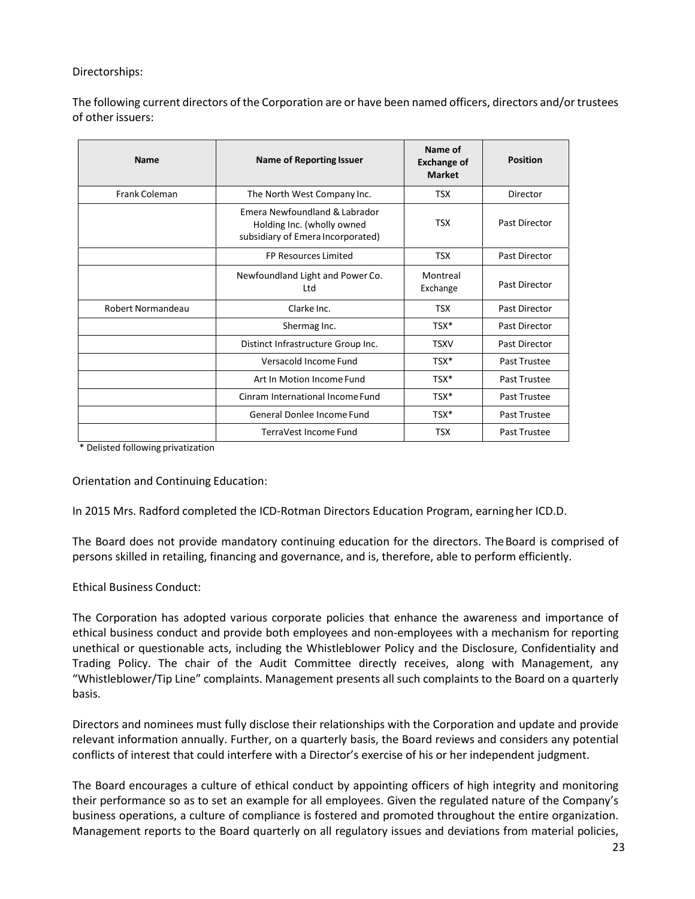Directorships:

The following current directors of the Corporation are or have been named officers, directors and/or trustees of other issuers:

| Name | Name of Reporting Issuer | Name of Exchange of Market | Position |
|---|---|---|---|
| Frank Coleman | The North West Company Inc. | TSX | Director |
| | Emera Newfoundland & Labrador Holding Inc. (wholly owned subsidiary of Emera Incorporated) | TSX | Past Director |
| | FP Resources Limited | TSX | Past Director |
| | Newfoundland Light and Power Co. Ltd | Montreal Exchange | Past Director |
| Robert Normandeau | Clarke Inc. | TSX | Past Director |
| | Shermag Inc. | TSX* | Past Director |
| | Distinct Infrastructure Group Inc. | TSXV | Past Director |
| | Versacold Income Fund | TSX* | Past Trustee |
| | Art In Motion Income Fund | TSX* | Past Trustee |
| | Cinram International Income Fund | TSX* | Past Trustee |
| | General Donlee Income Fund | TSX* | Past Trustee |
| | TerraVest Income Fund | TSX | Past Trustee |

* Delisted following privatization

Orientation and Continuing Education:

In 2015 Mrs. Radford completed the ICD-Rotman Directors Education Program, earning her ICD.D.

The Board does not provide mandatory continuing education for the directors. The Board is comprised of persons skilled in retailing, financing and governance, and is, therefore, able to perform efficiently.

Ethical Business Conduct:

The Corporation has adopted various corporate policies that enhance the awareness and importance of ethical business conduct and provide both employees and non-employees with a mechanism for reporting unethical or questionable acts, including the Whistleblower Policy and the Disclosure, Confidentiality and Trading Policy. The chair of the Audit Committee directly receives, along with Management, any "Whistleblower/Tip Line" complaints. Management presents all such complaints to the Board on a quarterly basis.

Directors and nominees must fully disclose their relationships with the Corporation and update and provide relevant information annually. Further, on a quarterly basis, the Board reviews and considers any potential conflicts of interest that could interfere with a Director's exercise of his or her independent judgment.

The Board encourages a culture of ethical conduct by appointing officers of high integrity and monitoring their performance so as to set an example for all employees. Given the regulated nature of the Company's business operations, a culture of compliance is fostered and promoted throughout the entire organization. Management reports to the Board quarterly on all regulatory issues and deviations from material policies,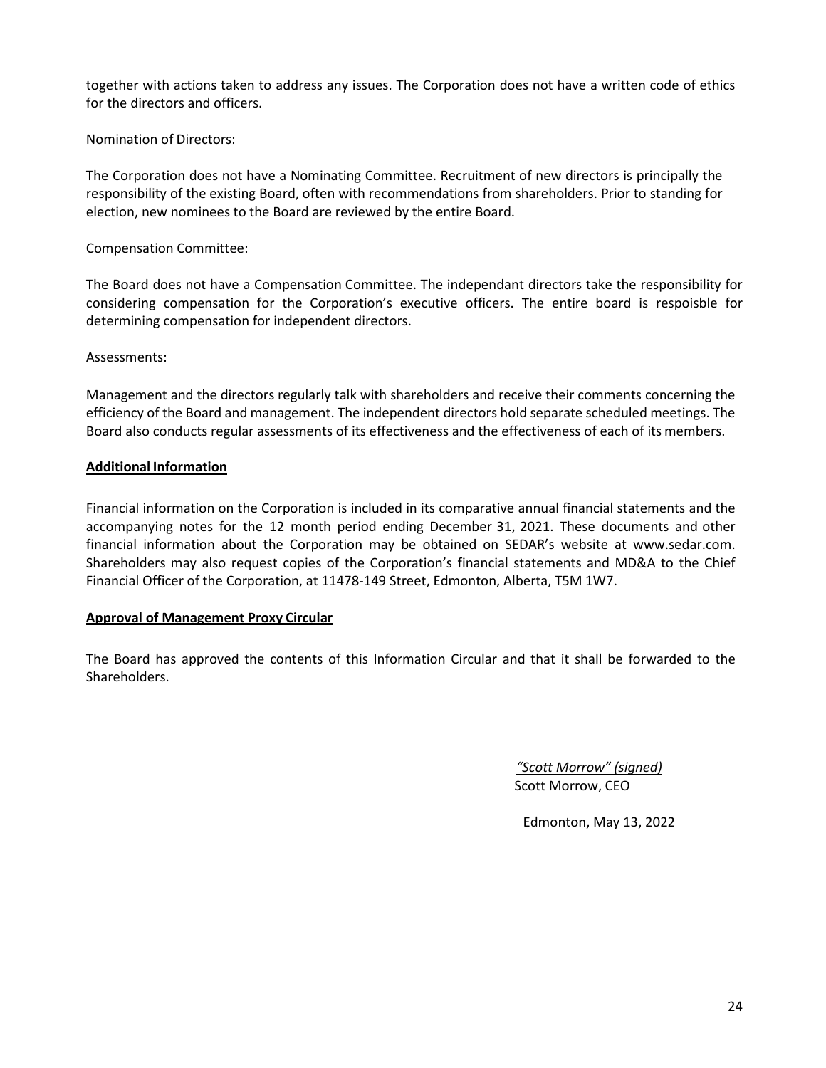together with actions taken to address any issues. The Corporation does not have a written code of ethics for the directors and officers.

Nomination of Directors:

The Corporation does not have a Nominating Committee. Recruitment of new directors is principally the responsibility of the existing Board, often with recommendations from shareholders. Prior to standing for election, new nominees to the Board are reviewed by the entire Board.

Compensation Committee:

The Board does not have a Compensation Committee. The independant directors take the responsibility for considering compensation for the Corporation's executive officers. The entire board is respoisble for determining compensation for independent directors.

Assessments:

Management and the directors regularly talk with shareholders and receive their comments concerning the efficiency of the Board and management. The independent directors hold separate scheduled meetings. The Board also conducts regular assessments of its effectiveness and the effectiveness of each of its members.

**Additional Information**

Financial information on the Corporation is included in its comparative annual financial statements and the accompanying notes for the 12 month period ending December 31, 2021. These documents and other financial information about the Corporation may be obtained on SEDAR's website at www.sedar.com. Shareholders may also request copies of the Corporation's financial statements and MD&A to the Chief Financial Officer of the Corporation, at 11478-149 Street, Edmonton, Alberta, T5M 1W7.

**Approval of Management Proxy Circular**

The Board has approved the contents of this Information Circular and that it shall be forwarded to the Shareholders.

*"Scott Morrow" (signed)*
Scott Morrow, CEO

Edmonton, May 13, 2022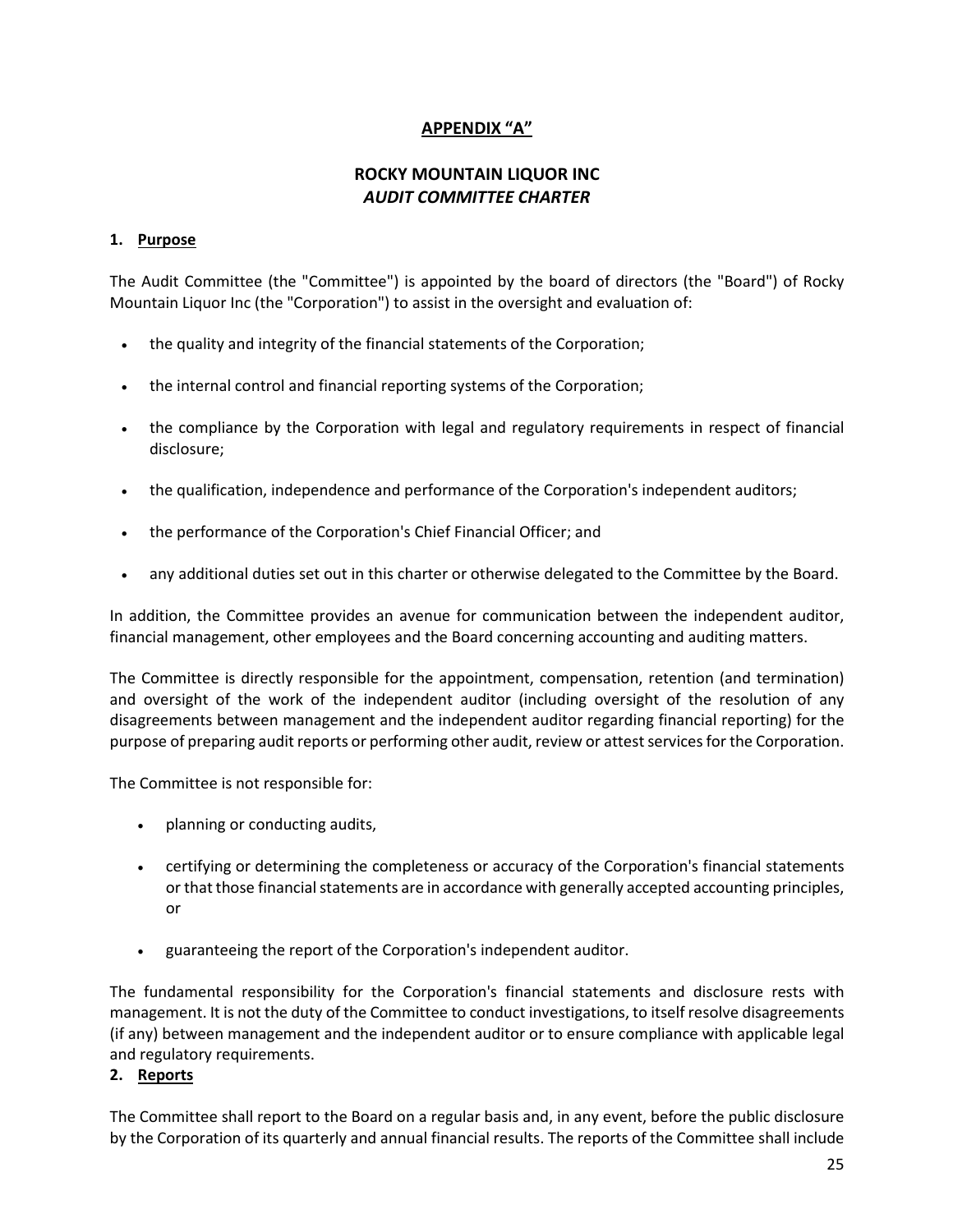## APPENDIX "A"

## ROCKY MOUNTAIN LIQUOR INC
## *AUDIT COMMITTEE CHARTER*

### 1. Purpose

The Audit Committee (the "Committee") is appointed by the board of directors (the "Board") of Rocky Mountain Liquor Inc (the "Corporation") to assist in the oversight and evaluation of:

- the quality and integrity of the financial statements of the Corporation;
- the internal control and financial reporting systems of the Corporation;
- the compliance by the Corporation with legal and regulatory requirements in respect of financial disclosure;
- the qualification, independence and performance of the Corporation's independent auditors;
- the performance of the Corporation's Chief Financial Officer; and
- any additional duties set out in this charter or otherwise delegated to the Committee by the Board.

In addition, the Committee provides an avenue for communication between the independent auditor, financial management, other employees and the Board concerning accounting and auditing matters.

The Committee is directly responsible for the appointment, compensation, retention (and termination) and oversight of the work of the independent auditor (including oversight of the resolution of any disagreements between management and the independent auditor regarding financial reporting) for the purpose of preparing audit reports or performing other audit, review or attest services for the Corporation.

The Committee is not responsible for:

- planning or conducting audits,
- certifying or determining the completeness or accuracy of the Corporation's financial statements or that those financial statements are in accordance with generally accepted accounting principles, or
- guaranteeing the report of the Corporation's independent auditor.

The fundamental responsibility for the Corporation's financial statements and disclosure rests with management. It is not the duty of the Committee to conduct investigations, to itself resolve disagreements (if any) between management and the independent auditor or to ensure compliance with applicable legal and regulatory requirements.

### 2. Reports

The Committee shall report to the Board on a regular basis and, in any event, before the public disclosure by the Corporation of its quarterly and annual financial results. The reports of the Committee shall include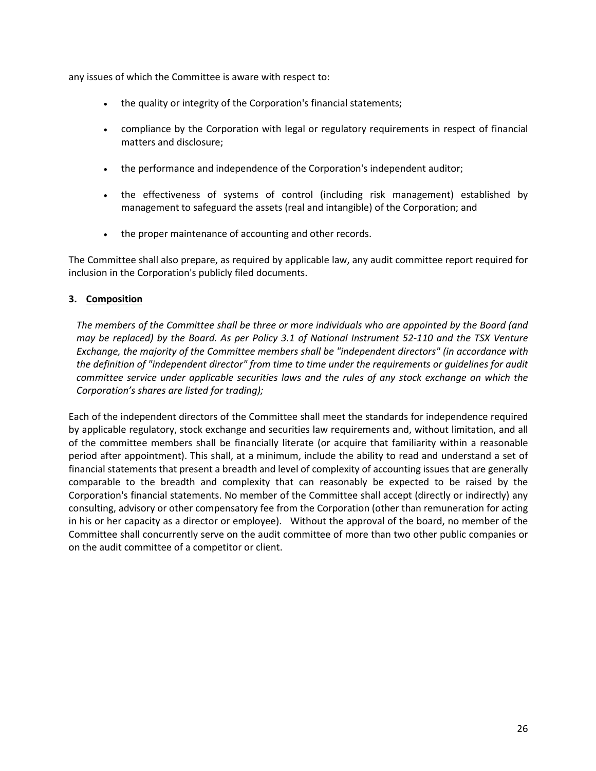any issues of which the Committee is aware with respect to:

- the quality or integrity of the Corporation's financial statements;
- compliance by the Corporation with legal or regulatory requirements in respect of financial matters and disclosure;
- the performance and independence of the Corporation's independent auditor;
- the effectiveness of systems of control (including risk management) established by management to safeguard the assets (real and intangible) of the Corporation; and
- the proper maintenance of accounting and other records.

The Committee shall also prepare, as required by applicable law, any audit committee report required for inclusion in the Corporation's publicly filed documents.

**3. Composition**

*The members of the Committee shall be three or more individuals who are appointed by the Board (and may be replaced) by the Board. As per Policy 3.1 of National Instrument 52-110 and the TSX Venture Exchange, the majority of the Committee members shall be "independent directors" (in accordance with the definition of "independent director" from time to time under the requirements or guidelines for audit committee service under applicable securities laws and the rules of any stock exchange on which the Corporation's shares are listed for trading);*

Each of the independent directors of the Committee shall meet the standards for independence required by applicable regulatory, stock exchange and securities law requirements and, without limitation, and all of the committee members shall be financially literate (or acquire that familiarity within a reasonable period after appointment). This shall, at a minimum, include the ability to read and understand a set of financial statements that present a breadth and level of complexity of accounting issues that are generally comparable to the breadth and complexity that can reasonably be expected to be raised by the Corporation's financial statements. No member of the Committee shall accept (directly or indirectly) any consulting, advisory or other compensatory fee from the Corporation (other than remuneration for acting in his or her capacity as a director or employee). Without the approval of the board, no member of the Committee shall concurrently serve on the audit committee of more than two other public companies or on the audit committee of a competitor or client.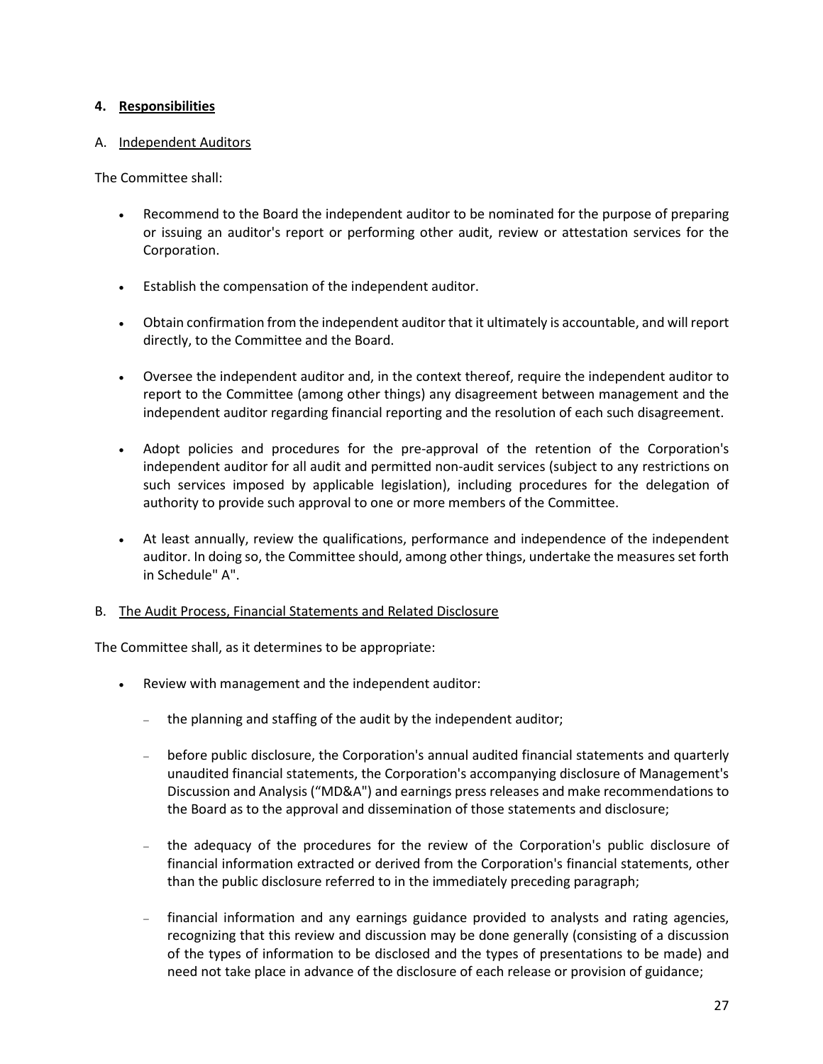#### 4. **Responsibilities**

A. Independent Auditors

The Committee shall:

- Recommend to the Board the independent auditor to be nominated for the purpose of preparing or issuing an auditor's report or performing other audit, review or attestation services for the Corporation.

- Establish the compensation of the independent auditor.

- Obtain confirmation from the independent auditor that it ultimately is accountable, and will report directly, to the Committee and the Board.

- Oversee the independent auditor and, in the context thereof, require the independent auditor to report to the Committee (among other things) any disagreement between management and the independent auditor regarding financial reporting and the resolution of each such disagreement.

- Adopt policies and procedures for the pre-approval of the retention of the Corporation's independent auditor for all audit and permitted non-audit services (subject to any restrictions on such services imposed by applicable legislation), including procedures for the delegation of authority to provide such approval to one or more members of the Committee.

- At least annually, review the qualifications, performance and independence of the independent auditor. In doing so, the Committee should, among other things, undertake the measures set forth in Schedule" A".

B. The Audit Process, Financial Statements and Related Disclosure

The Committee shall, as it determines to be appropriate:

- Review with management and the independent auditor:
  - the planning and staffing of the audit by the independent auditor;
  - before public disclosure, the Corporation's annual audited financial statements and quarterly unaudited financial statements, the Corporation's accompanying disclosure of Management's Discussion and Analysis ("MD&A") and earnings press releases and make recommendations to the Board as to the approval and dissemination of those statements and disclosure;
  - the adequacy of the procedures for the review of the Corporation's public disclosure of financial information extracted or derived from the Corporation's financial statements, other than the public disclosure referred to in the immediately preceding paragraph;
  - financial information and any earnings guidance provided to analysts and rating agencies, recognizing that this review and discussion may be done generally (consisting of a discussion of the types of information to be disclosed and the types of presentations to be made) and need not take place in advance of the disclosure of each release or provision of guidance;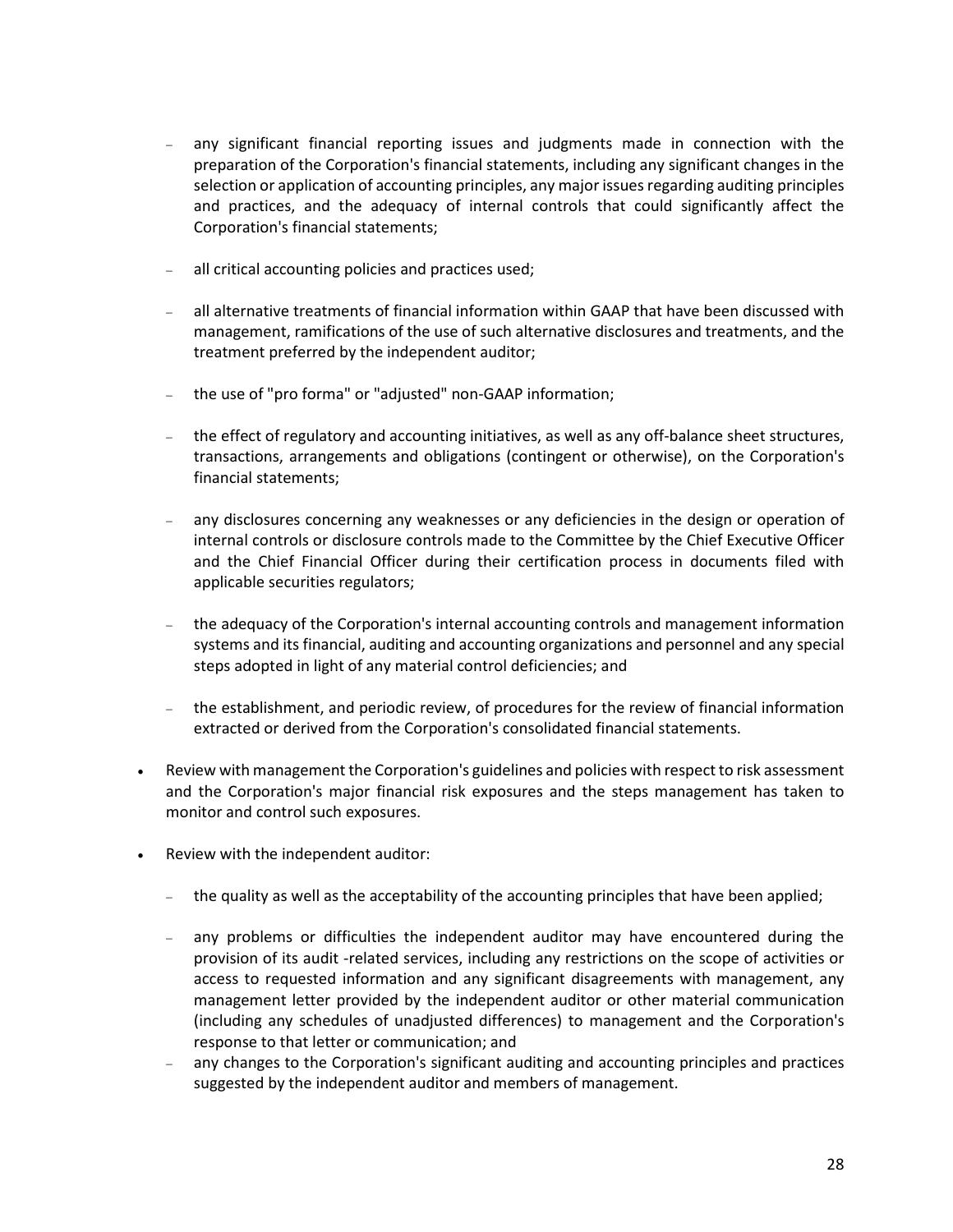- any significant financial reporting issues and judgments made in connection with the preparation of the Corporation's financial statements, including any significant changes in the selection or application of accounting principles, any major issues regarding auditing principles and practices, and the adequacy of internal controls that could significantly affect the Corporation's financial statements;

  - all critical accounting policies and practices used;

  - all alternative treatments of financial information within GAAP that have been discussed with management, ramifications of the use of such alternative disclosures and treatments, and the treatment preferred by the independent auditor;

  - the use of "pro forma" or "adjusted" non-GAAP information;

  - the effect of regulatory and accounting initiatives, as well as any off-balance sheet structures, transactions, arrangements and obligations (contingent or otherwise), on the Corporation's financial statements;

  - any disclosures concerning any weaknesses or any deficiencies in the design or operation of internal controls or disclosure controls made to the Committee by the Chief Executive Officer and the Chief Financial Officer during their certification process in documents filed with applicable securities regulators;

  - the adequacy of the Corporation's internal accounting controls and management information systems and its financial, auditing and accounting organizations and personnel and any special steps adopted in light of any material control deficiencies; and

  - the establishment, and periodic review, of procedures for the review of financial information extracted or derived from the Corporation's consolidated financial statements.

- Review with management the Corporation's guidelines and policies with respect to risk assessment and the Corporation's major financial risk exposures and the steps management has taken to monitor and control such exposures.

- Review with the independent auditor:

  - the quality as well as the acceptability of the accounting principles that have been applied;

  - any problems or difficulties the independent auditor may have encountered during the provision of its audit -related services, including any restrictions on the scope of activities or access to requested information and any significant disagreements with management, any management letter provided by the independent auditor or other material communication (including any schedules of unadjusted differences) to management and the Corporation's response to that letter or communication; and
  - any changes to the Corporation's significant auditing and accounting principles and practices suggested by the independent auditor and members of management.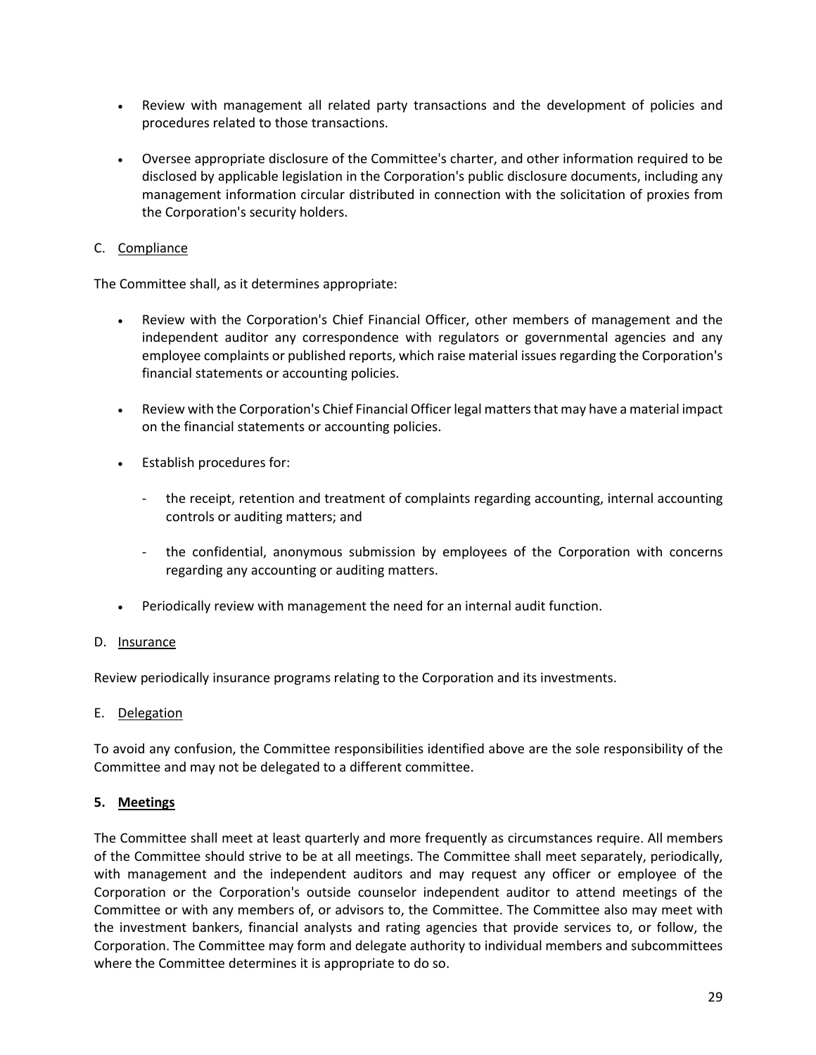- Review with management all related party transactions and the development of policies and procedures related to those transactions.
- Oversee appropriate disclosure of the Committee's charter, and other information required to be disclosed by applicable legislation in the Corporation's public disclosure documents, including any management information circular distributed in connection with the solicitation of proxies from the Corporation's security holders.

C. Compliance

The Committee shall, as it determines appropriate:

- Review with the Corporation's Chief Financial Officer, other members of management and the independent auditor any correspondence with regulators or governmental agencies and any employee complaints or published reports, which raise material issues regarding the Corporation's financial statements or accounting policies.
- Review with the Corporation's Chief Financial Officer legal matters that may have a material impact on the financial statements or accounting policies.
- Establish procedures for:
  - the receipt, retention and treatment of complaints regarding accounting, internal accounting controls or auditing matters; and
  - the confidential, anonymous submission by employees of the Corporation with concerns regarding any accounting or auditing matters.
- Periodically review with management the need for an internal audit function.

D. Insurance

Review periodically insurance programs relating to the Corporation and its investments.

E. Delegation

To avoid any confusion, the Committee responsibilities identified above are the sole responsibility of the Committee and may not be delegated to a different committee.

**5. Meetings**

The Committee shall meet at least quarterly and more frequently as circumstances require. All members of the Committee should strive to be at all meetings. The Committee shall meet separately, periodically, with management and the independent auditors and may request any officer or employee of the Corporation or the Corporation's outside counselor independent auditor to attend meetings of the Committee or with any members of, or advisors to, the Committee. The Committee also may meet with the investment bankers, financial analysts and rating agencies that provide services to, or follow, the Corporation. The Committee may form and delegate authority to individual members and subcommittees where the Committee determines it is appropriate to do so.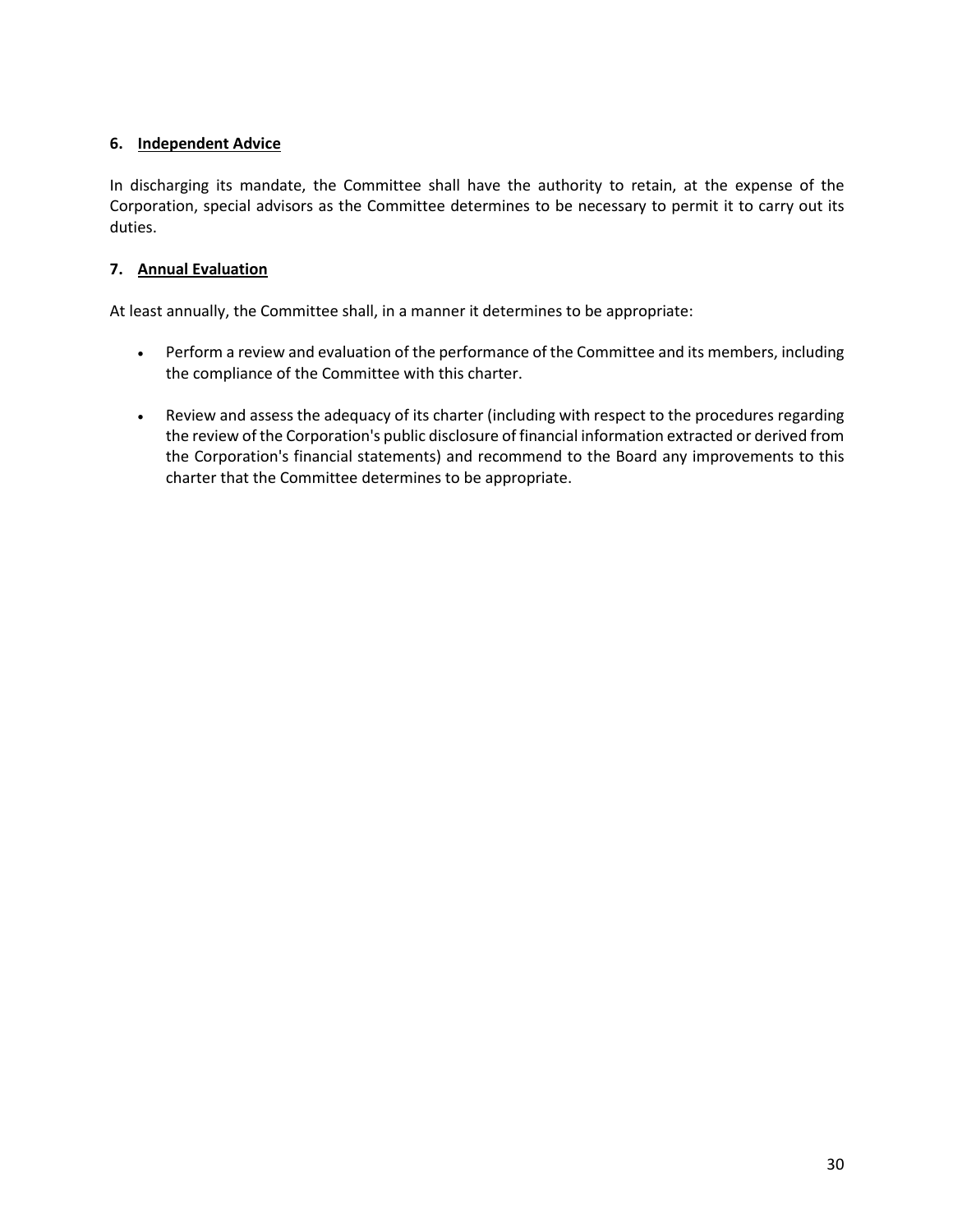### 6. Independent Advice

In discharging its mandate, the Committee shall have the authority to retain, at the expense of the Corporation, special advisors as the Committee determines to be necessary to permit it to carry out its duties.

### 7. Annual Evaluation

At least annually, the Committee shall, in a manner it determines to be appropriate:

- Perform a review and evaluation of the performance of the Committee and its members, including the compliance of the Committee with this charter.
- Review and assess the adequacy of its charter (including with respect to the procedures regarding the review of the Corporation's public disclosure of financial information extracted or derived from the Corporation's financial statements) and recommend to the Board any improvements to this charter that the Committee determines to be appropriate.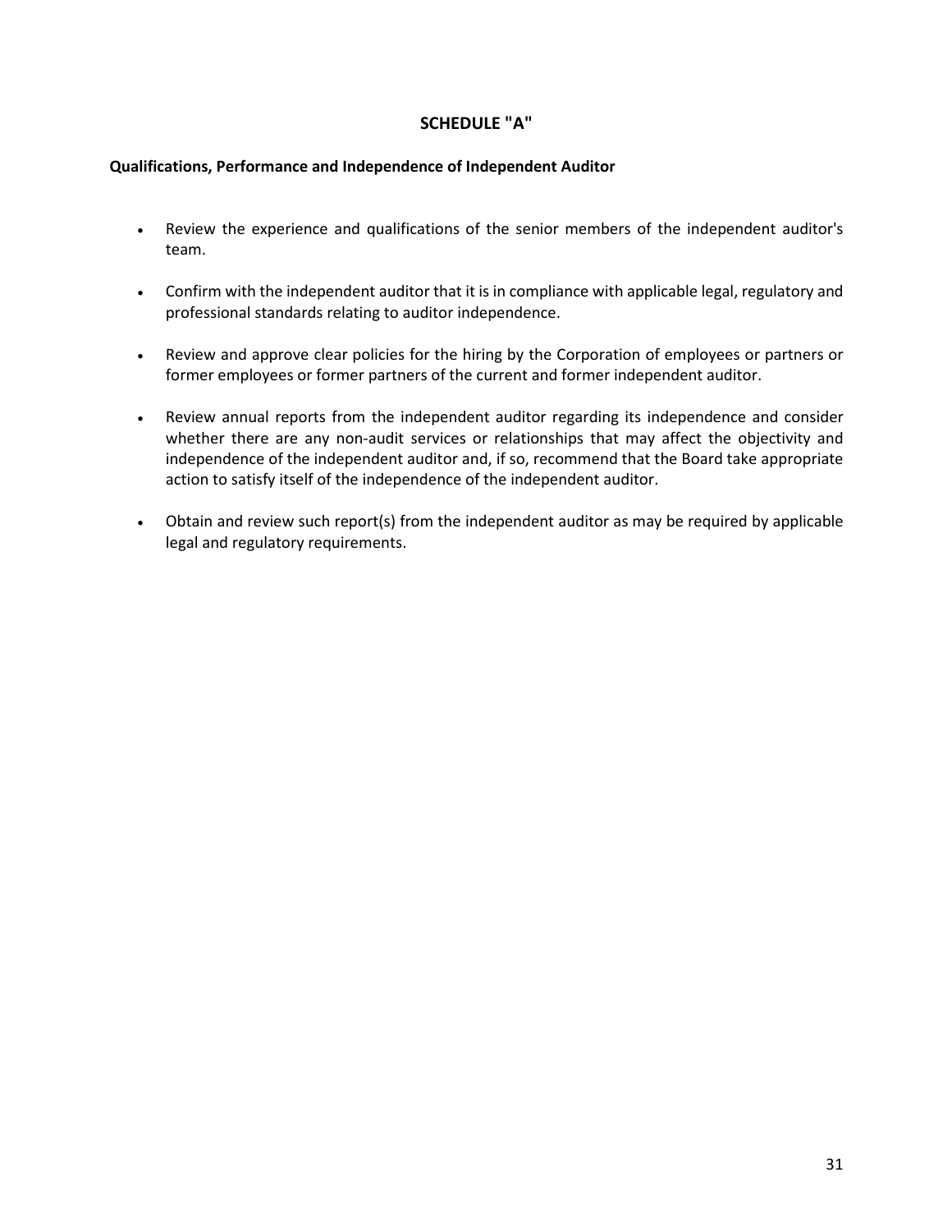# SCHEDULE "A"

**Qualifications, Performance and Independence of Independent Auditor**

- Review the experience and qualifications of the senior members of the independent auditor's team.
- Confirm with the independent auditor that it is in compliance with applicable legal, regulatory and professional standards relating to auditor independence.
- Review and approve clear policies for the hiring by the Corporation of employees or partners or former employees or former partners of the current and former independent auditor.
- Review annual reports from the independent auditor regarding its independence and consider whether there are any non-audit services or relationships that may affect the objectivity and independence of the independent auditor and, if so, recommend that the Board take appropriate action to satisfy itself of the independence of the independent auditor.
- Obtain and review such report(s) from the independent auditor as may be required by applicable legal and regulatory requirements.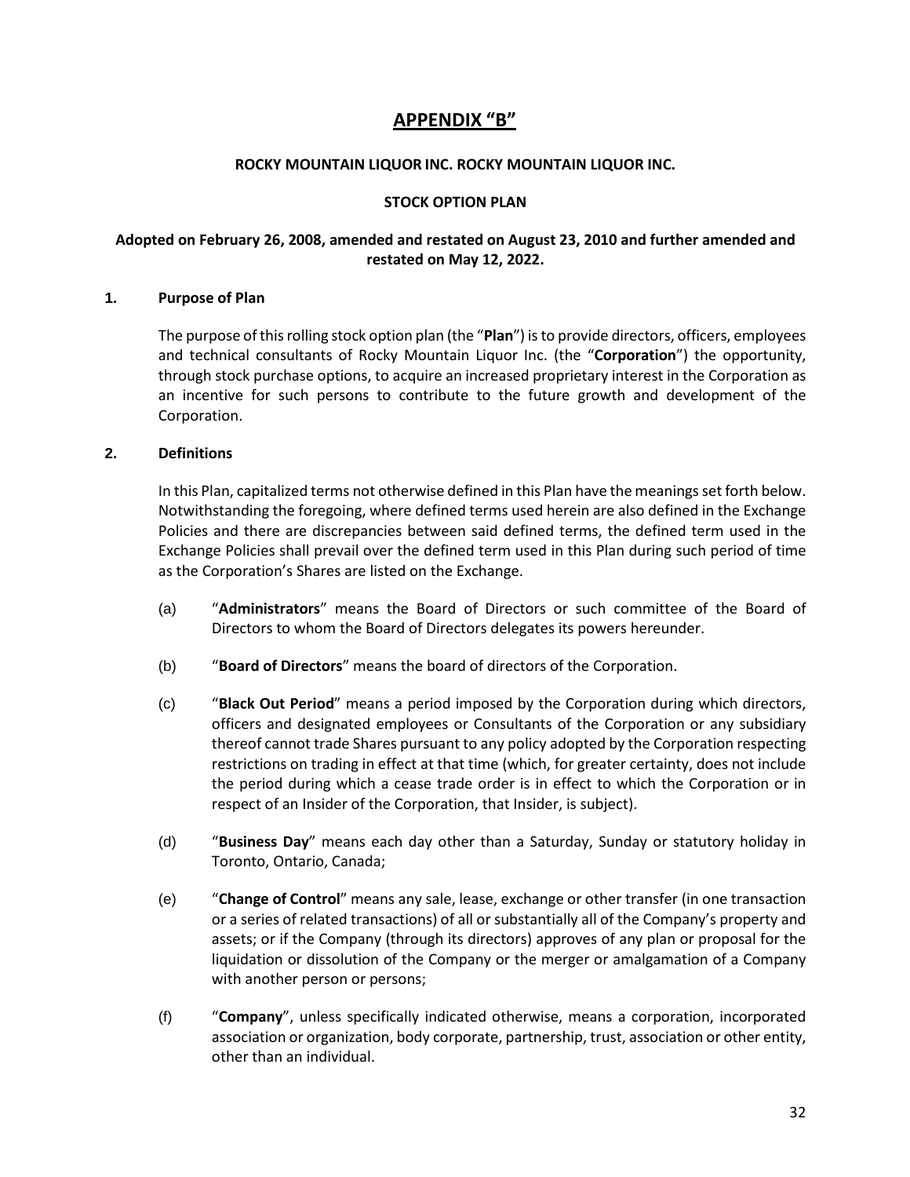# APPENDIX "B"

**ROCKY MOUNTAIN LIQUOR INC. ROCKY MOUNTAIN LIQUOR INC.**

**STOCK OPTION PLAN**

**Adopted on February 26, 2008, amended and restated on August 23, 2010 and further amended and restated on May 12, 2022.**

## 1. Purpose of Plan

The purpose of this rolling stock option plan (the "**Plan**") is to provide directors, officers, employees and technical consultants of Rocky Mountain Liquor Inc. (the "**Corporation**") the opportunity, through stock purchase options, to acquire an increased proprietary interest in the Corporation as an incentive for such persons to contribute to the future growth and development of the Corporation.

## 2. Definitions

In this Plan, capitalized terms not otherwise defined in this Plan have the meanings set forth below. Notwithstanding the foregoing, where defined terms used herein are also defined in the Exchange Policies and there are discrepancies between said defined terms, the defined term used in the Exchange Policies shall prevail over the defined term used in this Plan during such period of time as the Corporation's Shares are listed on the Exchange.

(a) "**Administrators**" means the Board of Directors or such committee of the Board of Directors to whom the Board of Directors delegates its powers hereunder.

(b) "**Board of Directors**" means the board of directors of the Corporation.

(c) "**Black Out Period**" means a period imposed by the Corporation during which directors, officers and designated employees or Consultants of the Corporation or any subsidiary thereof cannot trade Shares pursuant to any policy adopted by the Corporation respecting restrictions on trading in effect at that time (which, for greater certainty, does not include the period during which a cease trade order is in effect to which the Corporation or in respect of an Insider of the Corporation, that Insider, is subject).

(d) "**Business Day**" means each day other than a Saturday, Sunday or statutory holiday in Toronto, Ontario, Canada;

(e) "**Change of Control**" means any sale, lease, exchange or other transfer (in one transaction or a series of related transactions) of all or substantially all of the Company's property and assets; or if the Company (through its directors) approves of any plan or proposal for the liquidation or dissolution of the Company or the merger or amalgamation of a Company with another person or persons;

(f) "**Company**", unless specifically indicated otherwise, means a corporation, incorporated association or organization, body corporate, partnership, trust, association or other entity, other than an individual.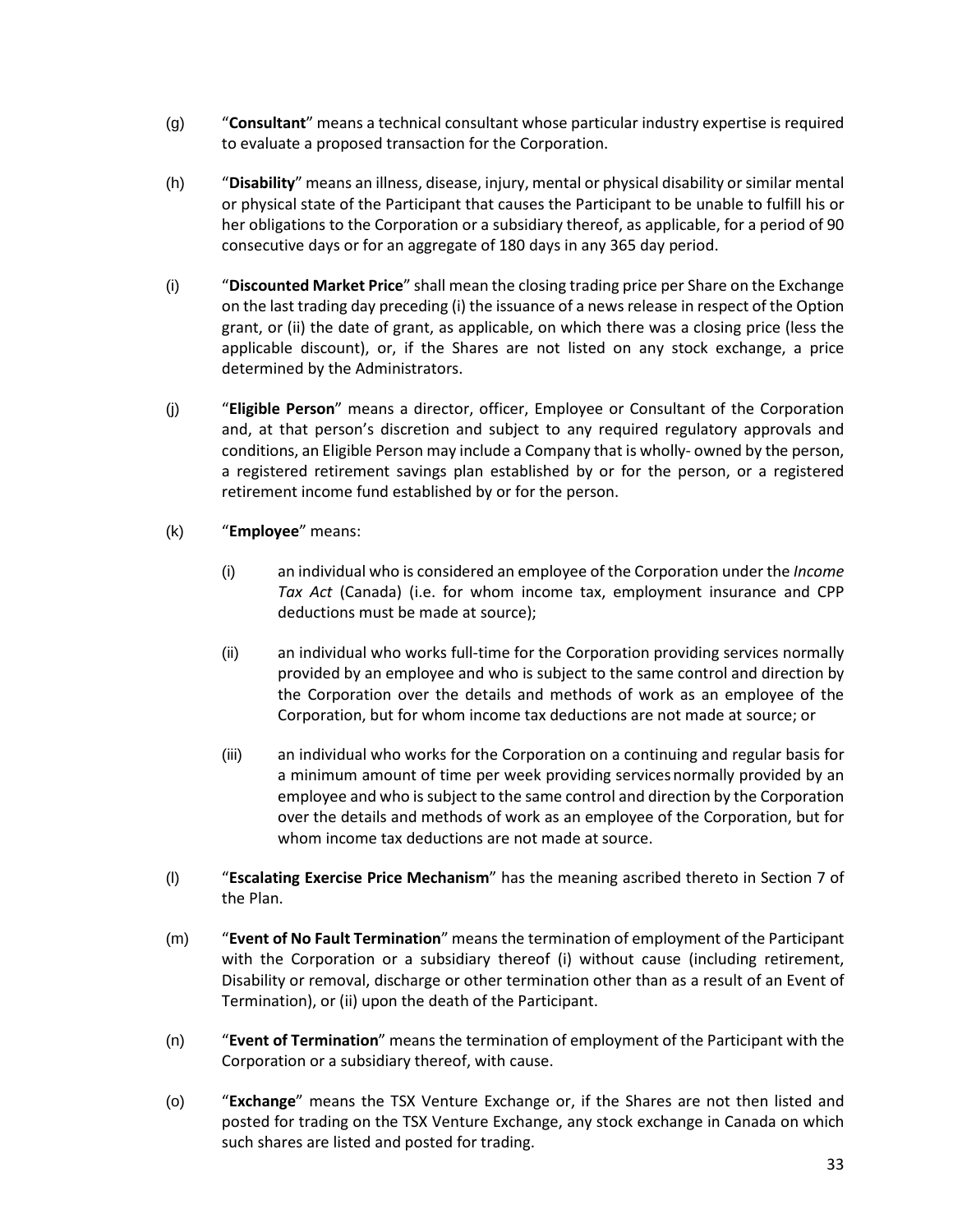(g) "**Consultant**" means a technical consultant whose particular industry expertise is required to evaluate a proposed transaction for the Corporation.

(h) "**Disability**" means an illness, disease, injury, mental or physical disability or similar mental or physical state of the Participant that causes the Participant to be unable to fulfill his or her obligations to the Corporation or a subsidiary thereof, as applicable, for a period of 90 consecutive days or for an aggregate of 180 days in any 365 day period.

(i) "**Discounted Market Price**" shall mean the closing trading price per Share on the Exchange on the last trading day preceding (i) the issuance of a news release in respect of the Option grant, or (ii) the date of grant, as applicable, on which there was a closing price (less the applicable discount), or, if the Shares are not listed on any stock exchange, a price determined by the Administrators.

(j) "**Eligible Person**" means a director, officer, Employee or Consultant of the Corporation and, at that person's discretion and subject to any required regulatory approvals and conditions, an Eligible Person may include a Company that is wholly- owned by the person, a registered retirement savings plan established by or for the person, or a registered retirement income fund established by or for the person.

(k) "**Employee**" means:

(i) an individual who is considered an employee of the Corporation under the *Income Tax Act* (Canada) (i.e. for whom income tax, employment insurance and CPP deductions must be made at source);

(ii) an individual who works full-time for the Corporation providing services normally provided by an employee and who is subject to the same control and direction by the Corporation over the details and methods of work as an employee of the Corporation, but for whom income tax deductions are not made at source; or

(iii) an individual who works for the Corporation on a continuing and regular basis for a minimum amount of time per week providing services normally provided by an employee and who is subject to the same control and direction by the Corporation over the details and methods of work as an employee of the Corporation, but for whom income tax deductions are not made at source.

(l) "**Escalating Exercise Price Mechanism**" has the meaning ascribed thereto in Section 7 of the Plan.

(m) "**Event of No Fault Termination**" means the termination of employment of the Participant with the Corporation or a subsidiary thereof (i) without cause (including retirement, Disability or removal, discharge or other termination other than as a result of an Event of Termination), or (ii) upon the death of the Participant.

(n) "**Event of Termination**" means the termination of employment of the Participant with the Corporation or a subsidiary thereof, with cause.

(o) "**Exchange**" means the TSX Venture Exchange or, if the Shares are not then listed and posted for trading on the TSX Venture Exchange, any stock exchange in Canada on which such shares are listed and posted for trading.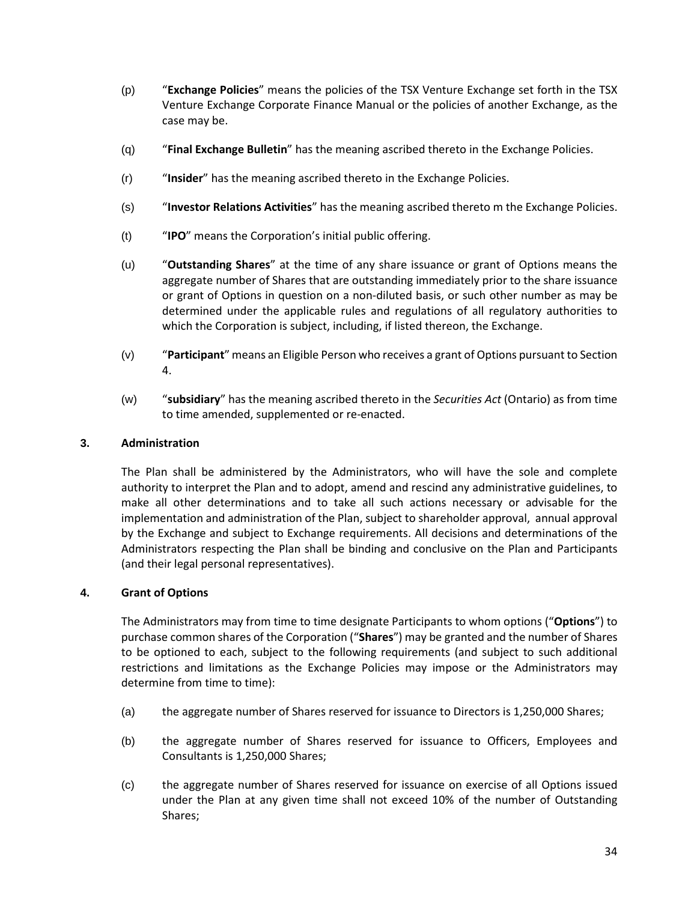(p) "**Exchange Policies**" means the policies of the TSX Venture Exchange set forth in the TSX Venture Exchange Corporate Finance Manual or the policies of another Exchange, as the case may be.

(q) "**Final Exchange Bulletin**" has the meaning ascribed thereto in the Exchange Policies.

(r) "**Insider**" has the meaning ascribed thereto in the Exchange Policies.

(s) "**Investor Relations Activities**" has the meaning ascribed thereto m the Exchange Policies.

(t) "**IPO**" means the Corporation's initial public offering.

(u) "**Outstanding Shares**" at the time of any share issuance or grant of Options means the aggregate number of Shares that are outstanding immediately prior to the share issuance or grant of Options in question on a non-diluted basis, or such other number as may be determined under the applicable rules and regulations of all regulatory authorities to which the Corporation is subject, including, if listed thereon, the Exchange.

(v) "**Participant**" means an Eligible Person who receives a grant of Options pursuant to Section 4.

(w) "**subsidiary**" has the meaning ascribed thereto in the *Securities Act* (Ontario) as from time to time amended, supplemented or re-enacted.

## 3. Administration

The Plan shall be administered by the Administrators, who will have the sole and complete authority to interpret the Plan and to adopt, amend and rescind any administrative guidelines, to make all other determinations and to take all such actions necessary or advisable for the implementation and administration of the Plan, subject to shareholder approval, annual approval by the Exchange and subject to Exchange requirements. All decisions and determinations of the Administrators respecting the Plan shall be binding and conclusive on the Plan and Participants (and their legal personal representatives).

## 4. Grant of Options

The Administrators may from time to time designate Participants to whom options ("**Options**") to purchase common shares of the Corporation ("**Shares**") may be granted and the number of Shares to be optioned to each, subject to the following requirements (and subject to such additional restrictions and limitations as the Exchange Policies may impose or the Administrators may determine from time to time):

(a) the aggregate number of Shares reserved for issuance to Directors is 1,250,000 Shares;

(b) the aggregate number of Shares reserved for issuance to Officers, Employees and Consultants is 1,250,000 Shares;

(c) the aggregate number of Shares reserved for issuance on exercise of all Options issued under the Plan at any given time shall not exceed 10% of the number of Outstanding Shares;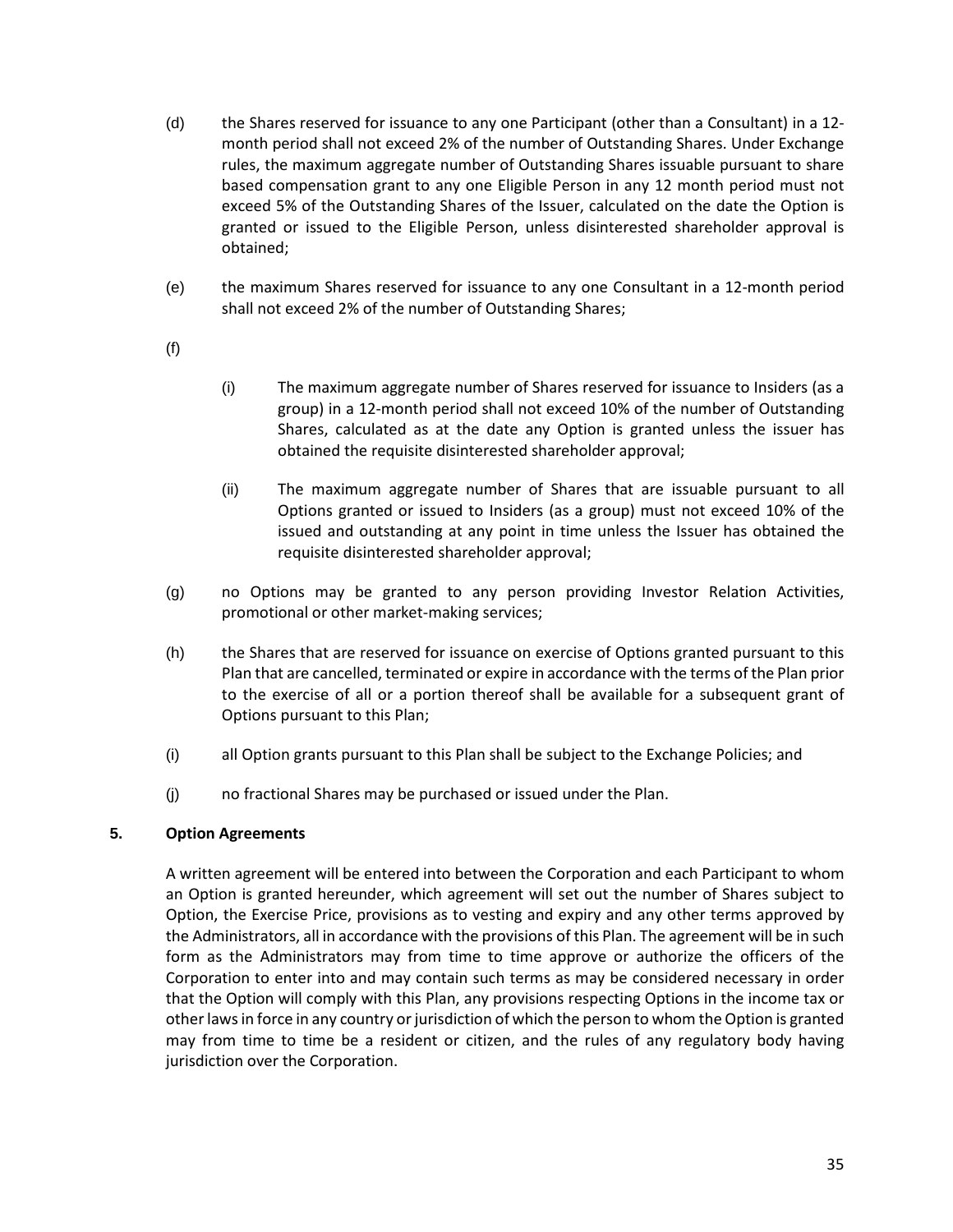(d) the Shares reserved for issuance to any one Participant (other than a Consultant) in a 12-month period shall not exceed 2% of the number of Outstanding Shares. Under Exchange rules, the maximum aggregate number of Outstanding Shares issuable pursuant to share based compensation grant to any one Eligible Person in any 12 month period must not exceed 5% of the Outstanding Shares of the Issuer, calculated on the date the Option is granted or issued to the Eligible Person, unless disinterested shareholder approval is obtained;

(e) the maximum Shares reserved for issuance to any one Consultant in a 12-month period shall not exceed 2% of the number of Outstanding Shares;

(f)

(i) The maximum aggregate number of Shares reserved for issuance to Insiders (as a group) in a 12-month period shall not exceed 10% of the number of Outstanding Shares, calculated as at the date any Option is granted unless the issuer has obtained the requisite disinterested shareholder approval;

(ii) The maximum aggregate number of Shares that are issuable pursuant to all Options granted or issued to Insiders (as a group) must not exceed 10% of the issued and outstanding at any point in time unless the Issuer has obtained the requisite disinterested shareholder approval;

(g) no Options may be granted to any person providing Investor Relation Activities, promotional or other market-making services;

(h) the Shares that are reserved for issuance on exercise of Options granted pursuant to this Plan that are cancelled, terminated or expire in accordance with the terms of the Plan prior to the exercise of all or a portion thereof shall be available for a subsequent grant of Options pursuant to this Plan;

(i) all Option grants pursuant to this Plan shall be subject to the Exchange Policies; and

(j) no fractional Shares may be purchased or issued under the Plan.

**5. Option Agreements**

A written agreement will be entered into between the Corporation and each Participant to whom an Option is granted hereunder, which agreement will set out the number of Shares subject to Option, the Exercise Price, provisions as to vesting and expiry and any other terms approved by the Administrators, all in accordance with the provisions of this Plan. The agreement will be in such form as the Administrators may from time to time approve or authorize the officers of the Corporation to enter into and may contain such terms as may be considered necessary in order that the Option will comply with this Plan, any provisions respecting Options in the income tax or other laws in force in any country or jurisdiction of which the person to whom the Option is granted may from time to time be a resident or citizen, and the rules of any regulatory body having jurisdiction over the Corporation.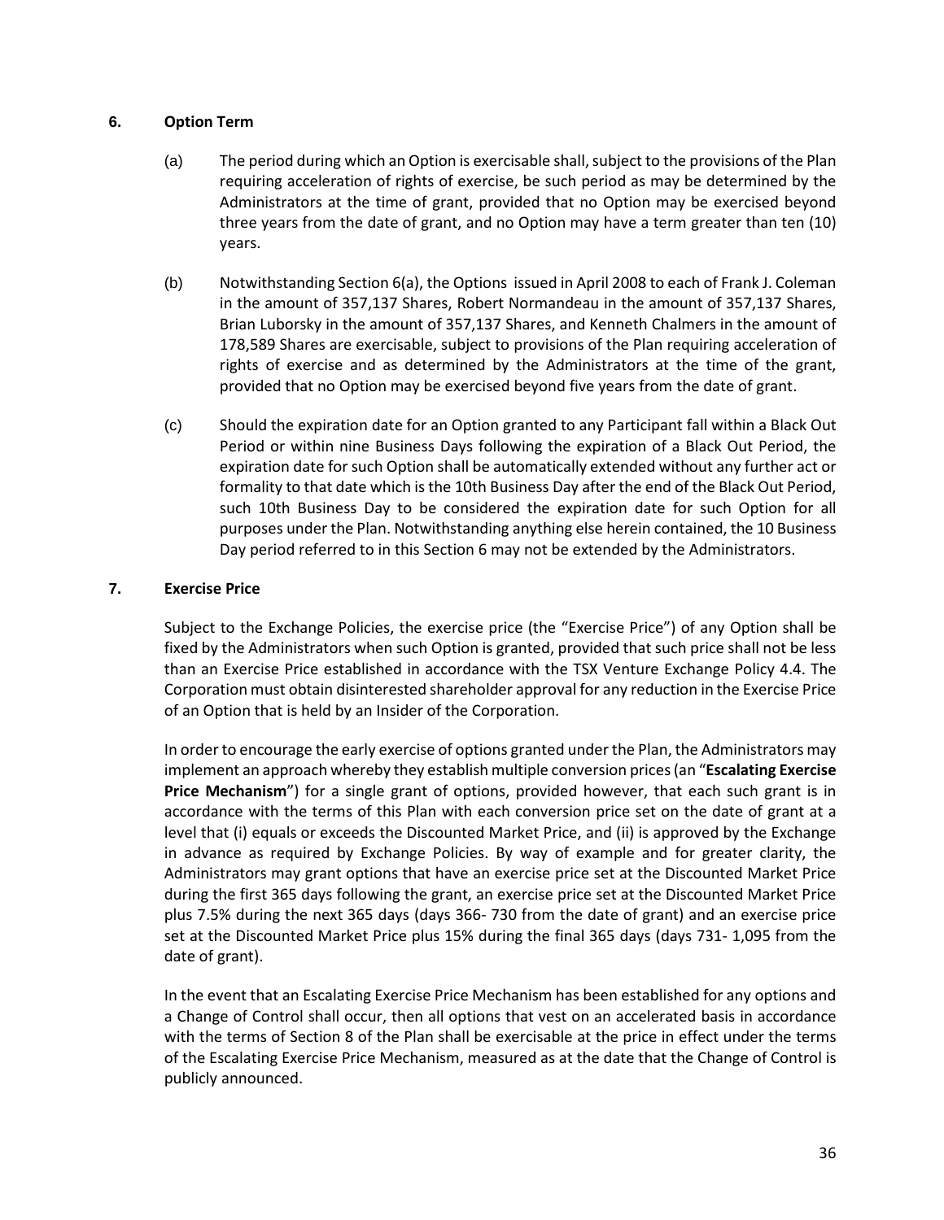## 6. Option Term

(a) The period during which an Option is exercisable shall, subject to the provisions of the Plan requiring acceleration of rights of exercise, be such period as may be determined by the Administrators at the time of grant, provided that no Option may be exercised beyond three years from the date of grant, and no Option may have a term greater than ten (10) years.

(b) Notwithstanding Section 6(a), the Options issued in April 2008 to each of Frank J. Coleman in the amount of 357,137 Shares, Robert Normandeau in the amount of 357,137 Shares, Brian Luborsky in the amount of 357,137 Shares, and Kenneth Chalmers in the amount of 178,589 Shares are exercisable, subject to provisions of the Plan requiring acceleration of rights of exercise and as determined by the Administrators at the time of the grant, provided that no Option may be exercised beyond five years from the date of grant.

(c) Should the expiration date for an Option granted to any Participant fall within a Black Out Period or within nine Business Days following the expiration of a Black Out Period, the expiration date for such Option shall be automatically extended without any further act or formality to that date which is the 10th Business Day after the end of the Black Out Period, such 10th Business Day to be considered the expiration date for such Option for all purposes under the Plan. Notwithstanding anything else herein contained, the 10 Business Day period referred to in this Section 6 may not be extended by the Administrators.

## 7. Exercise Price

Subject to the Exchange Policies, the exercise price (the "Exercise Price") of any Option shall be fixed by the Administrators when such Option is granted, provided that such price shall not be less than an Exercise Price established in accordance with the TSX Venture Exchange Policy 4.4. The Corporation must obtain disinterested shareholder approval for any reduction in the Exercise Price of an Option that is held by an Insider of the Corporation.

In order to encourage the early exercise of options granted under the Plan, the Administrators may implement an approach whereby they establish multiple conversion prices (an "**Escalating Exercise Price Mechanism**") for a single grant of options, provided however, that each such grant is in accordance with the terms of this Plan with each conversion price set on the date of grant at a level that (i) equals or exceeds the Discounted Market Price, and (ii) is approved by the Exchange in advance as required by Exchange Policies. By way of example and for greater clarity, the Administrators may grant options that have an exercise price set at the Discounted Market Price during the first 365 days following the grant, an exercise price set at the Discounted Market Price plus 7.5% during the next 365 days (days 366- 730 from the date of grant) and an exercise price set at the Discounted Market Price plus 15% during the final 365 days (days 731- 1,095 from the date of grant).

In the event that an Escalating Exercise Price Mechanism has been established for any options and a Change of Control shall occur, then all options that vest on an accelerated basis in accordance with the terms of Section 8 of the Plan shall be exercisable at the price in effect under the terms of the Escalating Exercise Price Mechanism, measured as at the date that the Change of Control is publicly announced.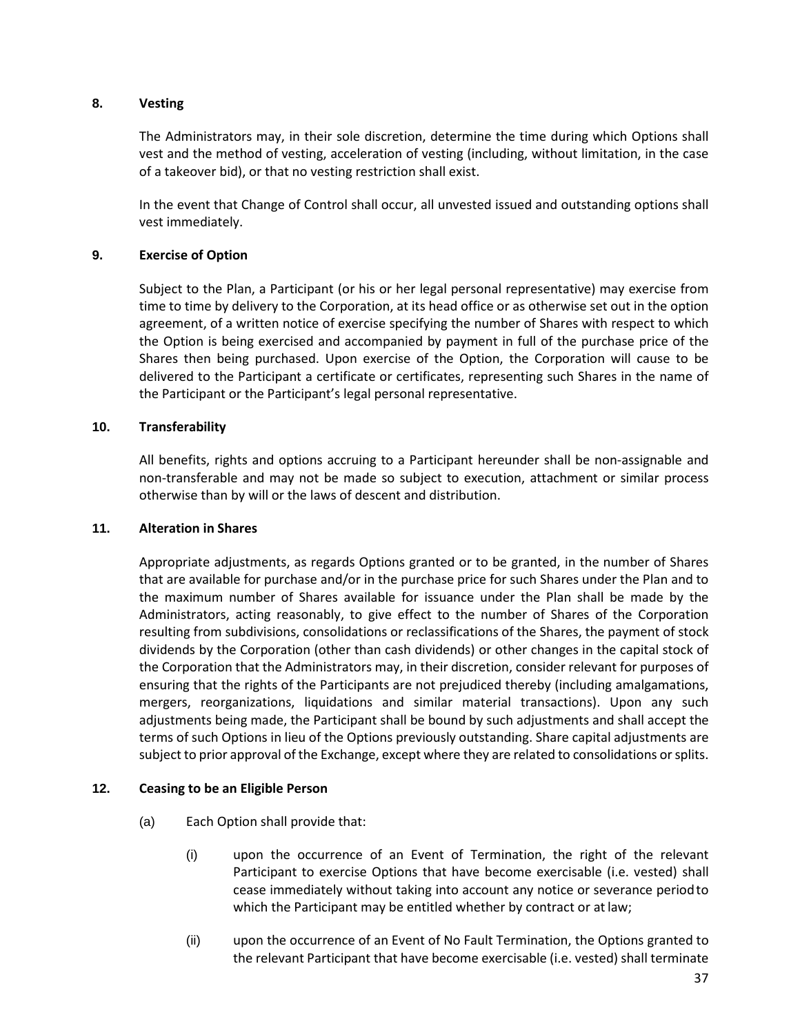## 8. Vesting

The Administrators may, in their sole discretion, determine the time during which Options shall vest and the method of vesting, acceleration of vesting (including, without limitation, in the case of a takeover bid), or that no vesting restriction shall exist.

In the event that Change of Control shall occur, all unvested issued and outstanding options shall vest immediately.

## 9. Exercise of Option

Subject to the Plan, a Participant (or his or her legal personal representative) may exercise from time to time by delivery to the Corporation, at its head office or as otherwise set out in the option agreement, of a written notice of exercise specifying the number of Shares with respect to which the Option is being exercised and accompanied by payment in full of the purchase price of the Shares then being purchased. Upon exercise of the Option, the Corporation will cause to be delivered to the Participant a certificate or certificates, representing such Shares in the name of the Participant or the Participant's legal personal representative.

## 10. Transferability

All benefits, rights and options accruing to a Participant hereunder shall be non-assignable and non-transferable and may not be made so subject to execution, attachment or similar process otherwise than by will or the laws of descent and distribution.

## 11. Alteration in Shares

Appropriate adjustments, as regards Options granted or to be granted, in the number of Shares that are available for purchase and/or in the purchase price for such Shares under the Plan and to the maximum number of Shares available for issuance under the Plan shall be made by the Administrators, acting reasonably, to give effect to the number of Shares of the Corporation resulting from subdivisions, consolidations or reclassifications of the Shares, the payment of stock dividends by the Corporation (other than cash dividends) or other changes in the capital stock of the Corporation that the Administrators may, in their discretion, consider relevant for purposes of ensuring that the rights of the Participants are not prejudiced thereby (including amalgamations, mergers, reorganizations, liquidations and similar material transactions). Upon any such adjustments being made, the Participant shall be bound by such adjustments and shall accept the terms of such Options in lieu of the Options previously outstanding. Share capital adjustments are subject to prior approval of the Exchange, except where they are related to consolidations or splits.

## 12. Ceasing to be an Eligible Person

(a) Each Option shall provide that:

(i) upon the occurrence of an Event of Termination, the right of the relevant Participant to exercise Options that have become exercisable (i.e. vested) shall cease immediately without taking into account any notice or severance period to which the Participant may be entitled whether by contract or at law;

(ii) upon the occurrence of an Event of No Fault Termination, the Options granted to the relevant Participant that have become exercisable (i.e. vested) shall terminate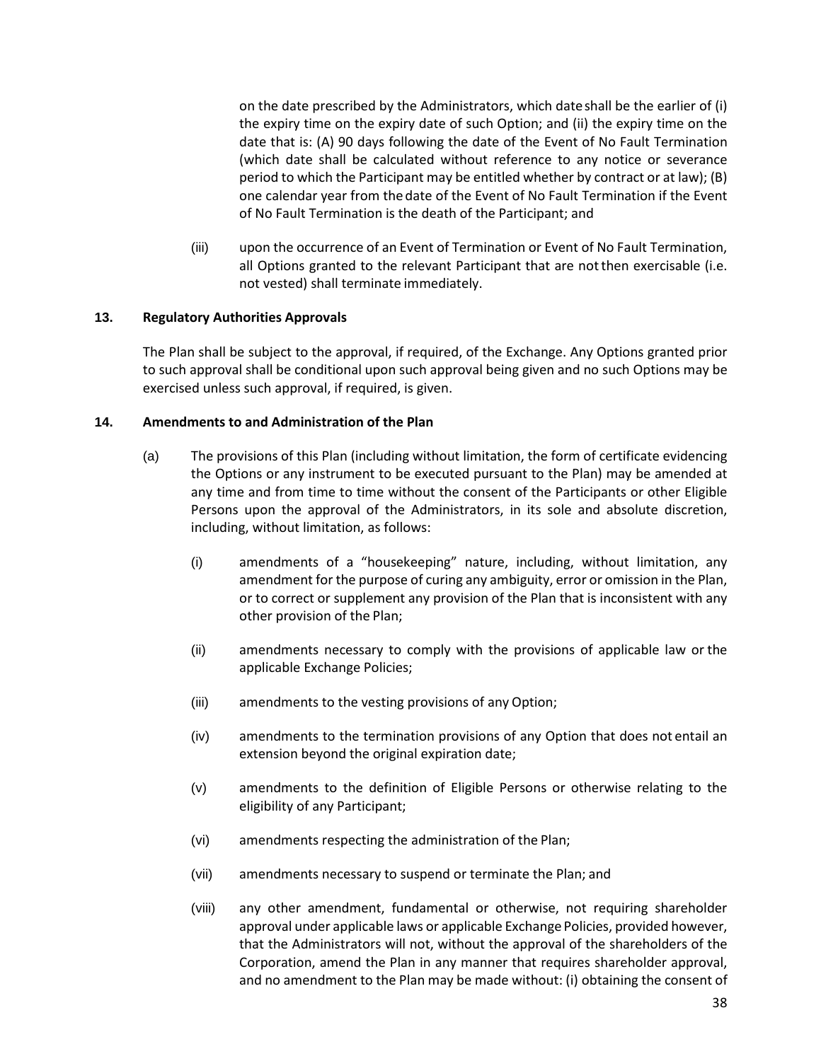on the date prescribed by the Administrators, which date shall be the earlier of (i) the expiry time on the expiry date of such Option; and (ii) the expiry time on the date that is: (A) 90 days following the date of the Event of No Fault Termination (which date shall be calculated without reference to any notice or severance period to which the Participant may be entitled whether by contract or at law); (B) one calendar year from the date of the Event of No Fault Termination if the Event of No Fault Termination is the death of the Participant; and

(iii) upon the occurrence of an Event of Termination or Event of No Fault Termination, all Options granted to the relevant Participant that are not then exercisable (i.e. not vested) shall terminate immediately.

**13. Regulatory Authorities Approvals**

The Plan shall be subject to the approval, if required, of the Exchange. Any Options granted prior to such approval shall be conditional upon such approval being given and no such Options may be exercised unless such approval, if required, is given.

**14. Amendments to and Administration of the Plan**

(a) The provisions of this Plan (including without limitation, the form of certificate evidencing the Options or any instrument to be executed pursuant to the Plan) may be amended at any time and from time to time without the consent of the Participants or other Eligible Persons upon the approval of the Administrators, in its sole and absolute discretion, including, without limitation, as follows:

(i) amendments of a "housekeeping" nature, including, without limitation, any amendment for the purpose of curing any ambiguity, error or omission in the Plan, or to correct or supplement any provision of the Plan that is inconsistent with any other provision of the Plan;

(ii) amendments necessary to comply with the provisions of applicable law or the applicable Exchange Policies;

(iii) amendments to the vesting provisions of any Option;

(iv) amendments to the termination provisions of any Option that does not entail an extension beyond the original expiration date;

(v) amendments to the definition of Eligible Persons or otherwise relating to the eligibility of any Participant;

(vi) amendments respecting the administration of the Plan;

(vii) amendments necessary to suspend or terminate the Plan; and

(viii) any other amendment, fundamental or otherwise, not requiring shareholder approval under applicable laws or applicable Exchange Policies, provided however, that the Administrators will not, without the approval of the shareholders of the Corporation, amend the Plan in any manner that requires shareholder approval, and no amendment to the Plan may be made without: (i) obtaining the consent of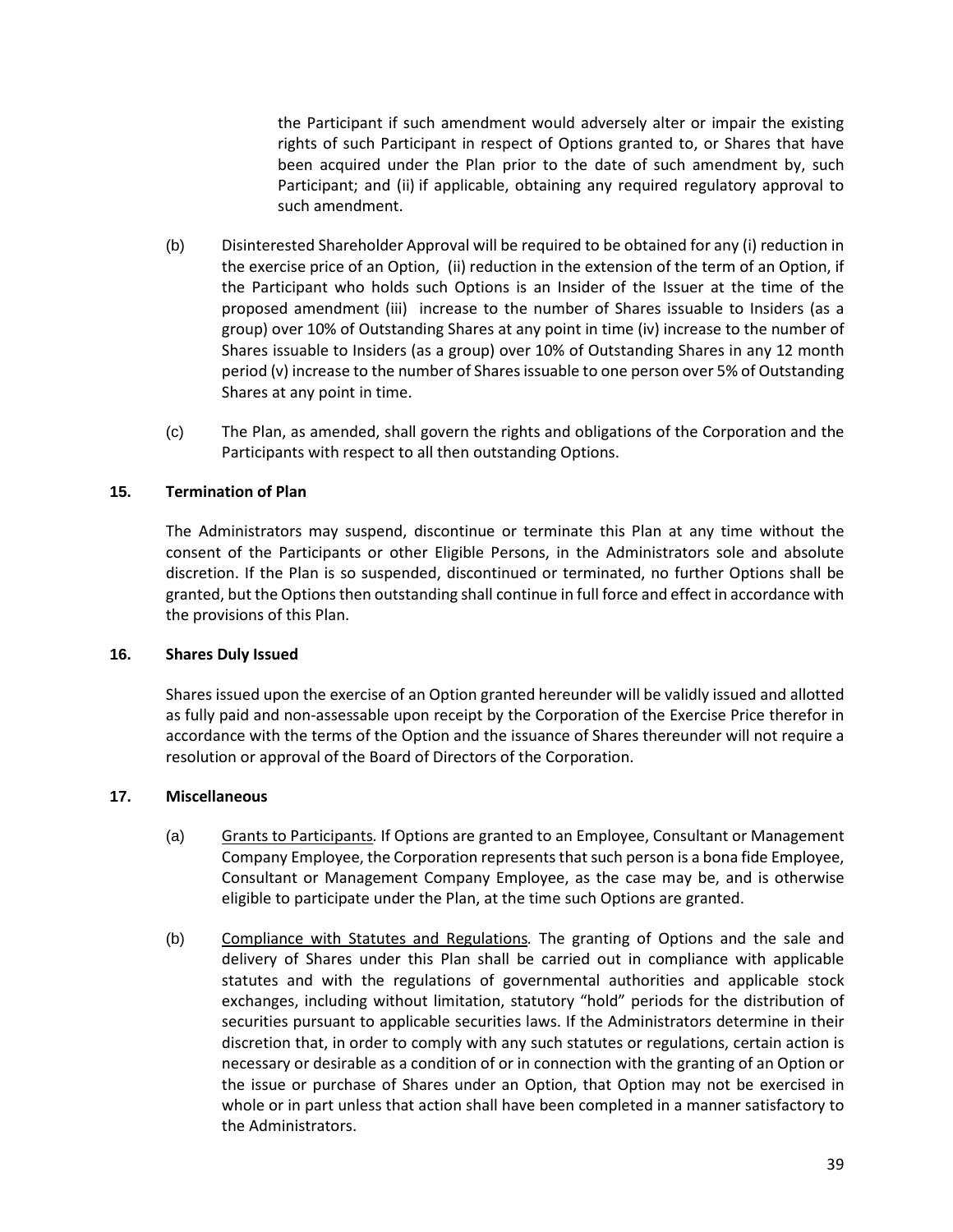the Participant if such amendment would adversely alter or impair the existing rights of such Participant in respect of Options granted to, or Shares that have been acquired under the Plan prior to the date of such amendment by, such Participant; and (ii) if applicable, obtaining any required regulatory approval to such amendment.

(b) Disinterested Shareholder Approval will be required to be obtained for any (i) reduction in the exercise price of an Option, (ii) reduction in the extension of the term of an Option, if the Participant who holds such Options is an Insider of the Issuer at the time of the proposed amendment (iii) increase to the number of Shares issuable to Insiders (as a group) over 10% of Outstanding Shares at any point in time (iv) increase to the number of Shares issuable to Insiders (as a group) over 10% of Outstanding Shares in any 12 month period (v) increase to the number of Shares issuable to one person over 5% of Outstanding Shares at any point in time.

(c) The Plan, as amended, shall govern the rights and obligations of the Corporation and the Participants with respect to all then outstanding Options.

## 15. Termination of Plan

The Administrators may suspend, discontinue or terminate this Plan at any time without the consent of the Participants or other Eligible Persons, in the Administrators sole and absolute discretion. If the Plan is so suspended, discontinued or terminated, no further Options shall be granted, but the Options then outstanding shall continue in full force and effect in accordance with the provisions of this Plan.

## 16. Shares Duly Issued

Shares issued upon the exercise of an Option granted hereunder will be validly issued and allotted as fully paid and non-assessable upon receipt by the Corporation of the Exercise Price therefor in accordance with the terms of the Option and the issuance of Shares thereunder will not require a resolution or approval of the Board of Directors of the Corporation.

## 17. Miscellaneous

(a) Grants to Participants*.* If Options are granted to an Employee, Consultant or Management Company Employee, the Corporation represents that such person is a bona fide Employee, Consultant or Management Company Employee, as the case may be, and is otherwise eligible to participate under the Plan, at the time such Options are granted.

(b) Compliance with Statutes and Regulations*.* The granting of Options and the sale and delivery of Shares under this Plan shall be carried out in compliance with applicable statutes and with the regulations of governmental authorities and applicable stock exchanges, including without limitation, statutory "hold" periods for the distribution of securities pursuant to applicable securities laws. If the Administrators determine in their discretion that, in order to comply with any such statutes or regulations, certain action is necessary or desirable as a condition of or in connection with the granting of an Option or the issue or purchase of Shares under an Option, that Option may not be exercised in whole or in part unless that action shall have been completed in a manner satisfactory to the Administrators.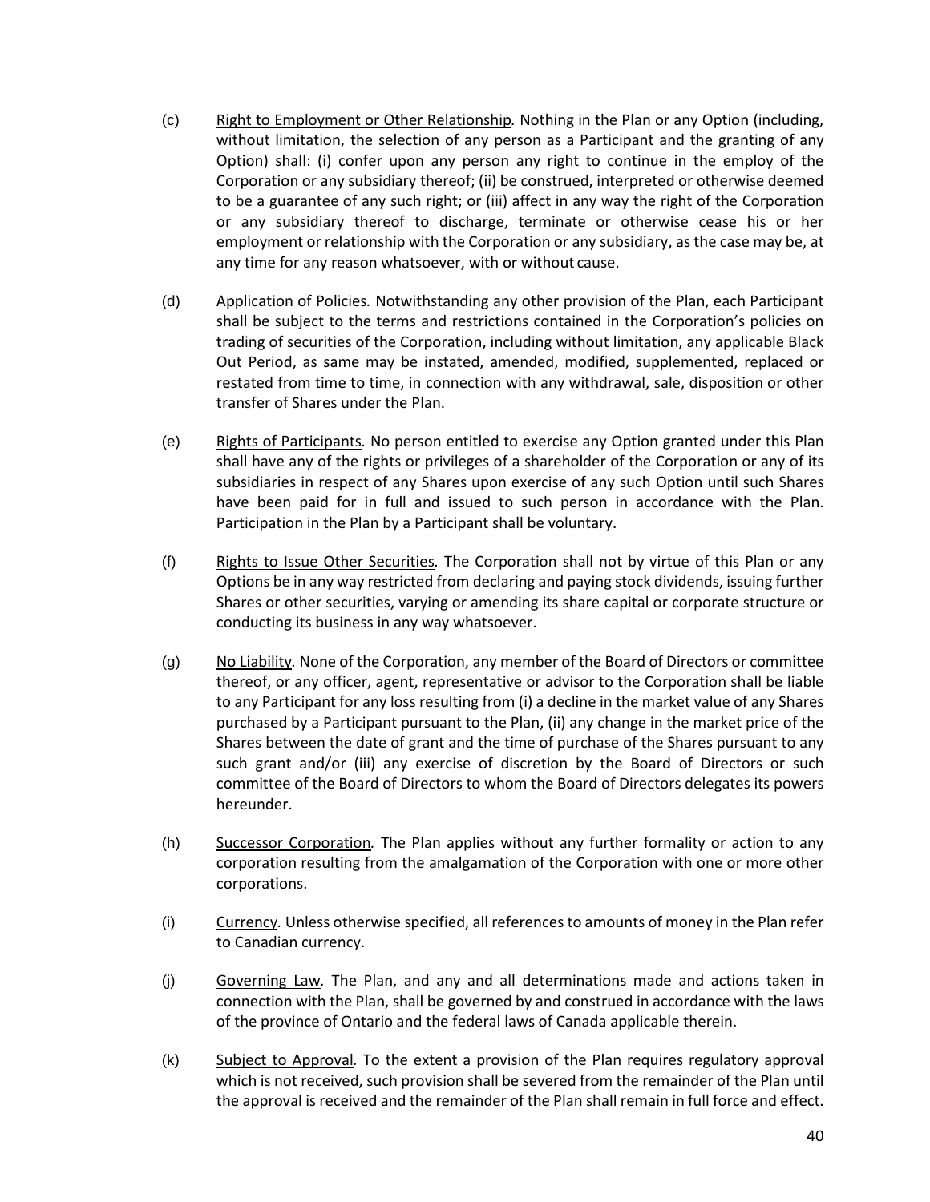(c) Right to Employment or Other Relationship. Nothing in the Plan or any Option (including, without limitation, the selection of any person as a Participant and the granting of any Option) shall: (i) confer upon any person any right to continue in the employ of the Corporation or any subsidiary thereof; (ii) be construed, interpreted or otherwise deemed to be a guarantee of any such right; or (iii) affect in any way the right of the Corporation or any subsidiary thereof to discharge, terminate or otherwise cease his or her employment or relationship with the Corporation or any subsidiary, as the case may be, at any time for any reason whatsoever, with or without cause.

(d) Application of Policies. Notwithstanding any other provision of the Plan, each Participant shall be subject to the terms and restrictions contained in the Corporation's policies on trading of securities of the Corporation, including without limitation, any applicable Black Out Period, as same may be instated, amended, modified, supplemented, replaced or restated from time to time, in connection with any withdrawal, sale, disposition or other transfer of Shares under the Plan.

(e) Rights of Participants. No person entitled to exercise any Option granted under this Plan shall have any of the rights or privileges of a shareholder of the Corporation or any of its subsidiaries in respect of any Shares upon exercise of any such Option until such Shares have been paid for in full and issued to such person in accordance with the Plan. Participation in the Plan by a Participant shall be voluntary.

(f) Rights to Issue Other Securities. The Corporation shall not by virtue of this Plan or any Options be in any way restricted from declaring and paying stock dividends, issuing further Shares or other securities, varying or amending its share capital or corporate structure or conducting its business in any way whatsoever.

(g) No Liability. None of the Corporation, any member of the Board of Directors or committee thereof, or any officer, agent, representative or advisor to the Corporation shall be liable to any Participant for any loss resulting from (i) a decline in the market value of any Shares purchased by a Participant pursuant to the Plan, (ii) any change in the market price of the Shares between the date of grant and the time of purchase of the Shares pursuant to any such grant and/or (iii) any exercise of discretion by the Board of Directors or such committee of the Board of Directors to whom the Board of Directors delegates its powers hereunder.

(h) Successor Corporation. The Plan applies without any further formality or action to any corporation resulting from the amalgamation of the Corporation with one or more other corporations.

(i) Currency. Unless otherwise specified, all references to amounts of money in the Plan refer to Canadian currency.

(j) Governing Law. The Plan, and any and all determinations made and actions taken in connection with the Plan, shall be governed by and construed in accordance with the laws of the province of Ontario and the federal laws of Canada applicable therein.

(k) Subject to Approval. To the extent a provision of the Plan requires regulatory approval which is not received, such provision shall be severed from the remainder of the Plan until the approval is received and the remainder of the Plan shall remain in full force and effect.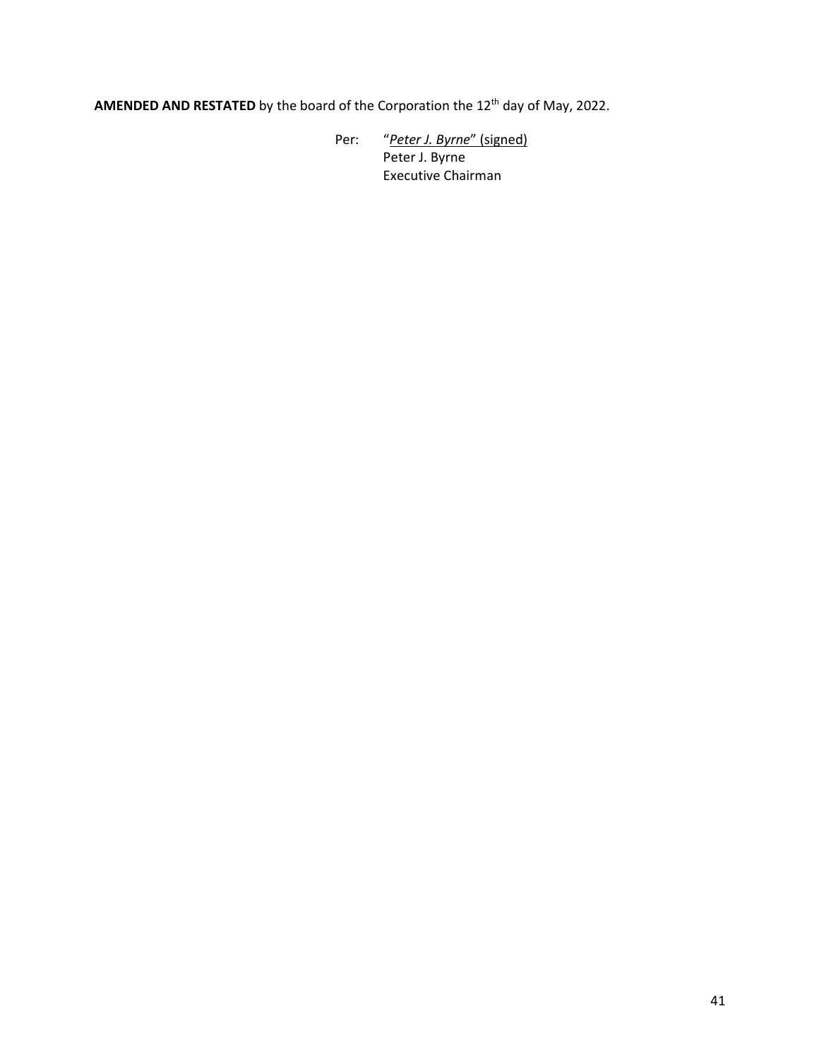**AMENDED AND RESTATED** by the board of the Corporation the 12th day of May, 2022.

Per: "*Peter J. Byrne*" (signed)
Peter J. Byrne
Executive Chairman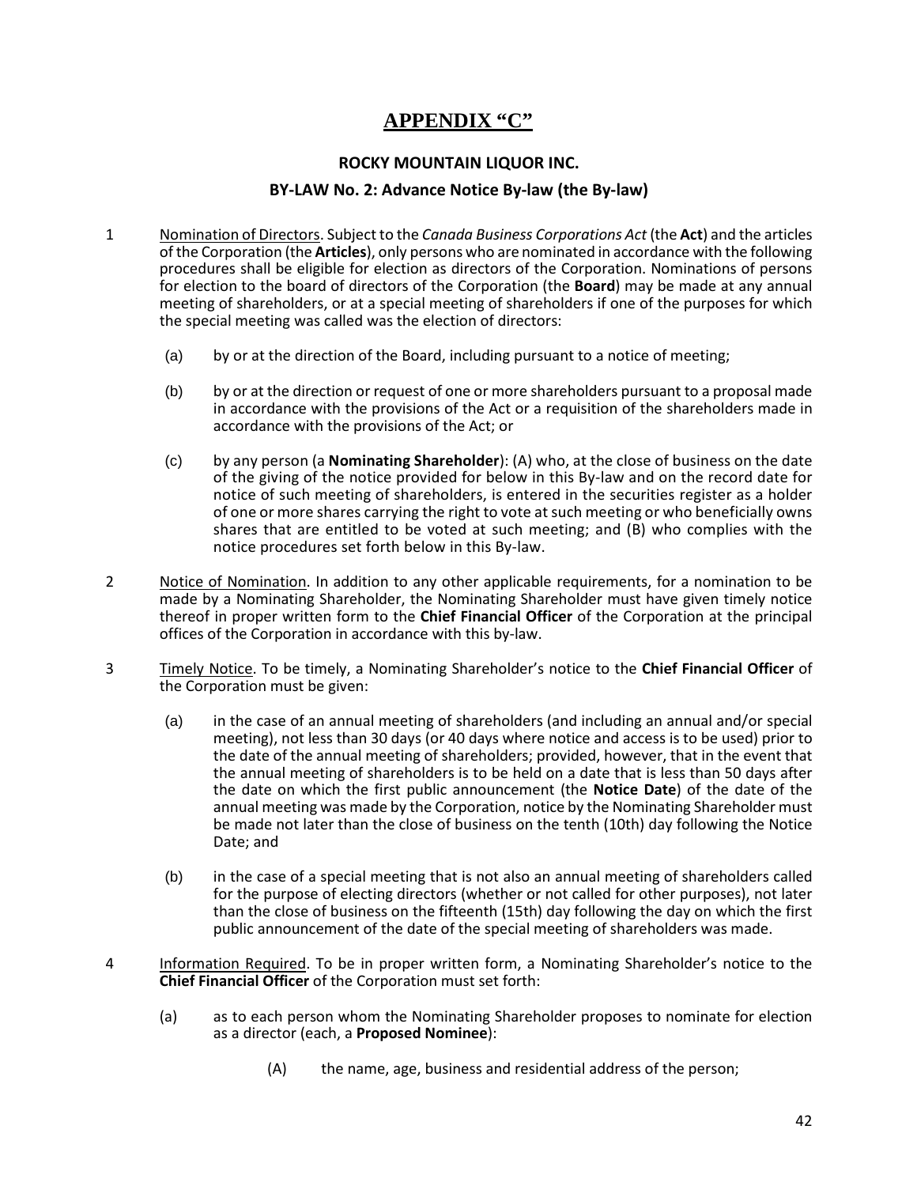# APPENDIX "C"

## ROCKY MOUNTAIN LIQUOR INC.

## BY-LAW No. 2: Advance Notice By-law (the By-law)

1 Nomination of Directors. Subject to the *Canada Business Corporations Act* (the **Act**) and the articles of the Corporation (the **Articles**), only persons who are nominated in accordance with the following procedures shall be eligible for election as directors of the Corporation. Nominations of persons for election to the board of directors of the Corporation (the **Board**) may be made at any annual meeting of shareholders, or at a special meeting of shareholders if one of the purposes for which the special meeting was called was the election of directors:

   (a) by or at the direction of the Board, including pursuant to a notice of meeting;

   (b) by or at the direction or request of one or more shareholders pursuant to a proposal made in accordance with the provisions of the Act or a requisition of the shareholders made in accordance with the provisions of the Act; or

   (c) by any person (a **Nominating Shareholder**): (A) who, at the close of business on the date of the giving of the notice provided for below in this By-law and on the record date for notice of such meeting of shareholders, is entered in the securities register as a holder of one or more shares carrying the right to vote at such meeting or who beneficially owns shares that are entitled to be voted at such meeting; and (B) who complies with the notice procedures set forth below in this By-law.

2 Notice of Nomination. In addition to any other applicable requirements, for a nomination to be made by a Nominating Shareholder, the Nominating Shareholder must have given timely notice thereof in proper written form to the **Chief Financial Officer** of the Corporation at the principal offices of the Corporation in accordance with this by-law.

3 Timely Notice. To be timely, a Nominating Shareholder's notice to the **Chief Financial Officer** of the Corporation must be given:

   (a) in the case of an annual meeting of shareholders (and including an annual and/or special meeting), not less than 30 days (or 40 days where notice and access is to be used) prior to the date of the annual meeting of shareholders; provided, however, that in the event that the annual meeting of shareholders is to be held on a date that is less than 50 days after the date on which the first public announcement (the **Notice Date**) of the date of the annual meeting was made by the Corporation, notice by the Nominating Shareholder must be made not later than the close of business on the tenth (10th) day following the Notice Date; and

   (b) in the case of a special meeting that is not also an annual meeting of shareholders called for the purpose of electing directors (whether or not called for other purposes), not later than the close of business on the fifteenth (15th) day following the day on which the first public announcement of the date of the special meeting of shareholders was made.

4 Information Required. To be in proper written form, a Nominating Shareholder's notice to the **Chief Financial Officer** of the Corporation must set forth:

   (a) as to each person whom the Nominating Shareholder proposes to nominate for election as a director (each, a **Proposed Nominee**):

      (A) the name, age, business and residential address of the person;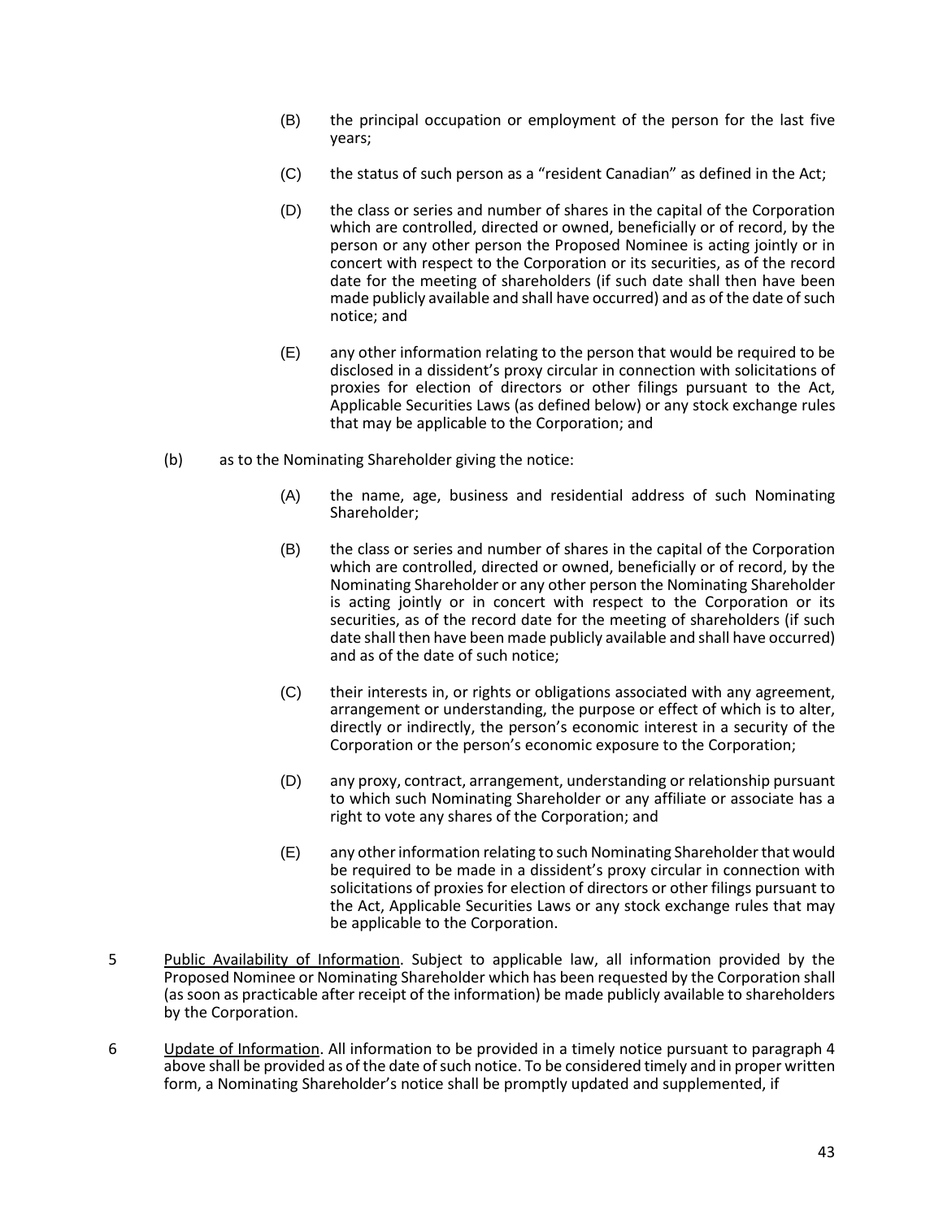(B) the principal occupation or employment of the person for the last five years;

(C) the status of such person as a "resident Canadian" as defined in the Act;

(D) the class or series and number of shares in the capital of the Corporation which are controlled, directed or owned, beneficially or of record, by the person or any other person the Proposed Nominee is acting jointly or in concert with respect to the Corporation or its securities, as of the record date for the meeting of shareholders (if such date shall then have been made publicly available and shall have occurred) and as of the date of such notice; and

(E) any other information relating to the person that would be required to be disclosed in a dissident's proxy circular in connection with solicitations of proxies for election of directors or other filings pursuant to the Act, Applicable Securities Laws (as defined below) or any stock exchange rules that may be applicable to the Corporation; and

(b) as to the Nominating Shareholder giving the notice:

(A) the name, age, business and residential address of such Nominating Shareholder;

(B) the class or series and number of shares in the capital of the Corporation which are controlled, directed or owned, beneficially or of record, by the Nominating Shareholder or any other person the Nominating Shareholder is acting jointly or in concert with respect to the Corporation or its securities, as of the record date for the meeting of shareholders (if such date shall then have been made publicly available and shall have occurred) and as of the date of such notice;

(C) their interests in, or rights or obligations associated with any agreement, arrangement or understanding, the purpose or effect of which is to alter, directly or indirectly, the person's economic interest in a security of the Corporation or the person's economic exposure to the Corporation;

(D) any proxy, contract, arrangement, understanding or relationship pursuant to which such Nominating Shareholder or any affiliate or associate has a right to vote any shares of the Corporation; and

(E) any other information relating to such Nominating Shareholder that would be required to be made in a dissident's proxy circular in connection with solicitations of proxies for election of directors or other filings pursuant to the Act, Applicable Securities Laws or any stock exchange rules that may be applicable to the Corporation.

5 Public Availability of Information. Subject to applicable law, all information provided by the Proposed Nominee or Nominating Shareholder which has been requested by the Corporation shall (as soon as practicable after receipt of the information) be made publicly available to shareholders by the Corporation.

6 Update of Information. All information to be provided in a timely notice pursuant to paragraph 4 above shall be provided as of the date of such notice. To be considered timely and in proper written form, a Nominating Shareholder's notice shall be promptly updated and supplemented, if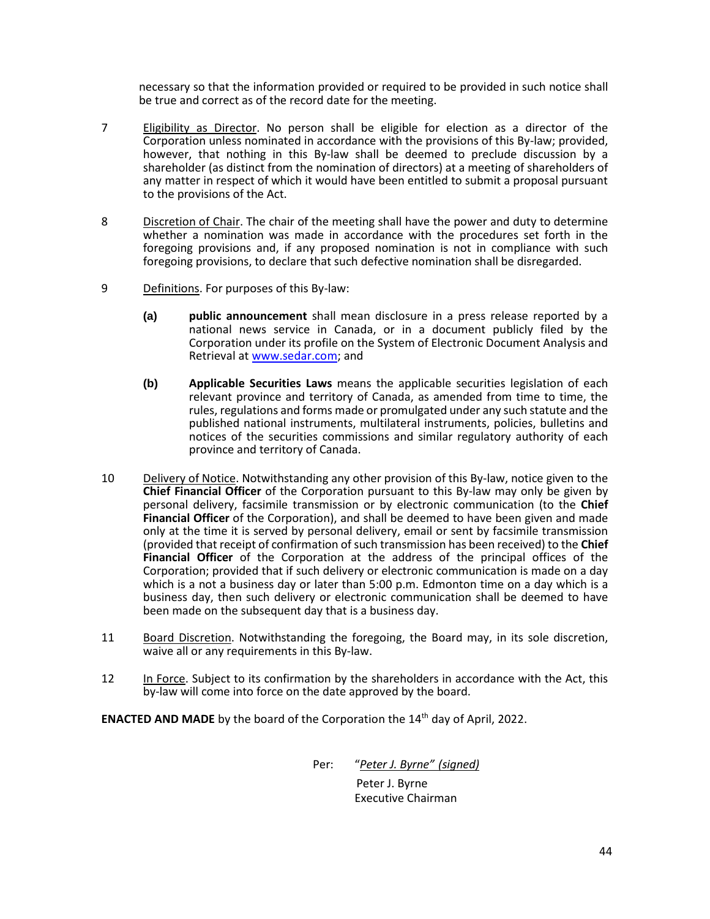necessary so that the information provided or required to be provided in such notice shall be true and correct as of the record date for the meeting.

7 Eligibility as Director. No person shall be eligible for election as a director of the Corporation unless nominated in accordance with the provisions of this By-law; provided, however, that nothing in this By-law shall be deemed to preclude discussion by a shareholder (as distinct from the nomination of directors) at a meeting of shareholders of any matter in respect of which it would have been entitled to submit a proposal pursuant to the provisions of the Act.

8 Discretion of Chair. The chair of the meeting shall have the power and duty to determine whether a nomination was made in accordance with the procedures set forth in the foregoing provisions and, if any proposed nomination is not in compliance with such foregoing provisions, to declare that such defective nomination shall be disregarded.

9 Definitions. For purposes of this By-law:

**(a)** **public announcement** shall mean disclosure in a press release reported by a national news service in Canada, or in a document publicly filed by the Corporation under its profile on the System of Electronic Document Analysis and Retrieval at www.sedar.com; and

**(b)** **Applicable Securities Laws** means the applicable securities legislation of each relevant province and territory of Canada, as amended from time to time, the rules, regulations and forms made or promulgated under any such statute and the published national instruments, multilateral instruments, policies, bulletins and notices of the securities commissions and similar regulatory authority of each province and territory of Canada.

10 Delivery of Notice. Notwithstanding any other provision of this By-law, notice given to the **Chief Financial Officer** of the Corporation pursuant to this By-law may only be given by personal delivery, facsimile transmission or by electronic communication (to the **Chief Financial Officer** of the Corporation), and shall be deemed to have been given and made only at the time it is served by personal delivery, email or sent by facsimile transmission (provided that receipt of confirmation of such transmission has been received) to the **Chief Financial Officer** of the Corporation at the address of the principal offices of the Corporation; provided that if such delivery or electronic communication is made on a day which is a not a business day or later than 5:00 p.m. Edmonton time on a day which is a business day, then such delivery or electronic communication shall be deemed to have been made on the subsequent day that is a business day.

11 Board Discretion. Notwithstanding the foregoing, the Board may, in its sole discretion, waive all or any requirements in this By-law.

12 In Force. Subject to its confirmation by the shareholders in accordance with the Act, this by-law will come into force on the date approved by the board.

**ENACTED AND MADE** by the board of the Corporation the 14th day of April, 2022.

Per: "*Peter J. Byrne" (signed)*

Peter J. Byrne
Executive Chairman